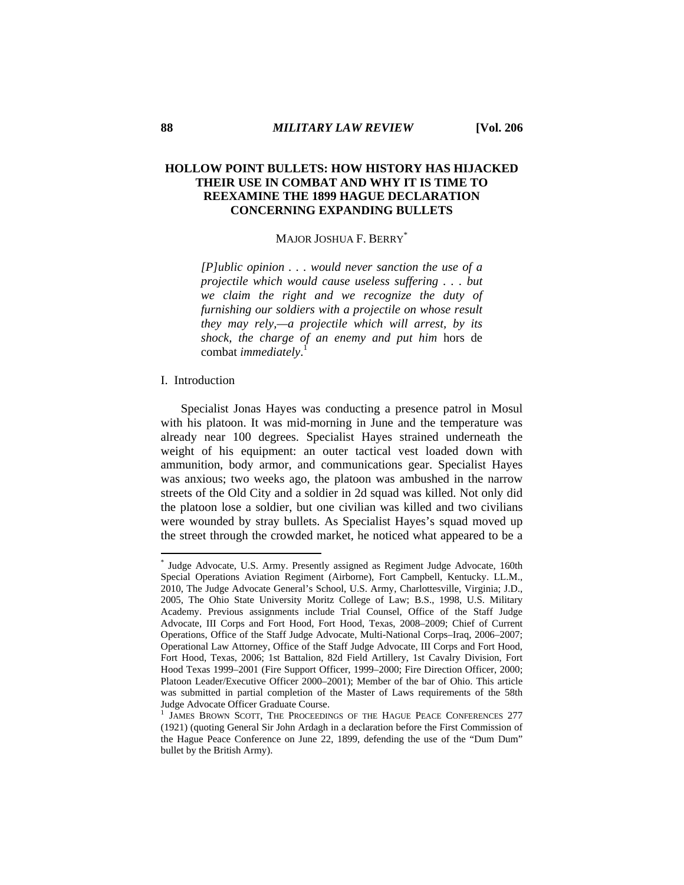# HOLLOW POINT BULLETS: HOW HISTORY HAS HIJACKED THEIR USE IN COMBAT AND WHY IT IS TIME TO REEXAMINE THE 1899 HAGUE DECLARATION CONCERNING EXPANDING BULLETS

MAJOR JOSHUA F. BERRY[*]

> *[P]ublic opinion . . . would never sanction the use of a projectile which would cause useless suffering . . . but we claim the right and we recognize the duty of furnishing our soldiers with a projectile on whose result they may rely,—a projectile which will arrest, by its shock, the charge of an enemy and put him* hors de combat *immediately*.[1]

## I. Introduction

Specialist Jonas Hayes was conducting a presence patrol in Mosul with his platoon. It was mid-morning in June and the temperature was already near 100 degrees. Specialist Hayes strained underneath the weight of his equipment: an outer tactical vest loaded down with ammunition, body armor, and communications gear. Specialist Hayes was anxious; two weeks ago, the platoon was ambushed in the narrow streets of the Old City and a soldier in 2d squad was killed. Not only did the platoon lose a soldier, but one civilian was killed and two civilians were wounded by stray bullets. As Specialist Hayes's squad moved up the street through the crowded market, he noticed what appeared to be a

---

[*] Judge Advocate, U.S. Army. Presently assigned as Regiment Judge Advocate, 160th Special Operations Aviation Regiment (Airborne), Fort Campbell, Kentucky. LL.M., 2010, The Judge Advocate General's School, U.S. Army, Charlottesville, Virginia; J.D., 2005, The Ohio State University Moritz College of Law; B.S., 1998, U.S. Military Academy. Previous assignments include Trial Counsel, Office of the Staff Judge Advocate, III Corps and Fort Hood, Fort Hood, Texas, 2008–2009; Chief of Current Operations, Office of the Staff Judge Advocate, Multi-National Corps–Iraq, 2006–2007; Operational Law Attorney, Office of the Staff Judge Advocate, III Corps and Fort Hood, Fort Hood, Texas, 2006; 1st Battalion, 82d Field Artillery, 1st Cavalry Division, Fort Hood Texas 1999–2001 (Fire Support Officer, 1999–2000; Fire Direction Officer, 2000; Platoon Leader/Executive Officer 2000–2001); Member of the bar of Ohio. This article was submitted in partial completion of the Master of Laws requirements of the 58th Judge Advocate Officer Graduate Course.

[1] JAMES BROWN SCOTT, THE PROCEEDINGS OF THE HAGUE PEACE CONFERENCES 277 (1921) (quoting General Sir John Ardagh in a declaration before the First Commission of the Hague Peace Conference on June 22, 1899, defending the use of the "Dum Dum" bullet by the British Army).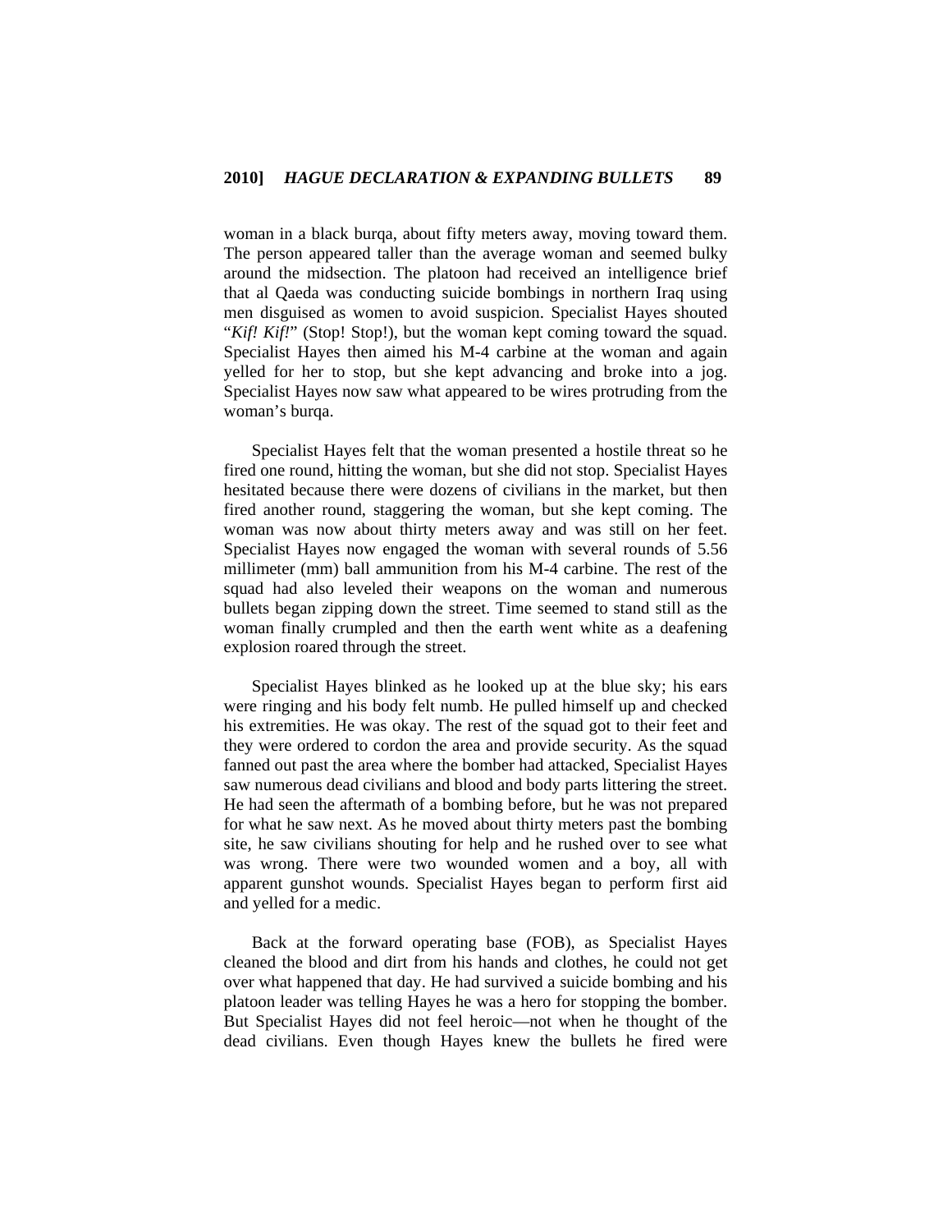woman in a black burqa, about fifty meters away, moving toward them. The person appeared taller than the average woman and seemed bulky around the midsection. The platoon had received an intelligence brief that al Qaeda was conducting suicide bombings in northern Iraq using men disguised as women to avoid suspicion. Specialist Hayes shouted "*Kif! Kif!*" (Stop! Stop!), but the woman kept coming toward the squad. Specialist Hayes then aimed his M-4 carbine at the woman and again yelled for her to stop, but she kept advancing and broke into a jog. Specialist Hayes now saw what appeared to be wires protruding from the woman's burqa.

Specialist Hayes felt that the woman presented a hostile threat so he fired one round, hitting the woman, but she did not stop. Specialist Hayes hesitated because there were dozens of civilians in the market, but then fired another round, staggering the woman, but she kept coming. The woman was now about thirty meters away and was still on her feet. Specialist Hayes now engaged the woman with several rounds of 5.56 millimeter (mm) ball ammunition from his M-4 carbine. The rest of the squad had also leveled their weapons on the woman and numerous bullets began zipping down the street. Time seemed to stand still as the woman finally crumpled and then the earth went white as a deafening explosion roared through the street.

Specialist Hayes blinked as he looked up at the blue sky; his ears were ringing and his body felt numb. He pulled himself up and checked his extremities. He was okay. The rest of the squad got to their feet and they were ordered to cordon the area and provide security. As the squad fanned out past the area where the bomber had attacked, Specialist Hayes saw numerous dead civilians and blood and body parts littering the street. He had seen the aftermath of a bombing before, but he was not prepared for what he saw next. As he moved about thirty meters past the bombing site, he saw civilians shouting for help and he rushed over to see what was wrong. There were two wounded women and a boy, all with apparent gunshot wounds. Specialist Hayes began to perform first aid and yelled for a medic.

Back at the forward operating base (FOB), as Specialist Hayes cleaned the blood and dirt from his hands and clothes, he could not get over what happened that day. He had survived a suicide bombing and his platoon leader was telling Hayes he was a hero for stopping the bomber. But Specialist Hayes did not feel heroic—not when he thought of the dead civilians. Even though Hayes knew the bullets he fired were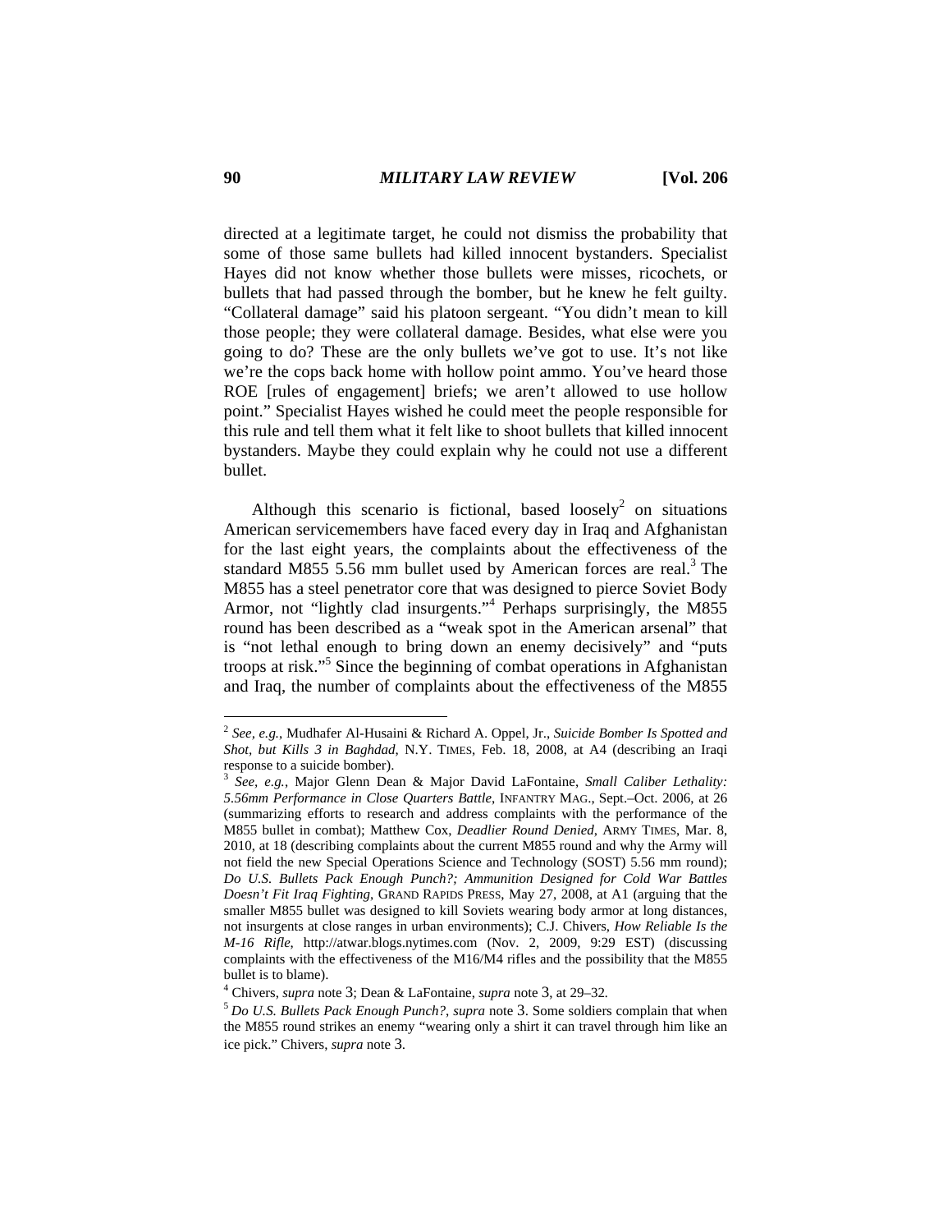directed at a legitimate target, he could not dismiss the probability that some of those same bullets had killed innocent bystanders. Specialist Hayes did not know whether those bullets were misses, ricochets, or bullets that had passed through the bomber, but he knew he felt guilty. "Collateral damage" said his platoon sergeant. "You didn't mean to kill those people; they were collateral damage. Besides, what else were you going to do? These are the only bullets we've got to use. It's not like we're the cops back home with hollow point ammo. You've heard those ROE [rules of engagement] briefs; we aren't allowed to use hollow point." Specialist Hayes wished he could meet the people responsible for this rule and tell them what it felt like to shoot bullets that killed innocent bystanders. Maybe they could explain why he could not use a different bullet.

Although this scenario is fictional, based loosely[2] on situations American servicemembers have faced every day in Iraq and Afghanistan for the last eight years, the complaints about the effectiveness of the standard M855 5.56 mm bullet used by American forces are real.[3] The M855 has a steel penetrator core that was designed to pierce Soviet Body Armor, not "lightly clad insurgents."[4] Perhaps surprisingly, the M855 round has been described as a "weak spot in the American arsenal" that is "not lethal enough to bring down an enemy decisively" and "puts troops at risk."[5] Since the beginning of combat operations in Afghanistan and Iraq, the number of complaints about the effectiveness of the M855

---

[2] *See, e.g.*, Mudhafer Al-Husaini & Richard A. Oppel, Jr., *Suicide Bomber Is Spotted and Shot, but Kills 3 in Baghdad*, N.Y. TIMES, Feb. 18, 2008, at A4 (describing an Iraqi response to a suicide bomber).

[3] *See, e.g.*, Major Glenn Dean & Major David LaFontaine, *Small Caliber Lethality: 5.56mm Performance in Close Quarters Battle*, INFANTRY MAG., Sept.–Oct. 2006, at 26 (summarizing efforts to research and address complaints with the performance of the M855 bullet in combat); Matthew Cox, *Deadlier Round Denied*, ARMY TIMES, Mar. 8, 2010, at 18 (describing complaints about the current M855 round and why the Army will not field the new Special Operations Science and Technology (SOST) 5.56 mm round); *Do U.S. Bullets Pack Enough Punch?; Ammunition Designed for Cold War Battles Doesn't Fit Iraq Fighting*, GRAND RAPIDS PRESS, May 27, 2008, at A1 (arguing that the smaller M855 bullet was designed to kill Soviets wearing body armor at long distances, not insurgents at close ranges in urban environments); C.J. Chivers, *How Reliable Is the M-16 Rifle*, http://atwar.blogs.nytimes.com (Nov. 2, 2009, 9:29 EST) (discussing complaints with the effectiveness of the M16/M4 rifles and the possibility that the M855 bullet is to blame).

[4] Chivers, *supra* note 3; Dean & LaFontaine, *supra* note 3, at 29–32.

[5] *Do U.S. Bullets Pack Enough Punch?*, *supra* note 3. Some soldiers complain that when the M855 round strikes an enemy "wearing only a shirt it can travel through him like an ice pick." Chivers, *supra* note 3.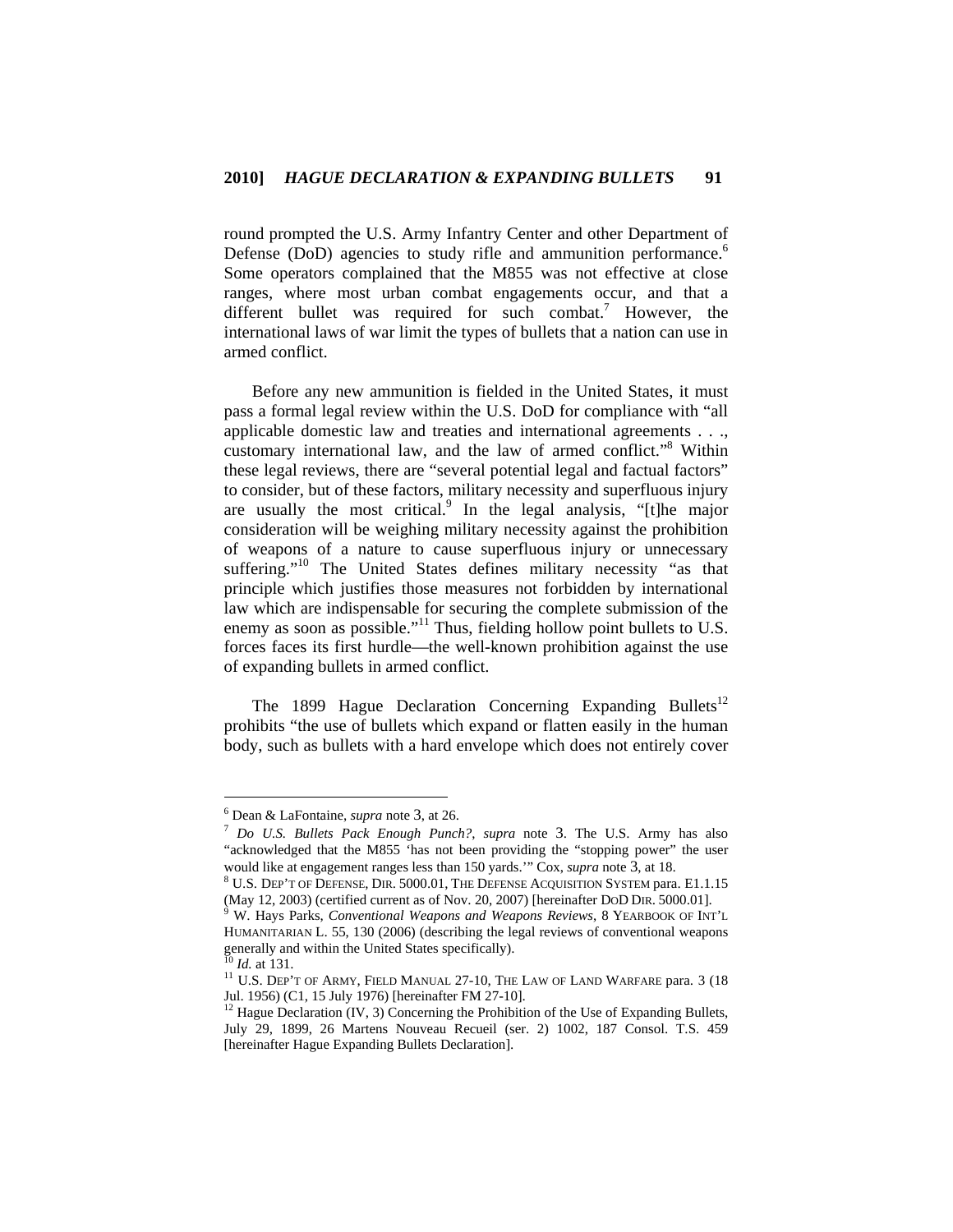round prompted the U.S. Army Infantry Center and other Department of Defense (DoD) agencies to study rifle and ammunition performance.[6] Some operators complained that the M855 was not effective at close ranges, where most urban combat engagements occur, and that a different bullet was required for such combat.[7] However, the international laws of war limit the types of bullets that a nation can use in armed conflict.

Before any new ammunition is fielded in the United States, it must pass a formal legal review within the U.S. DoD for compliance with "all applicable domestic law and treaties and international agreements . . ., customary international law, and the law of armed conflict."[8] Within these legal reviews, there are "several potential legal and factual factors" to consider, but of these factors, military necessity and superfluous injury are usually the most critical.[9] In the legal analysis, "[t]he major consideration will be weighing military necessity against the prohibition of weapons of a nature to cause superfluous injury or unnecessary suffering."[10] The United States defines military necessity "as that principle which justifies those measures not forbidden by international law which are indispensable for securing the complete submission of the enemy as soon as possible."[11] Thus, fielding hollow point bullets to U.S. forces faces its first hurdle—the well-known prohibition against the use of expanding bullets in armed conflict.

The 1899 Hague Declaration Concerning Expanding Bullets[12] prohibits "the use of bullets which expand or flatten easily in the human body, such as bullets with a hard envelope which does not entirely cover

---

[6] Dean & LaFontaine, *supra* note 3, at 26.

[7] *Do U.S. Bullets Pack Enough Punch?*, *supra* note 3. The U.S. Army has also "acknowledged that the M855 'has not been providing the "stopping power" the user would like at engagement ranges less than 150 yards.'" Cox, *supra* note 3, at 18.

[8] U.S. DEP'T OF DEFENSE, DIR. 5000.01, THE DEFENSE ACQUISITION SYSTEM para. E1.1.15 (May 12, 2003) (certified current as of Nov. 20, 2007) [hereinafter DOD DIR. 5000.01].

[9] W. Hays Parks, *Conventional Weapons and Weapons Reviews*, 8 YEARBOOK OF INT'L HUMANITARIAN L. 55, 130 (2006) (describing the legal reviews of conventional weapons generally and within the United States specifically).

[10] *Id.* at 131.

[11] U.S. DEP'T OF ARMY, FIELD MANUAL 27-10, THE LAW OF LAND WARFARE para. 3 (18 Jul. 1956) (C1, 15 July 1976) [hereinafter FM 27-10].

[12] Hague Declaration (IV, 3) Concerning the Prohibition of the Use of Expanding Bullets, July 29, 1899, 26 Martens Nouveau Recueil (ser. 2) 1002, 187 Consol. T.S. 459 [hereinafter Hague Expanding Bullets Declaration].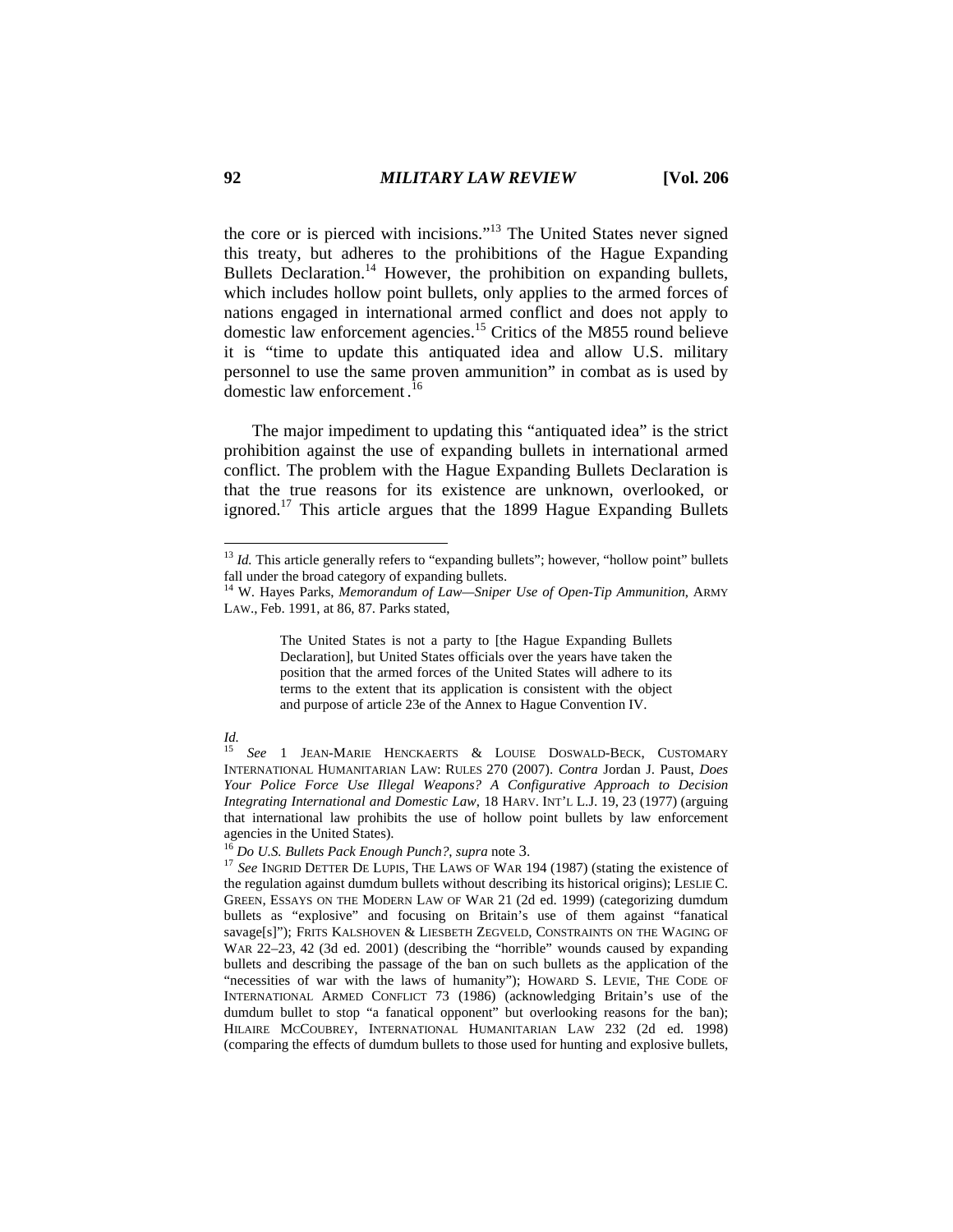the core or is pierced with incisions."[13] The United States never signed this treaty, but adheres to the prohibitions of the Hague Expanding Bullets Declaration.[14] However, the prohibition on expanding bullets, which includes hollow point bullets, only applies to the armed forces of nations engaged in international armed conflict and does not apply to domestic law enforcement agencies.[15] Critics of the M855 round believe it is "time to update this antiquated idea and allow U.S. military personnel to use the same proven ammunition" in combat as is used by domestic law enforcement.[16]

The major impediment to updating this "antiquated idea" is the strict prohibition against the use of expanding bullets in international armed conflict. The problem with the Hague Expanding Bullets Declaration is that the true reasons for its existence are unknown, overlooked, or ignored.[17] This article argues that the 1899 Hague Expanding Bullets

---

[13] *Id.* This article generally refers to "expanding bullets"; however, "hollow point" bullets fall under the broad category of expanding bullets.

[14] W. Hayes Parks, *Memorandum of Law—Sniper Use of Open-Tip Ammunition*, ARMY LAW., Feb. 1991, at 86, 87. Parks stated,

> The United States is not a party to [the Hague Expanding Bullets Declaration], but United States officials over the years have taken the position that the armed forces of the United States will adhere to its terms to the extent that its application is consistent with the object and purpose of article 23e of the Annex to Hague Convention IV.

*Id.*

[15] *See* 1 JEAN-MARIE HENCKAERTS & LOUISE DOSWALD-BECK, CUSTOMARY INTERNATIONAL HUMANITARIAN LAW: RULES 270 (2007). *Contra* Jordan J. Paust, *Does Your Police Force Use Illegal Weapons? A Configurative Approach to Decision Integrating International and Domestic Law*, 18 HARV. INT'L L.J. 19, 23 (1977) (arguing that international law prohibits the use of hollow point bullets by law enforcement agencies in the United States).

[16] *Do U.S. Bullets Pack Enough Punch?*, *supra* note 3.

[17] *See* INGRID DETTER DE LUPIS, THE LAWS OF WAR 194 (1987) (stating the existence of the regulation against dumdum bullets without describing its historical origins); LESLIE C. GREEN, ESSAYS ON THE MODERN LAW OF WAR 21 (2d ed. 1999) (categorizing dumdum bullets as "explosive" and focusing on Britain's use of them against "fanatical savage[s]"); FRITS KALSHOVEN & LIESBETH ZEGVELD, CONSTRAINTS ON THE WAGING OF WAR 22–23, 42 (3d ed. 2001) (describing the "horrible" wounds caused by expanding bullets and describing the passage of the ban on such bullets as the application of the "necessities of war with the laws of humanity"); HOWARD S. LEVIE, THE CODE OF INTERNATIONAL ARMED CONFLICT 73 (1986) (acknowledging Britain's use of the dumdum bullet to stop "a fanatical opponent" but overlooking reasons for the ban); HILAIRE MCCOUBREY, INTERNATIONAL HUMANITARIAN LAW 232 (2d ed. 1998) (comparing the effects of dumdum bullets to those used for hunting and explosive bullets,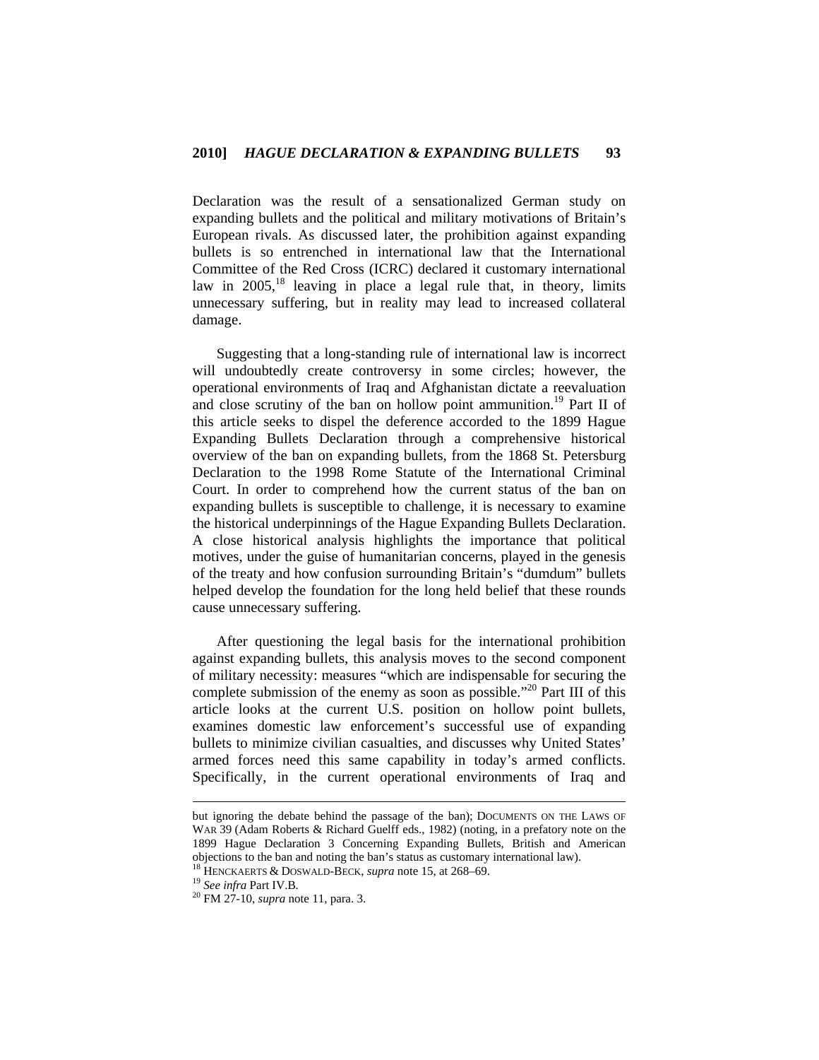Declaration was the result of a sensationalized German study on expanding bullets and the political and military motivations of Britain's European rivals. As discussed later, the prohibition against expanding bullets is so entrenched in international law that the International Committee of the Red Cross (ICRC) declared it customary international law in 2005,[18] leaving in place a legal rule that, in theory, limits unnecessary suffering, but in reality may lead to increased collateral damage.

Suggesting that a long-standing rule of international law is incorrect will undoubtedly create controversy in some circles; however, the operational environments of Iraq and Afghanistan dictate a reevaluation and close scrutiny of the ban on hollow point ammunition.[19] Part II of this article seeks to dispel the deference accorded to the 1899 Hague Expanding Bullets Declaration through a comprehensive historical overview of the ban on expanding bullets, from the 1868 St. Petersburg Declaration to the 1998 Rome Statute of the International Criminal Court. In order to comprehend how the current status of the ban on expanding bullets is susceptible to challenge, it is necessary to examine the historical underpinnings of the Hague Expanding Bullets Declaration. A close historical analysis highlights the importance that political motives, under the guise of humanitarian concerns, played in the genesis of the treaty and how confusion surrounding Britain's "dumdum" bullets helped develop the foundation for the long held belief that these rounds cause unnecessary suffering.

After questioning the legal basis for the international prohibition against expanding bullets, this analysis moves to the second component of military necessity: measures "which are indispensable for securing the complete submission of the enemy as soon as possible."[20] Part III of this article looks at the current U.S. position on hollow point bullets, examines domestic law enforcement's successful use of expanding bullets to minimize civilian casualties, and discusses why United States' armed forces need this same capability in today's armed conflicts. Specifically, in the current operational environments of Iraq and

---

but ignoring the debate behind the passage of the ban); DOCUMENTS ON THE LAWS OF WAR 39 (Adam Roberts & Richard Guelff eds., 1982) (noting, in a prefatory note on the 1899 Hague Declaration 3 Concerning Expanding Bullets, British and American objections to the ban and noting the ban's status as customary international law).

[18] HENCKAERTS & DOSWALD-BECK, *supra* note 15, at 268–69.

[19] *See infra* Part IV.B.

[20] FM 27-10, *supra* note 11, para. 3.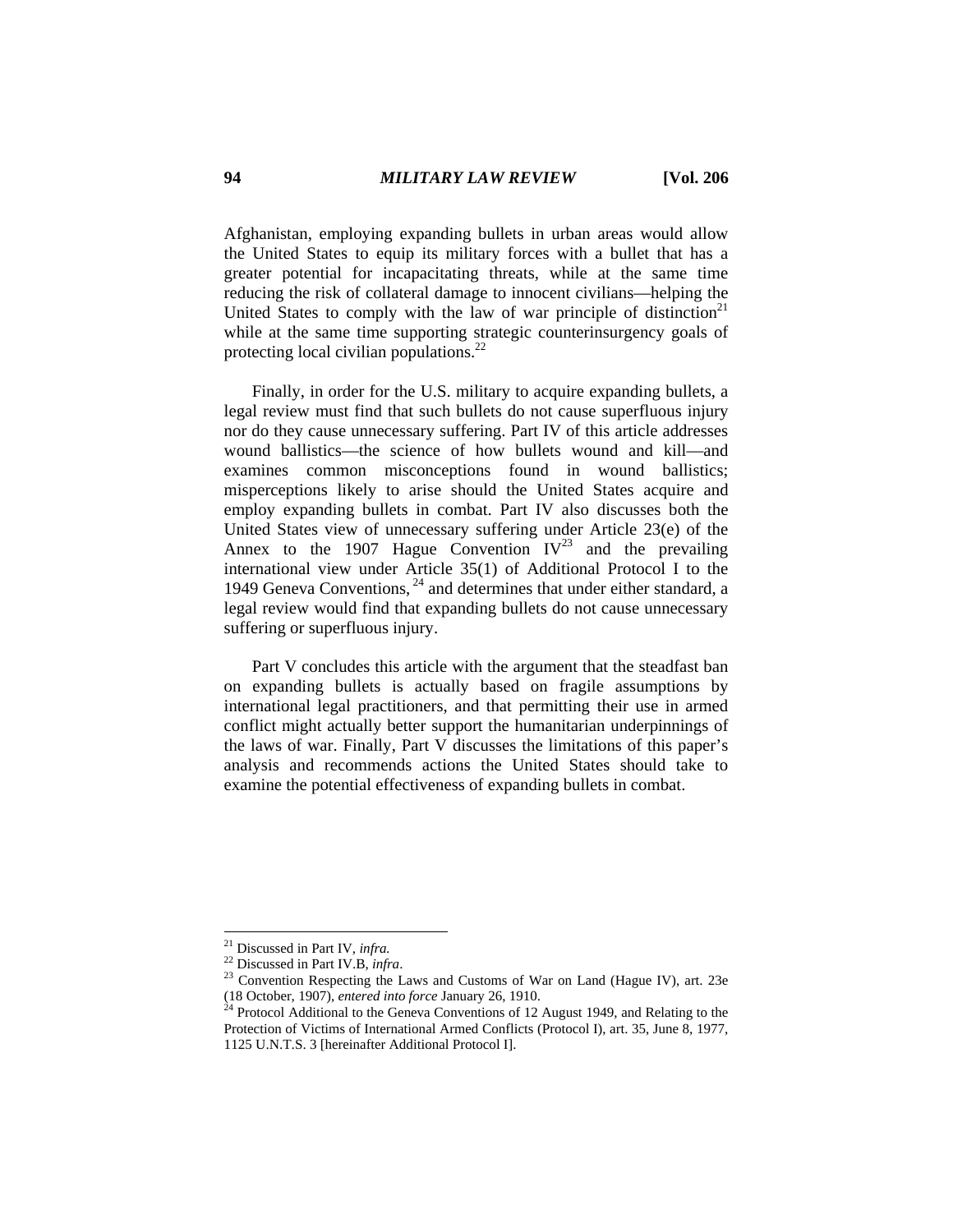Afghanistan, employing expanding bullets in urban areas would allow the United States to equip its military forces with a bullet that has a greater potential for incapacitating threats, while at the same time reducing the risk of collateral damage to innocent civilians—helping the United States to comply with the law of war principle of distinction[21] while at the same time supporting strategic counterinsurgency goals of protecting local civilian populations.[22]

Finally, in order for the U.S. military to acquire expanding bullets, a legal review must find that such bullets do not cause superfluous injury nor do they cause unnecessary suffering. Part IV of this article addresses wound ballistics—the science of how bullets wound and kill—and examines common misconceptions found in wound ballistics; misperceptions likely to arise should the United States acquire and employ expanding bullets in combat. Part IV also discusses both the United States view of unnecessary suffering under Article 23(e) of the Annex to the 1907 Hague Convention IV[23] and the prevailing international view under Article 35(1) of Additional Protocol I to the 1949 Geneva Conventions,[24] and determines that under either standard, a legal review would find that expanding bullets do not cause unnecessary suffering or superfluous injury.

Part V concludes this article with the argument that the steadfast ban on expanding bullets is actually based on fragile assumptions by international legal practitioners, and that permitting their use in armed conflict might actually better support the humanitarian underpinnings of the laws of war. Finally, Part V discusses the limitations of this paper's analysis and recommends actions the United States should take to examine the potential effectiveness of expanding bullets in combat.

---

[21] Discussed in Part IV, *infra.*

[22] Discussed in Part IV.B, *infra*.

[23] Convention Respecting the Laws and Customs of War on Land (Hague IV), art. 23e (18 October, 1907), *entered into force* January 26, 1910.

[24] Protocol Additional to the Geneva Conventions of 12 August 1949, and Relating to the Protection of Victims of International Armed Conflicts (Protocol I), art. 35, June 8, 1977, 1125 U.N.T.S. 3 [hereinafter Additional Protocol I].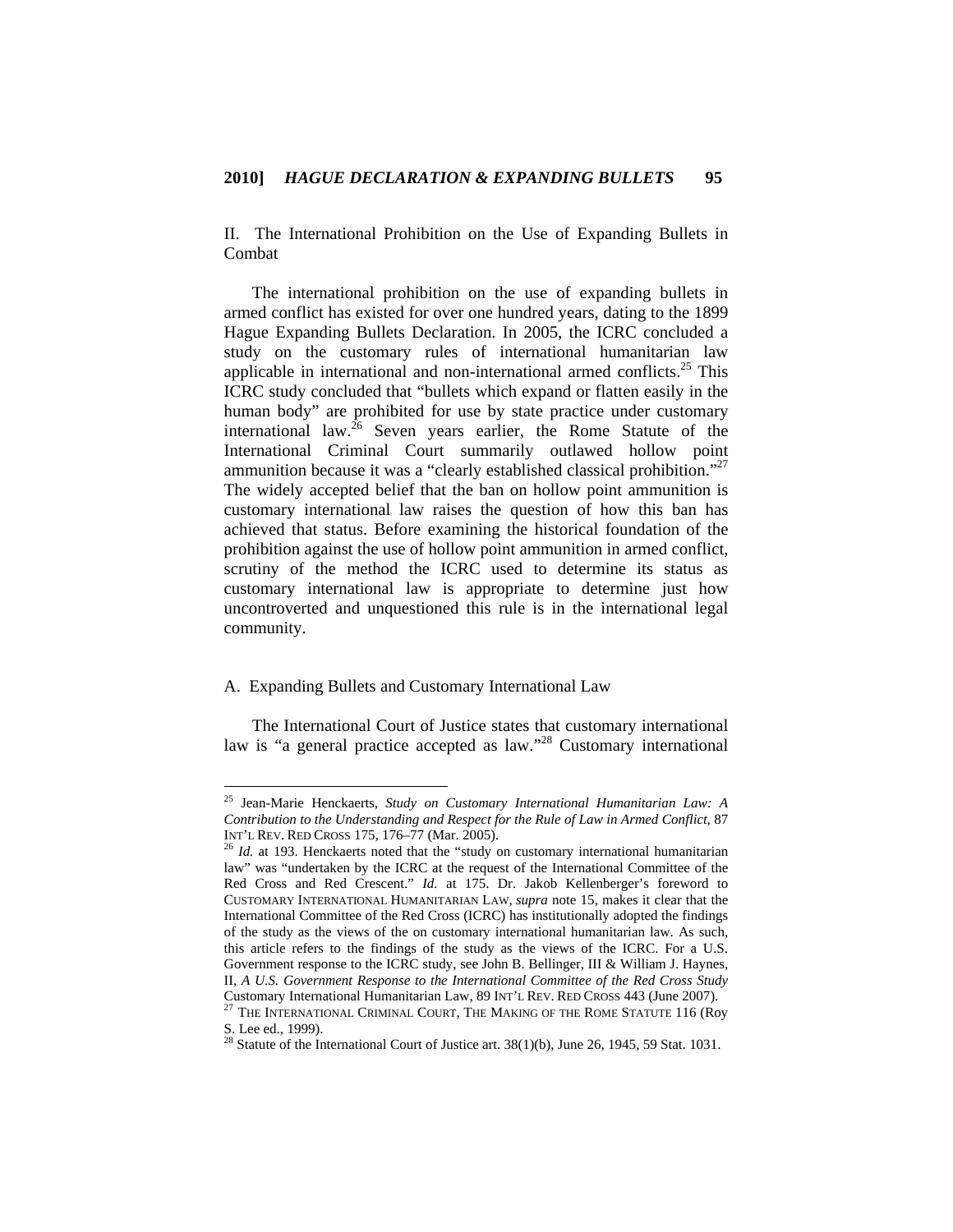## II. The International Prohibition on the Use of Expanding Bullets in Combat

The international prohibition on the use of expanding bullets in armed conflict has existed for over one hundred years, dating to the 1899 Hague Expanding Bullets Declaration. In 2005, the ICRC concluded a study on the customary rules of international humanitarian law applicable in international and non-international armed conflicts.[25] This ICRC study concluded that "bullets which expand or flatten easily in the human body" are prohibited for use by state practice under customary international law.[26] Seven years earlier, the Rome Statute of the International Criminal Court summarily outlawed hollow point ammunition because it was a "clearly established classical prohibition."[27] The widely accepted belief that the ban on hollow point ammunition is customary international law raises the question of how this ban has achieved that status. Before examining the historical foundation of the prohibition against the use of hollow point ammunition in armed conflict, scrutiny of the method the ICRC used to determine its status as customary international law is appropriate to determine just how uncontroverted and unquestioned this rule is in the international legal community.

### A. Expanding Bullets and Customary International Law

The International Court of Justice states that customary international law is "a general practice accepted as law."[28] Customary international

---

[25] Jean-Marie Henckaerts, *Study on Customary International Humanitarian Law: A Contribution to the Understanding and Respect for the Rule of Law in Armed Conflict*, 87 INT'L REV. RED CROSS 175, 176–77 (Mar. 2005).

[26] *Id.* at 193. Henckaerts noted that the "study on customary international humanitarian law" was "undertaken by the ICRC at the request of the International Committee of the Red Cross and Red Crescent." *Id.* at 175. Dr. Jakob Kellenberger's foreword to CUSTOMARY INTERNATIONAL HUMANITARIAN LAW, *supra* note 15, makes it clear that the International Committee of the Red Cross (ICRC) has institutionally adopted the findings of the study as the views of the on customary international humanitarian law. As such, this article refers to the findings of the study as the views of the ICRC. For a U.S. Government response to the ICRC study, see John B. Bellinger, III & William J. Haynes, II, *A U.S. Government Response to the International Committee of the Red Cross Study* Customary International Humanitarian Law, 89 INT'L REV. RED CROSS 443 (June 2007).

[27] THE INTERNATIONAL CRIMINAL COURT, THE MAKING OF THE ROME STATUTE 116 (Roy S. Lee ed., 1999).

[28] Statute of the International Court of Justice art. 38(1)(b), June 26, 1945, 59 Stat. 1031.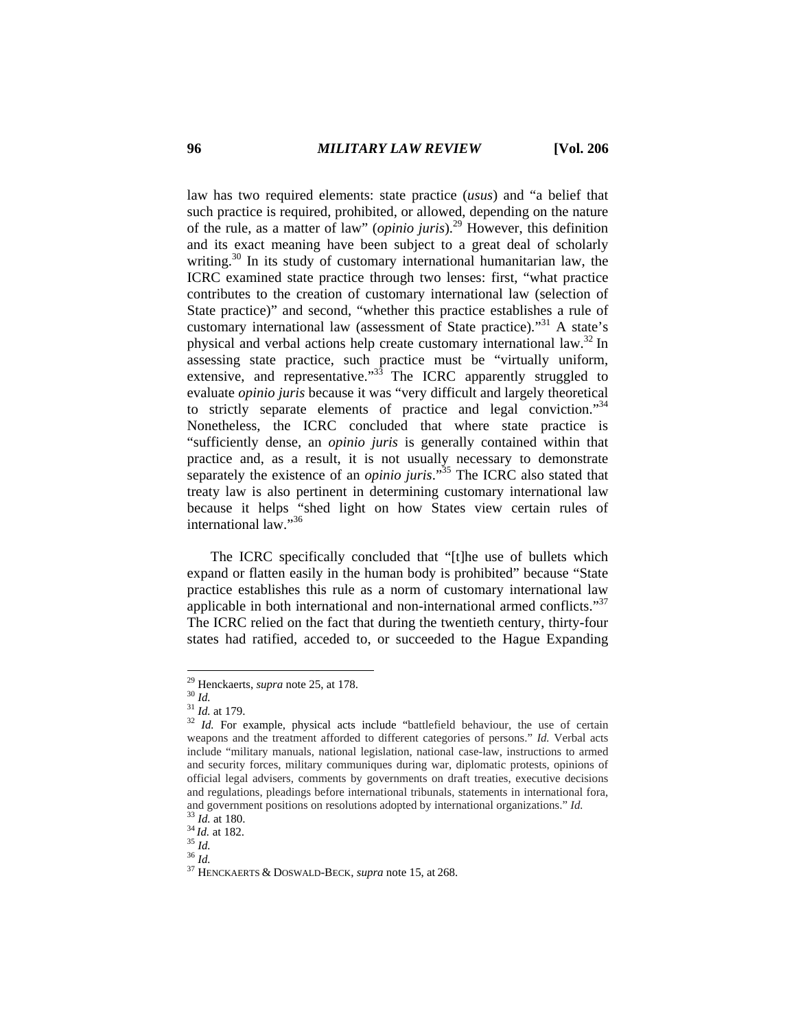law has two required elements: state practice (*usus*) and "a belief that such practice is required, prohibited, or allowed, depending on the nature of the rule, as a matter of law" (*opinio juris*).[29] However, this definition and its exact meaning have been subject to a great deal of scholarly writing.[30] In its study of customary international humanitarian law, the ICRC examined state practice through two lenses: first, "what practice contributes to the creation of customary international law (selection of State practice)" and second, "whether this practice establishes a rule of customary international law (assessment of State practice)."[31] A state's physical and verbal actions help create customary international law.[32] In assessing state practice, such practice must be "virtually uniform, extensive, and representative."[33] The ICRC apparently struggled to evaluate *opinio juris* because it was "very difficult and largely theoretical to strictly separate elements of practice and legal conviction."[34] Nonetheless, the ICRC concluded that where state practice is "sufficiently dense, an *opinio juris* is generally contained within that practice and, as a result, it is not usually necessary to demonstrate separately the existence of an *opinio juris*."[35] The ICRC also stated that treaty law is also pertinent in determining customary international law because it helps "shed light on how States view certain rules of international law."[36]

The ICRC specifically concluded that "[t]he use of bullets which expand or flatten easily in the human body is prohibited" because "State practice establishes this rule as a norm of customary international law applicable in both international and non-international armed conflicts."[37] The ICRC relied on the fact that during the twentieth century, thirty-four states had ratified, acceded to, or succeeded to the Hague Expanding

---

[29] Henckaerts, *supra* note 25, at 178.
[30] *Id.*
[31] *Id.* at 179.
[32] *Id.* For example, physical acts include "battlefield behaviour, the use of certain weapons and the treatment afforded to different categories of persons." *Id.* Verbal acts include "military manuals, national legislation, national case-law, instructions to armed and security forces, military communiques during war, diplomatic protests, opinions of official legal advisers, comments by governments on draft treaties, executive decisions and regulations, pleadings before international tribunals, statements in international fora, and government positions on resolutions adopted by international organizations." *Id.*
[33] *Id.* at 180.
[34] *Id.* at 182.
[35] *Id.*
[36] *Id.*
[37] HENCKAERTS & DOSWALD-BECK, *supra* note 15, at 268.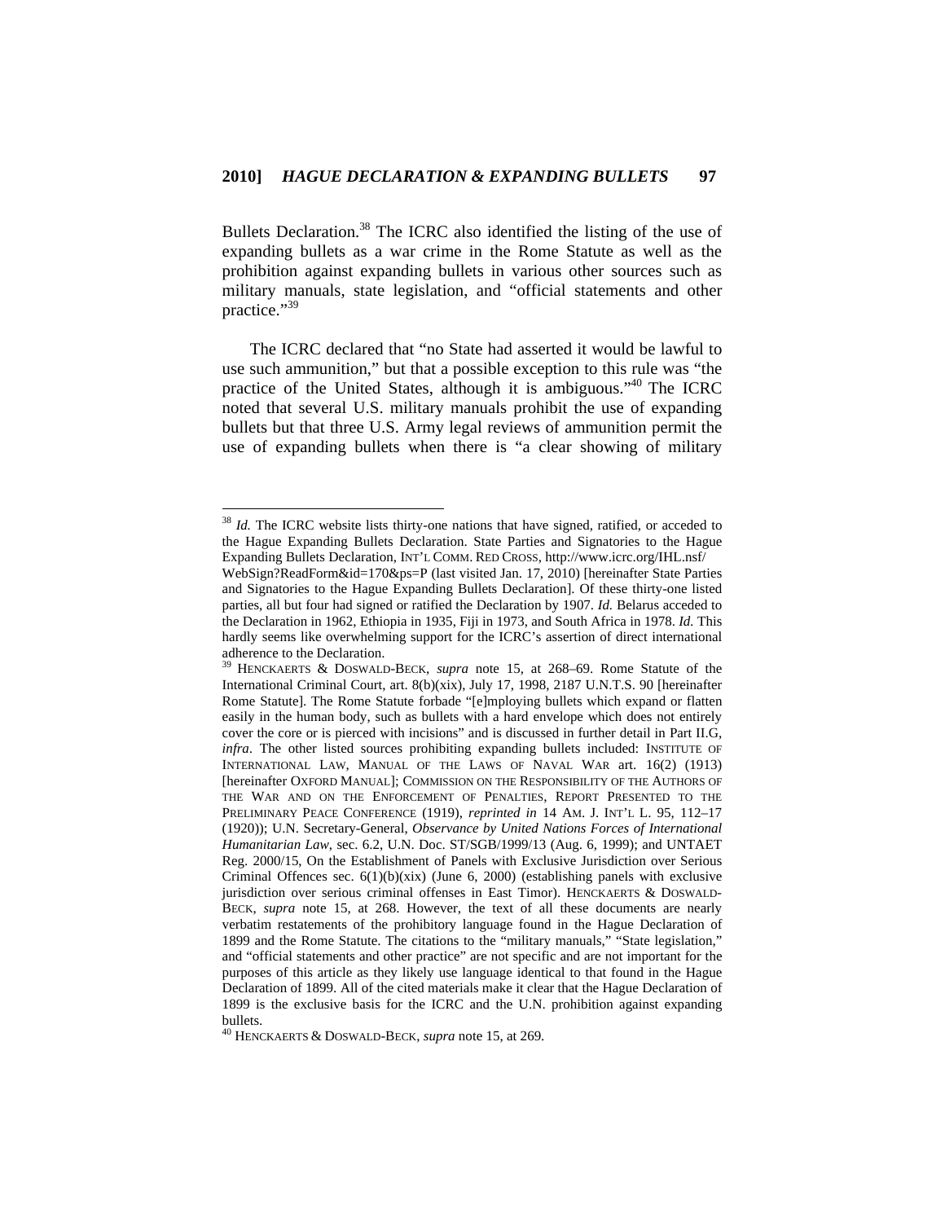Bullets Declaration.[38] The ICRC also identified the listing of the use of expanding bullets as a war crime in the Rome Statute as well as the prohibition against expanding bullets in various other sources such as military manuals, state legislation, and "official statements and other practice."[39]

The ICRC declared that "no State had asserted it would be lawful to use such ammunition," but that a possible exception to this rule was "the practice of the United States, although it is ambiguous."[40] The ICRC noted that several U.S. military manuals prohibit the use of expanding bullets but that three U.S. Army legal reviews of ammunition permit the use of expanding bullets when there is "a clear showing of military

---

[38] *Id.* The ICRC website lists thirty-one nations that have signed, ratified, or acceded to the Hague Expanding Bullets Declaration. State Parties and Signatories to the Hague Expanding Bullets Declaration, INT'L COMM. RED CROSS, http://www.icrc.org/IHL.nsf/WebSign?ReadForm&id=170&ps=P (last visited Jan. 17, 2010) [hereinafter State Parties and Signatories to the Hague Expanding Bullets Declaration]. Of these thirty-one listed parties, all but four had signed or ratified the Declaration by 1907. *Id.* Belarus acceded to the Declaration in 1962, Ethiopia in 1935, Fiji in 1973, and South Africa in 1978. *Id*. This hardly seems like overwhelming support for the ICRC's assertion of direct international adherence to the Declaration.

[39] HENCKAERTS & DOSWALD-BECK, *supra* note 15, at 268–69. Rome Statute of the International Criminal Court, art. 8(b)(xix), July 17, 1998, 2187 U.N.T.S. 90 [hereinafter Rome Statute]. The Rome Statute forbade "[e]mploying bullets which expand or flatten easily in the human body, such as bullets with a hard envelope which does not entirely cover the core or is pierced with incisions" and is discussed in further detail in Part II.G, *infra*. The other listed sources prohibiting expanding bullets included: INSTITUTE OF INTERNATIONAL LAW, MANUAL OF THE LAWS OF NAVAL WAR art. 16(2) (1913) [hereinafter OXFORD MANUAL]; COMMISSION ON THE RESPONSIBILITY OF THE AUTHORS OF THE WAR AND ON THE ENFORCEMENT OF PENALTIES, REPORT PRESENTED TO THE PRELIMINARY PEACE CONFERENCE (1919), *reprinted in* 14 AM. J. INT'L L. 95, 112–17 (1920)); U.N. Secretary-General, *Observance by United Nations Forces of International Humanitarian Law*, sec. 6.2, U.N. Doc. ST/SGB/1999/13 (Aug. 6, 1999); and UNTAET Reg. 2000/15, On the Establishment of Panels with Exclusive Jurisdiction over Serious Criminal Offences sec. 6(1)(b)(xix) (June 6, 2000) (establishing panels with exclusive jurisdiction over serious criminal offenses in East Timor). HENCKAERTS & DOSWALD-BECK, *supra* note 15, at 268. However, the text of all these documents are nearly verbatim restatements of the prohibitory language found in the Hague Declaration of 1899 and the Rome Statute. The citations to the "military manuals," "State legislation," and "official statements and other practice" are not specific and are not important for the purposes of this article as they likely use language identical to that found in the Hague Declaration of 1899. All of the cited materials make it clear that the Hague Declaration of 1899 is the exclusive basis for the ICRC and the U.N. prohibition against expanding bullets.

[40] HENCKAERTS & DOSWALD-BECK, *supra* note 15, at 269.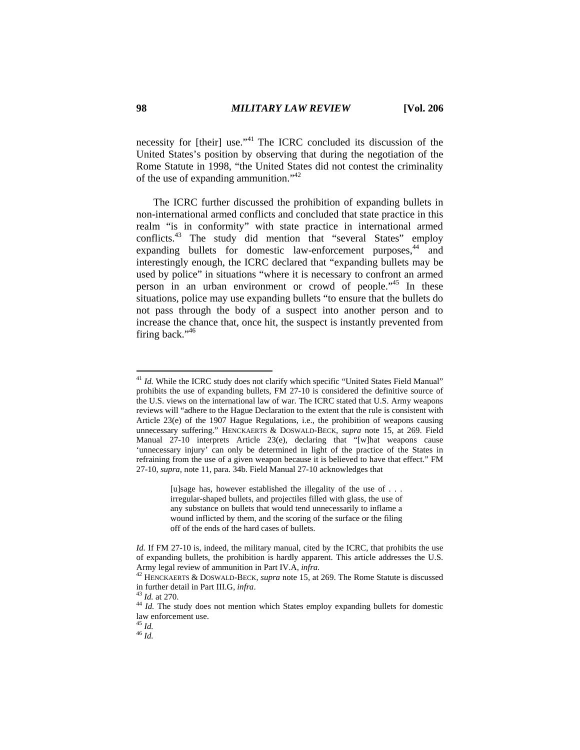necessity for [their] use."[41] The ICRC concluded its discussion of the United States's position by observing that during the negotiation of the Rome Statute in 1998, "the United States did not contest the criminality of the use of expanding ammunition."[42]

The ICRC further discussed the prohibition of expanding bullets in non-international armed conflicts and concluded that state practice in this realm "is in conformity" with state practice in international armed conflicts.[43] The study did mention that "several States" employ expanding bullets for domestic law-enforcement purposes,[44] and interestingly enough, the ICRC declared that "expanding bullets may be used by police" in situations "where it is necessary to confront an armed person in an urban environment or crowd of people."[45] In these situations, police may use expanding bullets "to ensure that the bullets do not pass through the body of a suspect into another person and to increase the chance that, once hit, the suspect is instantly prevented from firing back."[46]

---

[41] *Id.* While the ICRC study does not clarify which specific "United States Field Manual" prohibits the use of expanding bullets, FM 27-10 is considered the definitive source of the U.S. views on the international law of war. The ICRC stated that U.S. Army weapons reviews will "adhere to the Hague Declaration to the extent that the rule is consistent with Article 23(e) of the 1907 Hague Regulations, i.e., the prohibition of weapons causing unnecessary suffering." HENCKAERTS & DOSWALD-BECK, *supra* note 15, at 269. Field Manual 27-10 interprets Article 23(e), declaring that "[w]hat weapons cause 'unnecessary injury' can only be determined in light of the practice of the States in refraining from the use of a given weapon because it is believed to have that effect." FM 27-10, *supra*, note 11, para. 34b. Field Manual 27-10 acknowledges that

> [u]sage has, however established the illegality of the use of . . . irregular-shaped bullets, and projectiles filled with glass, the use of any substance on bullets that would tend unnecessarily to inflame a wound inflicted by them, and the scoring of the surface or the filing off of the ends of the hard cases of bullets.

*Id.* If FM 27-10 is, indeed, the military manual, cited by the ICRC, that prohibits the use of expanding bullets, the prohibition is hardly apparent. This article addresses the U.S. Army legal review of ammunition in Part IV.A, *infra.*

[42] HENCKAERTS & DOSWALD-BECK, *supra* note 15, at 269. The Rome Statute is discussed in further detail in Part III.G, *infra*.

[43] *Id.* at 270.

[44] *Id.* The study does not mention which States employ expanding bullets for domestic law enforcement use.

[45] *Id.*

[46] *Id.*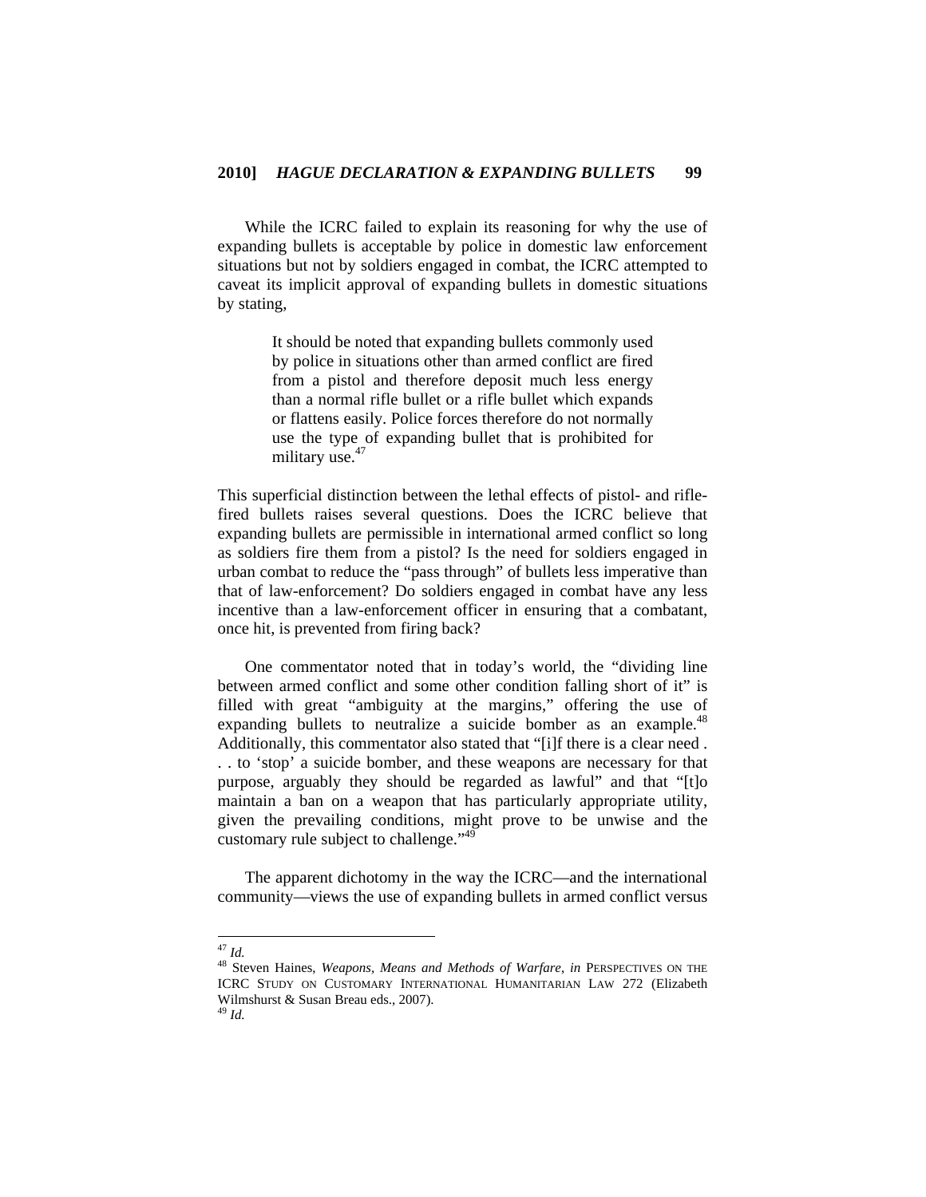While the ICRC failed to explain its reasoning for why the use of expanding bullets is acceptable by police in domestic law enforcement situations but not by soldiers engaged in combat, the ICRC attempted to caveat its implicit approval of expanding bullets in domestic situations by stating,

> It should be noted that expanding bullets commonly used by police in situations other than armed conflict are fired from a pistol and therefore deposit much less energy than a normal rifle bullet or a rifle bullet which expands or flattens easily. Police forces therefore do not normally use the type of expanding bullet that is prohibited for military use.[47]

This superficial distinction between the lethal effects of pistol- and rifle-fired bullets raises several questions. Does the ICRC believe that expanding bullets are permissible in international armed conflict so long as soldiers fire them from a pistol? Is the need for soldiers engaged in urban combat to reduce the "pass through" of bullets less imperative than that of law-enforcement? Do soldiers engaged in combat have any less incentive than a law-enforcement officer in ensuring that a combatant, once hit, is prevented from firing back?

One commentator noted that in today's world, the "dividing line between armed conflict and some other condition falling short of it" is filled with great "ambiguity at the margins," offering the use of expanding bullets to neutralize a suicide bomber as an example.[48] Additionally, this commentator also stated that "[i]f there is a clear need . . . to 'stop' a suicide bomber, and these weapons are necessary for that purpose, arguably they should be regarded as lawful" and that "[t]o maintain a ban on a weapon that has particularly appropriate utility, given the prevailing conditions, might prove to be unwise and the customary rule subject to challenge."[49]

The apparent dichotomy in the way the ICRC—and the international community—views the use of expanding bullets in armed conflict versus

---

[47] *Id.*

[48] Steven Haines, *Weapons, Means and Methods of Warfare*, *in* PERSPECTIVES ON THE ICRC STUDY ON CUSTOMARY INTERNATIONAL HUMANITARIAN LAW 272 (Elizabeth Wilmshurst & Susan Breau eds., 2007).

[49] *Id.*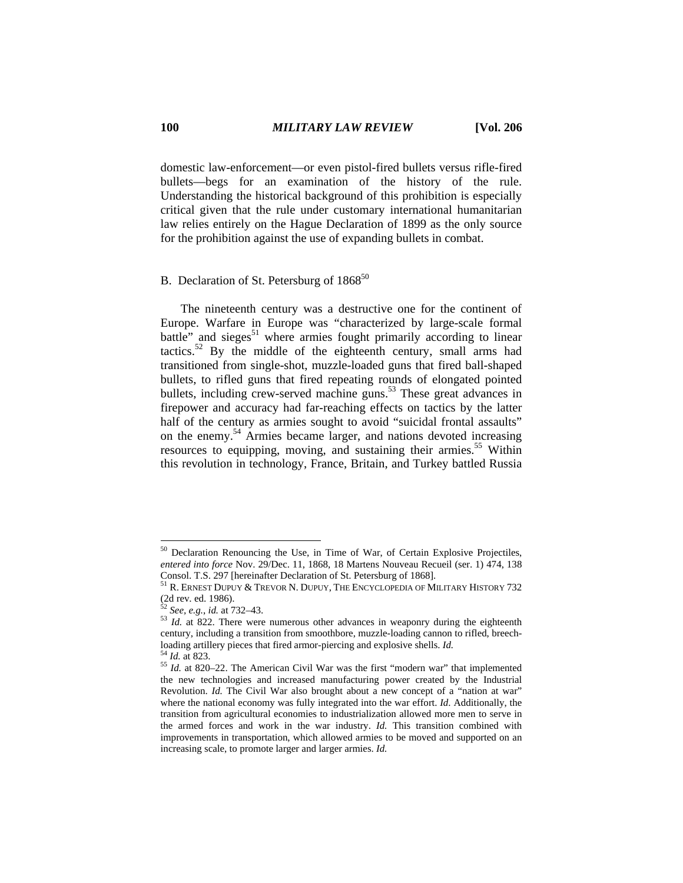domestic law-enforcement—or even pistol-fired bullets versus rifle-fired bullets—begs for an examination of the history of the rule. Understanding the historical background of this prohibition is especially critical given that the rule under customary international humanitarian law relies entirely on the Hague Declaration of 1899 as the only source for the prohibition against the use of expanding bullets in combat.

### B. Declaration of St. Petersburg of 1868[50]

The nineteenth century was a destructive one for the continent of Europe. Warfare in Europe was "characterized by large-scale formal battle" and sieges[51] where armies fought primarily according to linear tactics.[52] By the middle of the eighteenth century, small arms had transitioned from single-shot, muzzle-loaded guns that fired ball-shaped bullets, to rifled guns that fired repeating rounds of elongated pointed bullets, including crew-served machine guns.[53] These great advances in firepower and accuracy had far-reaching effects on tactics by the latter half of the century as armies sought to avoid "suicidal frontal assaults" on the enemy.[54] Armies became larger, and nations devoted increasing resources to equipping, moving, and sustaining their armies.[55] Within this revolution in technology, France, Britain, and Turkey battled Russia

---

[50] Declaration Renouncing the Use, in Time of War, of Certain Explosive Projectiles, *entered into force* Nov. 29/Dec. 11, 1868, 18 Martens Nouveau Recueil (ser. 1) 474, 138 Consol. T.S. 297 [hereinafter Declaration of St. Petersburg of 1868].

[51] R. ERNEST DUPUY & TREVOR N. DUPUY, THE ENCYCLOPEDIA OF MILITARY HISTORY 732 (2d rev. ed. 1986).

[52] *See, e.g.*, *id.* at 732–43.

[53] *Id.* at 822. There were numerous other advances in weaponry during the eighteenth century, including a transition from smoothbore, muzzle-loading cannon to rifled, breech-loading artillery pieces that fired armor-piercing and explosive shells. *Id.*

[54] *Id.* at 823.

[55] *Id.* at 820–22. The American Civil War was the first "modern war" that implemented the new technologies and increased manufacturing power created by the Industrial Revolution. *Id.* The Civil War also brought about a new concept of a "nation at war" where the national economy was fully integrated into the war effort. *Id*. Additionally, the transition from agricultural economies to industrialization allowed more men to serve in the armed forces and work in the war industry. *Id.* This transition combined with improvements in transportation, which allowed armies to be moved and supported on an increasing scale, to promote larger and larger armies. *Id.*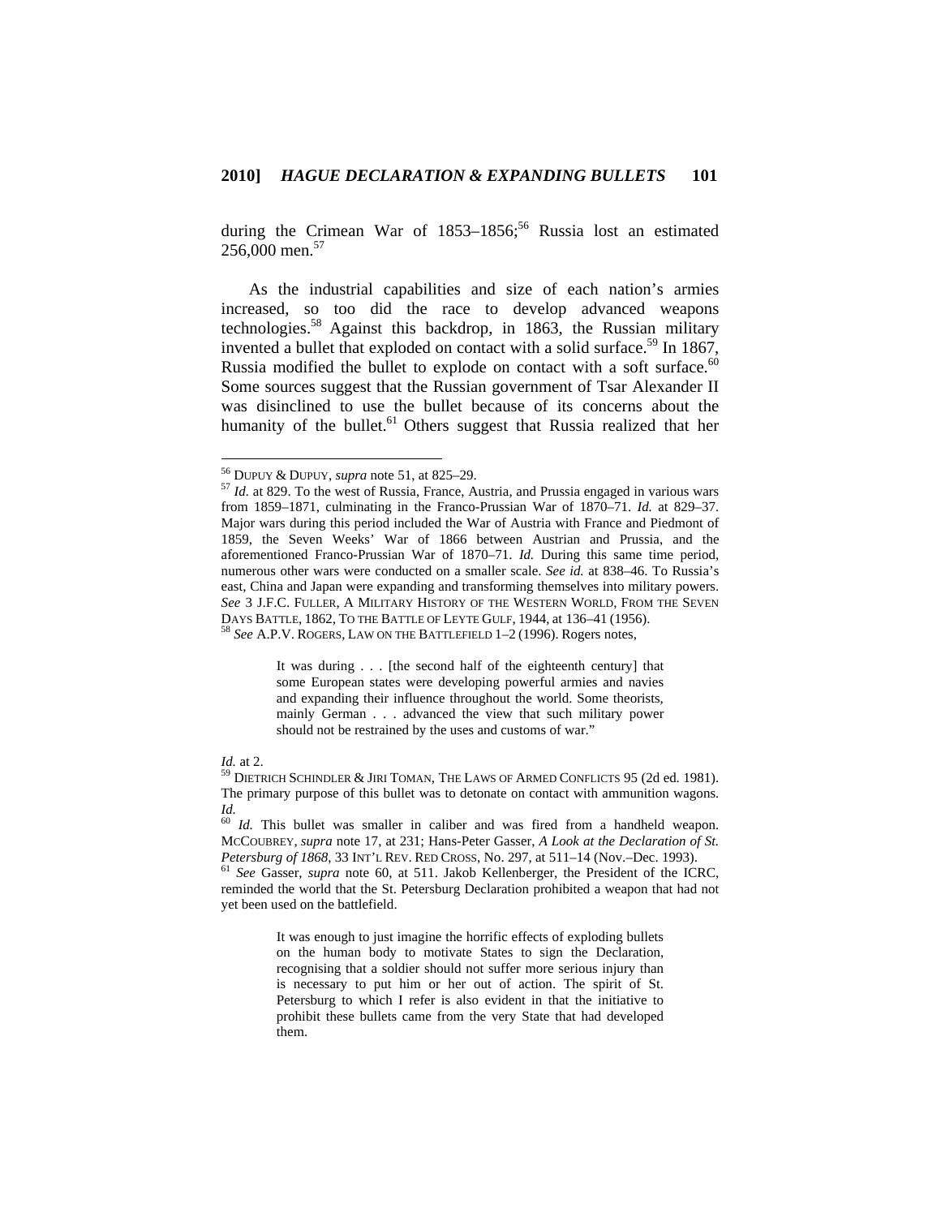during the Crimean War of 1853–1856;[56] Russia lost an estimated 256,000 men.[57]

As the industrial capabilities and size of each nation's armies increased, so too did the race to develop advanced weapons technologies.[58] Against this backdrop, in 1863, the Russian military invented a bullet that exploded on contact with a solid surface.[59] In 1867, Russia modified the bullet to explode on contact with a soft surface.[60] Some sources suggest that the Russian government of Tsar Alexander II was disinclined to use the bullet because of its concerns about the humanity of the bullet.[61] Others suggest that Russia realized that her

---

[56] DUPUY & DUPUY, *supra* note 51, at 825–29.

[57] *Id.* at 829. To the west of Russia, France, Austria, and Prussia engaged in various wars from 1859–1871, culminating in the Franco-Prussian War of 1870–71. *Id.* at 829–37. Major wars during this period included the War of Austria with France and Piedmont of 1859, the Seven Weeks' War of 1866 between Austrian and Prussia, and the aforementioned Franco-Prussian War of 1870–71. *Id.* During this same time period, numerous other wars were conducted on a smaller scale. *See id.* at 838–46. To Russia's east, China and Japan were expanding and transforming themselves into military powers. *See* 3 J.F.C. FULLER, A MILITARY HISTORY OF THE WESTERN WORLD, FROM THE SEVEN DAYS BATTLE, 1862, TO THE BATTLE OF LEYTE GULF, 1944, at 136–41 (1956).

[58] *See* A.P.V. ROGERS, LAW ON THE BATTLEFIELD 1–2 (1996). Rogers notes,

> It was during . . . [the second half of the eighteenth century] that some European states were developing powerful armies and navies and expanding their influence throughout the world. Some theorists, mainly German . . . advanced the view that such military power should not be restrained by the uses and customs of war."

*Id.* at 2.

[59] DIETRICH SCHINDLER & JIRI TOMAN, THE LAWS OF ARMED CONFLICTS 95 (2d ed. 1981). The primary purpose of this bullet was to detonate on contact with ammunition wagons. *Id.*

[60] *Id.* This bullet was smaller in caliber and was fired from a handheld weapon. MCCOUBREY, *supra* note 17, at 231; Hans-Peter Gasser, *A Look at the Declaration of St. Petersburg of 1868*, 33 INT'L REV. RED CROSS, No. 297, at 511–14 (Nov.–Dec. 1993).

[61] *See* Gasser, *supra* note 60, at 511. Jakob Kellenberger, the President of the ICRC, reminded the world that the St. Petersburg Declaration prohibited a weapon that had not yet been used on the battlefield.

> It was enough to just imagine the horrific effects of exploding bullets on the human body to motivate States to sign the Declaration, recognising that a soldier should not suffer more serious injury than is necessary to put him or her out of action. The spirit of St. Petersburg to which I refer is also evident in that the initiative to prohibit these bullets came from the very State that had developed them.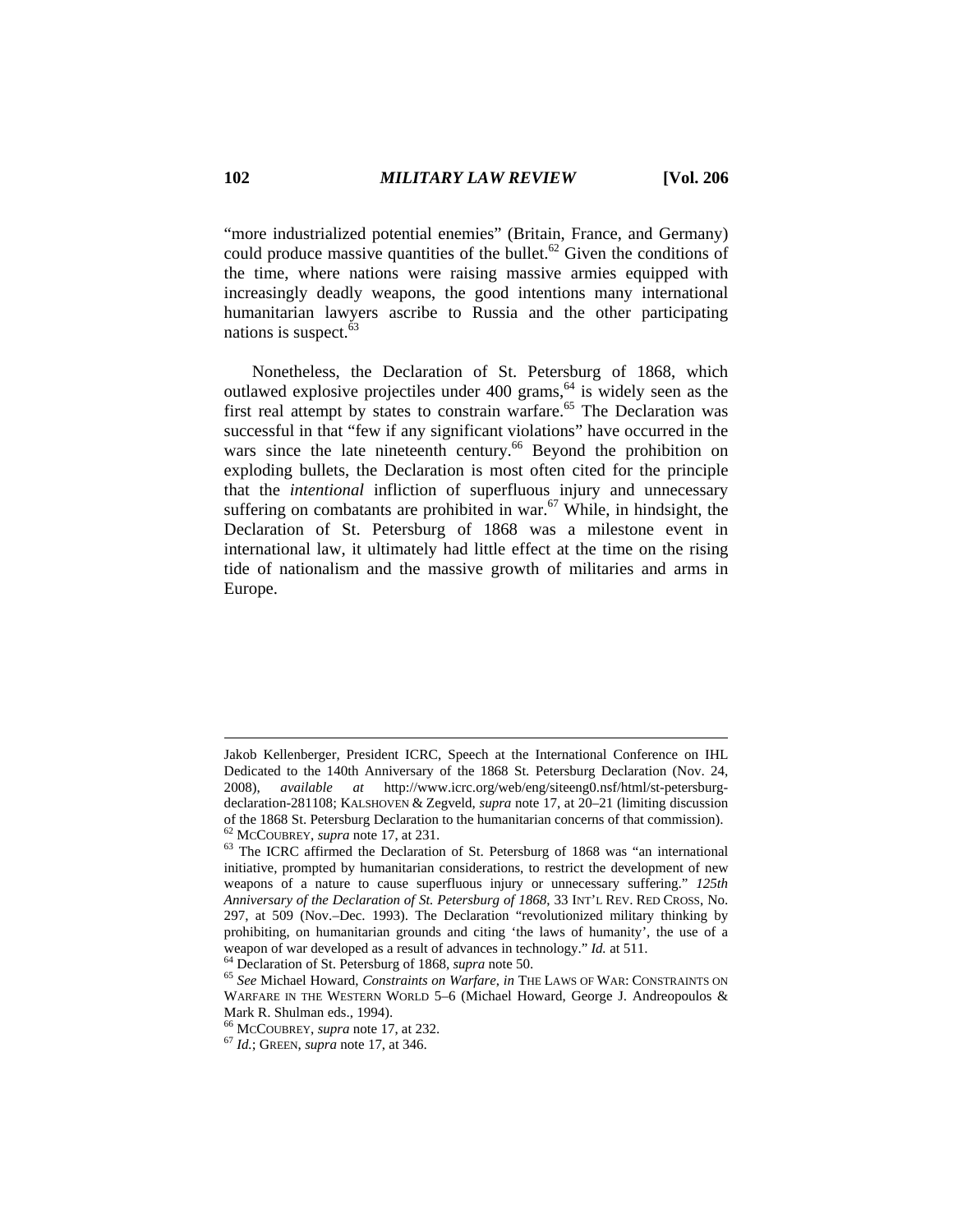"more industrialized potential enemies" (Britain, France, and Germany) could produce massive quantities of the bullet.[62] Given the conditions of the time, where nations were raising massive armies equipped with increasingly deadly weapons, the good intentions many international humanitarian lawyers ascribe to Russia and the other participating nations is suspect.[63]

Nonetheless, the Declaration of St. Petersburg of 1868, which outlawed explosive projectiles under 400 grams,[64] is widely seen as the first real attempt by states to constrain warfare.[65] The Declaration was successful in that "few if any significant violations" have occurred in the wars since the late nineteenth century.[66] Beyond the prohibition on exploding bullets, the Declaration is most often cited for the principle that the *intentional* infliction of superfluous injury and unnecessary suffering on combatants are prohibited in war.[67] While, in hindsight, the Declaration of St. Petersburg of 1868 was a milestone event in international law, it ultimately had little effect at the time on the rising tide of nationalism and the massive growth of militaries and arms in Europe.

---

Jakob Kellenberger, President ICRC, Speech at the International Conference on IHL Dedicated to the 140th Anniversary of the 1868 St. Petersburg Declaration (Nov. 24, 2008), *available at* http://www.icrc.org/web/eng/siteeng0.nsf/html/st-petersburg-declaration-281108; KALSHOVEN & Zegveld, *supra* note 17, at 20–21 (limiting discussion of the 1868 St. Petersburg Declaration to the humanitarian concerns of that commission).

[62] MCCOUBREY, *supra* note 17, at 231.

[63] The ICRC affirmed the Declaration of St. Petersburg of 1868 was "an international initiative, prompted by humanitarian considerations, to restrict the development of new weapons of a nature to cause superfluous injury or unnecessary suffering." *125th Anniversary of the Declaration of St. Petersburg of 1868*, 33 INT'L REV. RED CROSS, No. 297, at 509 (Nov.–Dec. 1993). The Declaration "revolutionized military thinking by prohibiting, on humanitarian grounds and citing 'the laws of humanity', the use of a weapon of war developed as a result of advances in technology." *Id.* at 511.

[64] Declaration of St. Petersburg of 1868, *supra* note 50.

[65] *See* Michael Howard, *Constraints on Warfare*, *in* THE LAWS OF WAR: CONSTRAINTS ON WARFARE IN THE WESTERN WORLD 5–6 (Michael Howard, George J. Andreopoulos & Mark R. Shulman eds., 1994).

[66] MCCOUBREY, *supra* note 17, at 232.

[67] *Id.*; GREEN, *supra* note 17, at 346.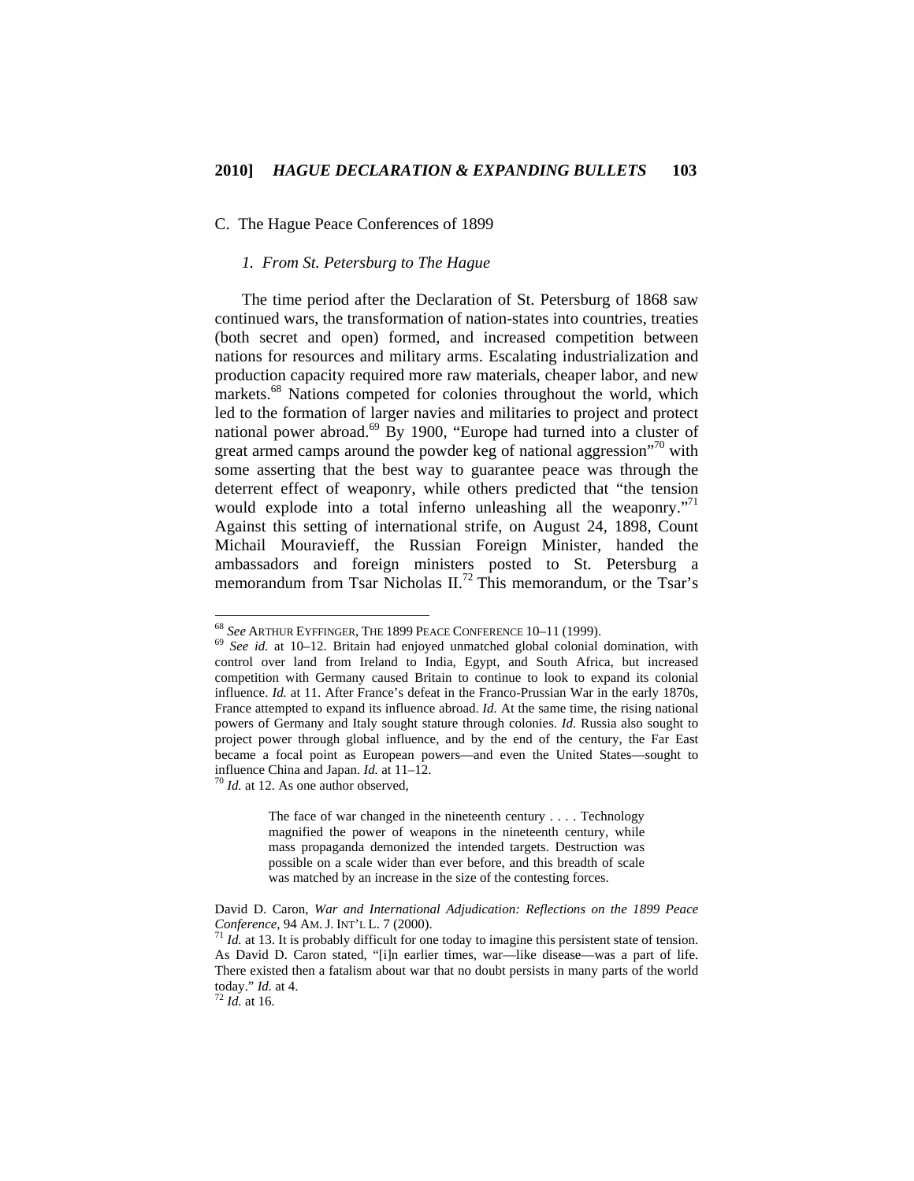### C. The Hague Peace Conferences of 1899

#### *1. From St. Petersburg to The Hague*

The time period after the Declaration of St. Petersburg of 1868 saw continued wars, the transformation of nation-states into countries, treaties (both secret and open) formed, and increased competition between nations for resources and military arms. Escalating industrialization and production capacity required more raw materials, cheaper labor, and new markets.[68] Nations competed for colonies throughout the world, which led to the formation of larger navies and militaries to project and protect national power abroad.[69] By 1900, "Europe had turned into a cluster of great armed camps around the powder keg of national aggression"[70] with some asserting that the best way to guarantee peace was through the deterrent effect of weaponry, while others predicted that "the tension would explode into a total inferno unleashing all the weaponry."[71] Against this setting of international strife, on August 24, 1898, Count Michail Mouravieff, the Russian Foreign Minister, handed the ambassadors and foreign ministers posted to St. Petersburg a memorandum from Tsar Nicholas II.[72] This memorandum, or the Tsar's

---

[68] *See* ARTHUR EYFFINGER, THE 1899 PEACE CONFERENCE 10–11 (1999).

[69] *See id.* at 10–12. Britain had enjoyed unmatched global colonial domination, with control over land from Ireland to India, Egypt, and South Africa, but increased competition with Germany caused Britain to continue to look to expand its colonial influence. *Id.* at 11. After France's defeat in the Franco-Prussian War in the early 1870s, France attempted to expand its influence abroad. *Id*. At the same time, the rising national powers of Germany and Italy sought stature through colonies. *Id.* Russia also sought to project power through global influence, and by the end of the century, the Far East became a focal point as European powers—and even the United States—sought to influence China and Japan. *Id.* at 11–12.

[70] *Id.* at 12. As one author observed,

> The face of war changed in the nineteenth century . . . . Technology magnified the power of weapons in the nineteenth century, while mass propaganda demonized the intended targets. Destruction was possible on a scale wider than ever before, and this breadth of scale was matched by an increase in the size of the contesting forces.

David D. Caron, *War and International Adjudication: Reflections on the 1899 Peace Conference*, 94 AM. J. INT'L L. 7 (2000).

[71] *Id.* at 13. It is probably difficult for one today to imagine this persistent state of tension. As David D. Caron stated, "[i]n earlier times, war—like disease—was a part of life. There existed then a fatalism about war that no doubt persists in many parts of the world today." *Id.* at 4.

[72] *Id.* at 16.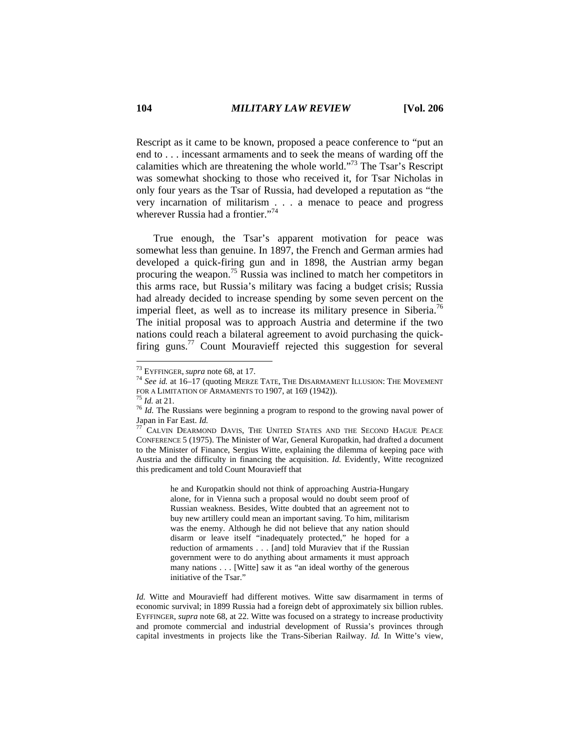Rescript as it came to be known, proposed a peace conference to "put an end to . . . incessant armaments and to seek the means of warding off the calamities which are threatening the whole world."[73] The Tsar's Rescript was somewhat shocking to those who received it, for Tsar Nicholas in only four years as the Tsar of Russia, had developed a reputation as "the very incarnation of militarism . . . a menace to peace and progress wherever Russia had a frontier."[74]

True enough, the Tsar's apparent motivation for peace was somewhat less than genuine. In 1897, the French and German armies had developed a quick-firing gun and in 1898, the Austrian army began procuring the weapon.[75] Russia was inclined to match her competitors in this arms race, but Russia's military was facing a budget crisis; Russia had already decided to increase spending by some seven percent on the imperial fleet, as well as to increase its military presence in Siberia.[76] The initial proposal was to approach Austria and determine if the two nations could reach a bilateral agreement to avoid purchasing the quick-firing guns.[77] Count Mouravieff rejected this suggestion for several

---

[73] EYFFINGER, *supra* note 68, at 17.

[74] *See id.* at 16–17 (quoting MERZE TATE, THE DISARMAMENT ILLUSION: THE MOVEMENT FOR A LIMITATION OF ARMAMENTS TO 1907, at 169 (1942)).

[75] *Id.* at 21.

[76] *Id.* The Russians were beginning a program to respond to the growing naval power of Japan in Far East. *Id.*

[77] CALVIN DEARMOND DAVIS, THE UNITED STATES AND THE SECOND HAGUE PEACE CONFERENCE 5 (1975). The Minister of War, General Kuropatkin, had drafted a document to the Minister of Finance, Sergius Witte, explaining the dilemma of keeping pace with Austria and the difficulty in financing the acquisition. *Id.* Evidently, Witte recognized this predicament and told Count Mouravieff that

> he and Kuropatkin should not think of approaching Austria-Hungary alone, for in Vienna such a proposal would no doubt seem proof of Russian weakness. Besides, Witte doubted that an agreement not to buy new artillery could mean an important saving. To him, militarism was the enemy. Although he did not believe that any nation should disarm or leave itself "inadequately protected," he hoped for a reduction of armaments . . . [and] told Muraviev that if the Russian government were to do anything about armaments it must approach many nations . . . [Witte] saw it as "an ideal worthy of the generous initiative of the Tsar."

*Id.* Witte and Mouravieff had different motives. Witte saw disarmament in terms of economic survival; in 1899 Russia had a foreign debt of approximately six billion rubles. EYFFINGER, *supra* note 68, at 22. Witte was focused on a strategy to increase productivity and promote commercial and industrial development of Russia's provinces through capital investments in projects like the Trans-Siberian Railway. *Id.* In Witte's view,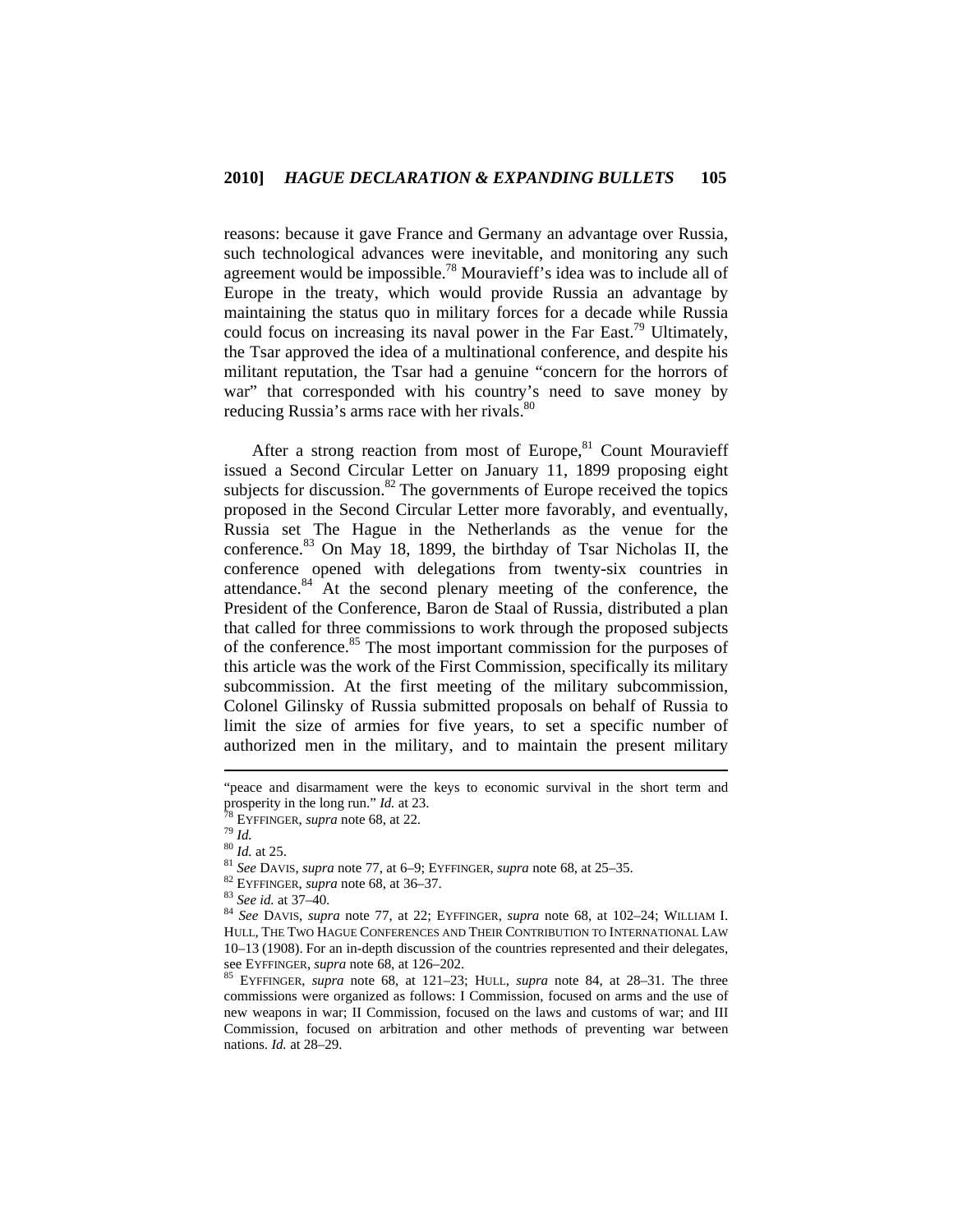reasons: because it gave France and Germany an advantage over Russia, such technological advances were inevitable, and monitoring any such agreement would be impossible.[78] Mouravieff's idea was to include all of Europe in the treaty, which would provide Russia an advantage by maintaining the status quo in military forces for a decade while Russia could focus on increasing its naval power in the Far East.[79] Ultimately, the Tsar approved the idea of a multinational conference, and despite his militant reputation, the Tsar had a genuine "concern for the horrors of war" that corresponded with his country's need to save money by reducing Russia's arms race with her rivals.[80]

After a strong reaction from most of Europe,[81] Count Mouravieff issued a Second Circular Letter on January 11, 1899 proposing eight subjects for discussion.[82] The governments of Europe received the topics proposed in the Second Circular Letter more favorably, and eventually, Russia set The Hague in the Netherlands as the venue for the conference.[83] On May 18, 1899, the birthday of Tsar Nicholas II, the conference opened with delegations from twenty-six countries in attendance.[84] At the second plenary meeting of the conference, the President of the Conference, Baron de Staal of Russia, distributed a plan that called for three commissions to work through the proposed subjects of the conference.[85] The most important commission for the purposes of this article was the work of the First Commission, specifically its military subcommission. At the first meeting of the military subcommission, Colonel Gilinsky of Russia submitted proposals on behalf of Russia to limit the size of armies for five years, to set a specific number of authorized men in the military, and to maintain the present military

---

"peace and disarmament were the keys to economic survival in the short term and prosperity in the long run." *Id.* at 23.

[78] EYFFINGER, *supra* note 68, at 22.

[79] *Id.*

[80] *Id.* at 25.

[81] *See* DAVIS, *supra* note 77, at 6–9; EYFFINGER, *supra* note 68, at 25–35.

[82] EYFFINGER, *supra* note 68, at 36–37.

[83] *See id.* at 37–40.

[84] *See* DAVIS, *supra* note 77, at 22; EYFFINGER, *supra* note 68, at 102–24; WILLIAM I. HULL, THE TWO HAGUE CONFERENCES AND THEIR CONTRIBUTION TO INTERNATIONAL LAW 10–13 (1908). For an in-depth discussion of the countries represented and their delegates, see EYFFINGER, *supra* note 68, at 126–202.

[85] EYFFINGER, *supra* note 68, at 121–23; HULL, *supra* note 84, at 28–31. The three commissions were organized as follows: I Commission, focused on arms and the use of new weapons in war; II Commission, focused on the laws and customs of war; and III Commission, focused on arbitration and other methods of preventing war between nations. *Id.* at 28–29.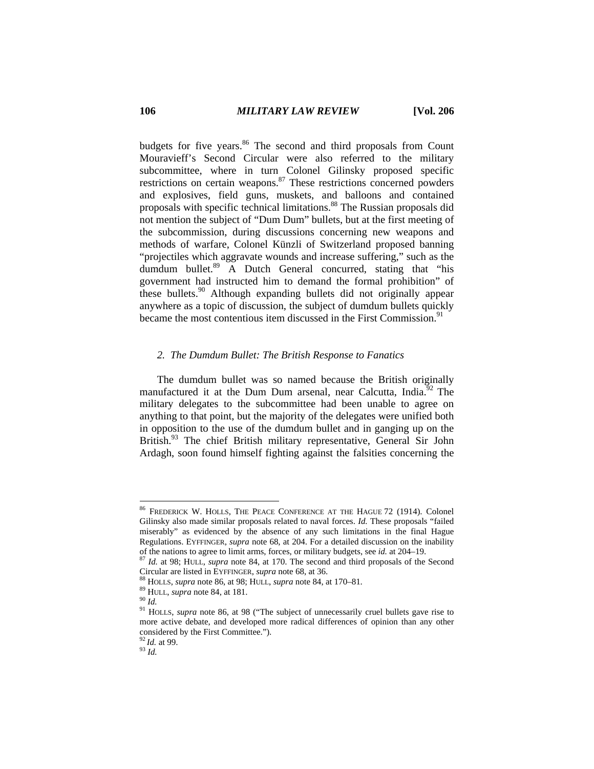budgets for five years.[86] The second and third proposals from Count Mouravieff's Second Circular were also referred to the military subcommittee, where in turn Colonel Gilinsky proposed specific restrictions on certain weapons.[87] These restrictions concerned powders and explosives, field guns, muskets, and balloons and contained proposals with specific technical limitations.[88] The Russian proposals did not mention the subject of "Dum Dum" bullets, but at the first meeting of the subcommission, during discussions concerning new weapons and methods of warfare, Colonel Künzli of Switzerland proposed banning "projectiles which aggravate wounds and increase suffering," such as the dumdum bullet.[89] A Dutch General concurred, stating that "his government had instructed him to demand the formal prohibition" of these bullets.[90] Although expanding bullets did not originally appear anywhere as a topic of discussion, the subject of dumdum bullets quickly became the most contentious item discussed in the First Commission.[91]

### *2. The Dumdum Bullet: The British Response to Fanatics*

The dumdum bullet was so named because the British originally manufactured it at the Dum Dum arsenal, near Calcutta, India.[92] The military delegates to the subcommittee had been unable to agree on anything to that point, but the majority of the delegates were unified both in opposition to the use of the dumdum bullet and in ganging up on the British.[93] The chief British military representative, General Sir John Ardagh, soon found himself fighting against the falsities concerning the

---

[86] FREDERICK W. HOLLS, THE PEACE CONFERENCE AT THE HAGUE 72 (1914). Colonel Gilinsky also made similar proposals related to naval forces. *Id.* These proposals "failed miserably" as evidenced by the absence of any such limitations in the final Hague Regulations. EYFFINGER, *supra* note 68, at 204. For a detailed discussion on the inability of the nations to agree to limit arms, forces, or military budgets, see *id.* at 204–19.

[87] *Id.* at 98; HULL, *supra* note 84, at 170. The second and third proposals of the Second Circular are listed in EYFFINGER, *supra* note 68, at 36.

[88] HOLLS, *supra* note 86, at 98; HULL, *supra* note 84, at 170–81.

[89] HULL, *supra* note 84, at 181.

[90] *Id.*

[91] HOLLS, *supra* note 86, at 98 ("The subject of unnecessarily cruel bullets gave rise to more active debate, and developed more radical differences of opinion than any other considered by the First Committee.").

[92] *Id.* at 99.

[93] *Id.*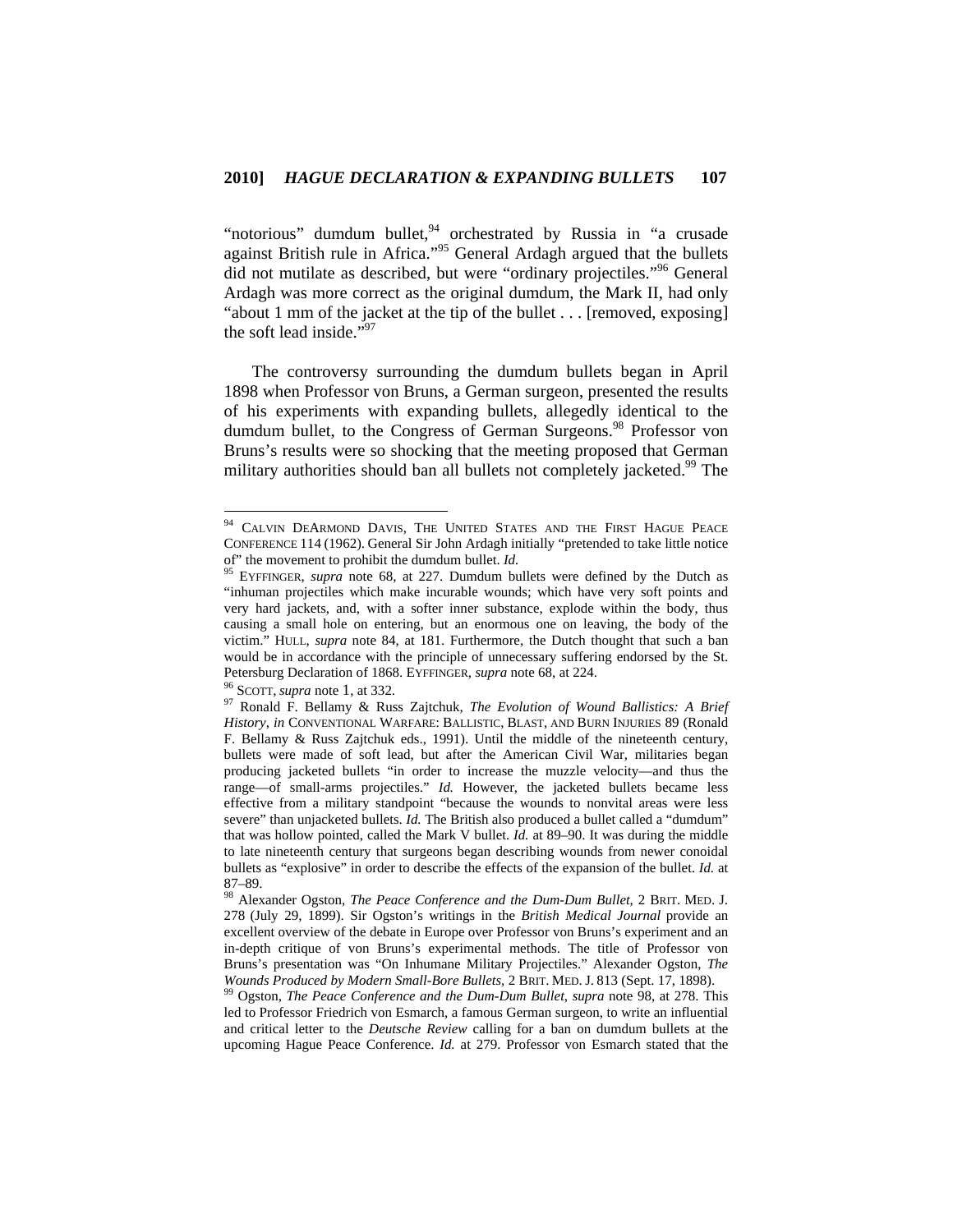"notorious" dumdum bullet,[94] orchestrated by Russia in "a crusade against British rule in Africa."[95] General Ardagh argued that the bullets did not mutilate as described, but were "ordinary projectiles."[96] General Ardagh was more correct as the original dumdum, the Mark II, had only "about 1 mm of the jacket at the tip of the bullet . . . [removed, exposing] the soft lead inside."[97]

The controversy surrounding the dumdum bullets began in April 1898 when Professor von Bruns, a German surgeon, presented the results of his experiments with expanding bullets, allegedly identical to the dumdum bullet, to the Congress of German Surgeons.[98] Professor von Bruns's results were so shocking that the meeting proposed that German military authorities should ban all bullets not completely jacketed.[99] The

---

[94] CALVIN DEARMOND DAVIS, THE UNITED STATES AND THE FIRST HAGUE PEACE CONFERENCE 114 (1962). General Sir John Ardagh initially "pretended to take little notice of" the movement to prohibit the dumdum bullet. *Id.*

[95] EYFFINGER, *supra* note 68, at 227. Dumdum bullets were defined by the Dutch as "inhuman projectiles which make incurable wounds; which have very soft points and very hard jackets, and, with a softer inner substance, explode within the body, thus causing a small hole on entering, but an enormous one on leaving, the body of the victim." HULL, *supra* note 84, at 181. Furthermore, the Dutch thought that such a ban would be in accordance with the principle of unnecessary suffering endorsed by the St. Petersburg Declaration of 1868. EYFFINGER, *supra* note 68, at 224.

[96] SCOTT, *supra* note 1, at 332.

[97] Ronald F. Bellamy & Russ Zajtchuk, *The Evolution of Wound Ballistics: A Brief History*, *in* CONVENTIONAL WARFARE: BALLISTIC, BLAST, AND BURN INJURIES 89 (Ronald F. Bellamy & Russ Zajtchuk eds., 1991). Until the middle of the nineteenth century, bullets were made of soft lead, but after the American Civil War, militaries began producing jacketed bullets "in order to increase the muzzle velocity—and thus the range—of small-arms projectiles." *Id.* However, the jacketed bullets became less effective from a military standpoint "because the wounds to nonvital areas were less severe" than unjacketed bullets. *Id.* The British also produced a bullet called a "dumdum" that was hollow pointed, called the Mark V bullet. *Id.* at 89–90. It was during the middle to late nineteenth century that surgeons began describing wounds from newer conoidal bullets as "explosive" in order to describe the effects of the expansion of the bullet. *Id.* at 87–89.

[98] Alexander Ogston, *The Peace Conference and the Dum-Dum Bullet*, 2 BRIT. MED. J. 278 (July 29, 1899). Sir Ogston's writings in the *British Medical Journal* provide an excellent overview of the debate in Europe over Professor von Bruns's experiment and an in-depth critique of von Bruns's experimental methods. The title of Professor von Bruns's presentation was "On Inhumane Military Projectiles." Alexander Ogston, *The Wounds Produced by Modern Small-Bore Bullets*, 2 BRIT. MED. J. 813 (Sept. 17, 1898).

[99] Ogston, *The Peace Conference and the Dum-Dum Bullet*, *supra* note 98, at 278. This led to Professor Friedrich von Esmarch, a famous German surgeon, to write an influential and critical letter to the *Deutsche Review* calling for a ban on dumdum bullets at the upcoming Hague Peace Conference. *Id.* at 279. Professor von Esmarch stated that the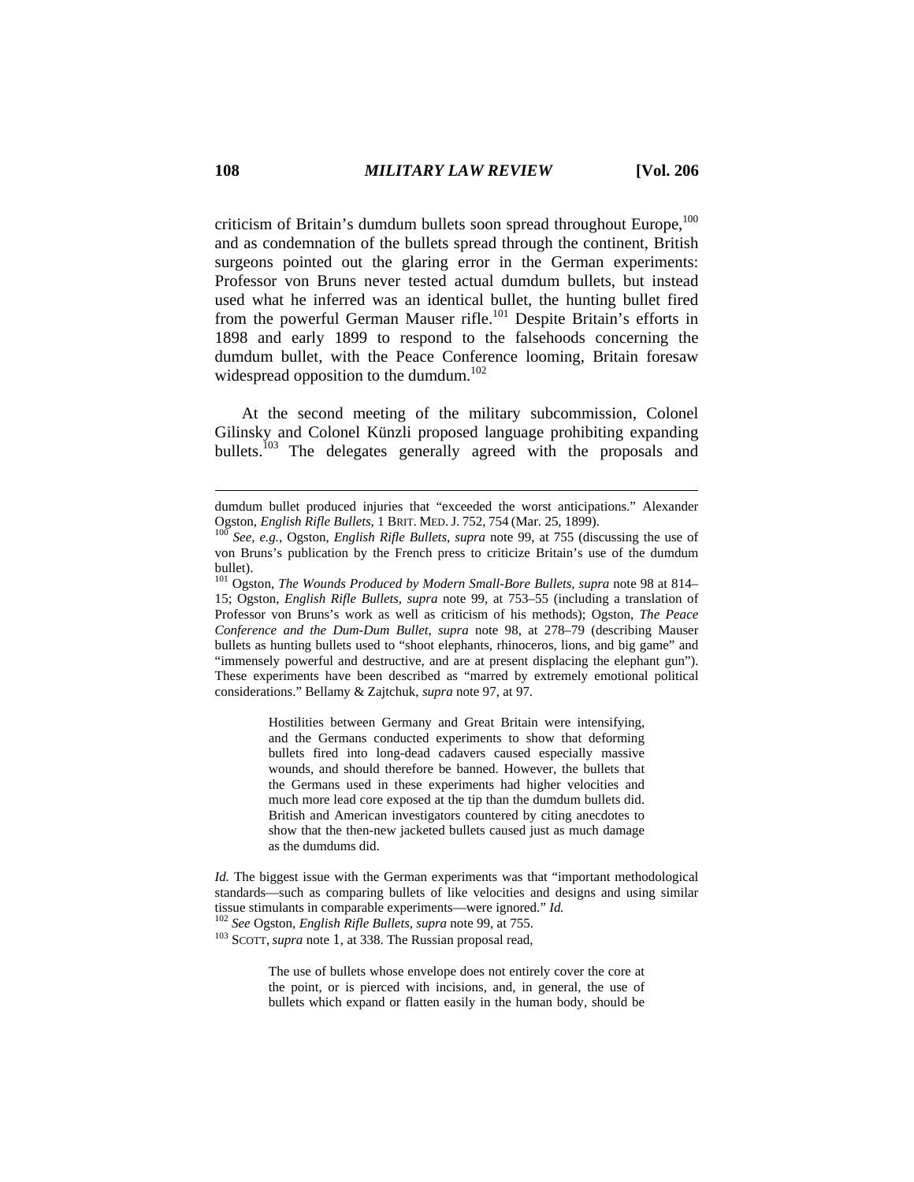criticism of Britain's dumdum bullets soon spread throughout Europe,[100] and as condemnation of the bullets spread through the continent, British surgeons pointed out the glaring error in the German experiments: Professor von Bruns never tested actual dumdum bullets, but instead used what he inferred was an identical bullet, the hunting bullet fired from the powerful German Mauser rifle.[101] Despite Britain's efforts in 1898 and early 1899 to respond to the falsehoods concerning the dumdum bullet, with the Peace Conference looming, Britain foresaw widespread opposition to the dumdum.[102]

At the second meeting of the military subcommission, Colonel Gilinsky and Colonel Künzli proposed language prohibiting expanding bullets.[103] The delegates generally agreed with the proposals and

---

dumdum bullet produced injuries that "exceeded the worst anticipations." Alexander Ogston, *English Rifle Bullets*, 1 BRIT. MED. J. 752, 754 (Mar. 25, 1899).

[100] *See, e.g.*, Ogston, *English Rifle Bullets*, *supra* note 99, at 755 (discussing the use of von Bruns's publication by the French press to criticize Britain's use of the dumdum bullet).

[101] Ogston, *The Wounds Produced by Modern Small-Bore Bullets*, *supra* note 98 at 814–15; Ogston, *English Rifle Bullets*, *supra* note 99, at 753–55 (including a translation of Professor von Bruns's work as well as criticism of his methods); Ogston, *The Peace Conference and the Dum-Dum Bullet*, *supra* note 98, at 278–79 (describing Mauser bullets as hunting bullets used to "shoot elephants, rhinoceros, lions, and big game" and "immensely powerful and destructive, and are at present displacing the elephant gun"). These experiments have been described as "marred by extremely emotional political considerations." Bellamy & Zajtchuk, *supra* note 97, at 97.

> Hostilities between Germany and Great Britain were intensifying, and the Germans conducted experiments to show that deforming bullets fired into long-dead cadavers caused especially massive wounds, and should therefore be banned. However, the bullets that the Germans used in these experiments had higher velocities and much more lead core exposed at the tip than the dumdum bullets did. British and American investigators countered by citing anecdotes to show that the then-new jacketed bullets caused just as much damage as the dumdums did.

*Id.* The biggest issue with the German experiments was that "important methodological standards—such as comparing bullets of like velocities and designs and using similar tissue stimulants in comparable experiments—were ignored." *Id.*

[102] *See* Ogston, *English Rifle Bullets*, *supra* note 99, at 755.

[103] SCOTT, *supra* note 1, at 338. The Russian proposal read,

> The use of bullets whose envelope does not entirely cover the core at the point, or is pierced with incisions, and, in general, the use of bullets which expand or flatten easily in the human body, should be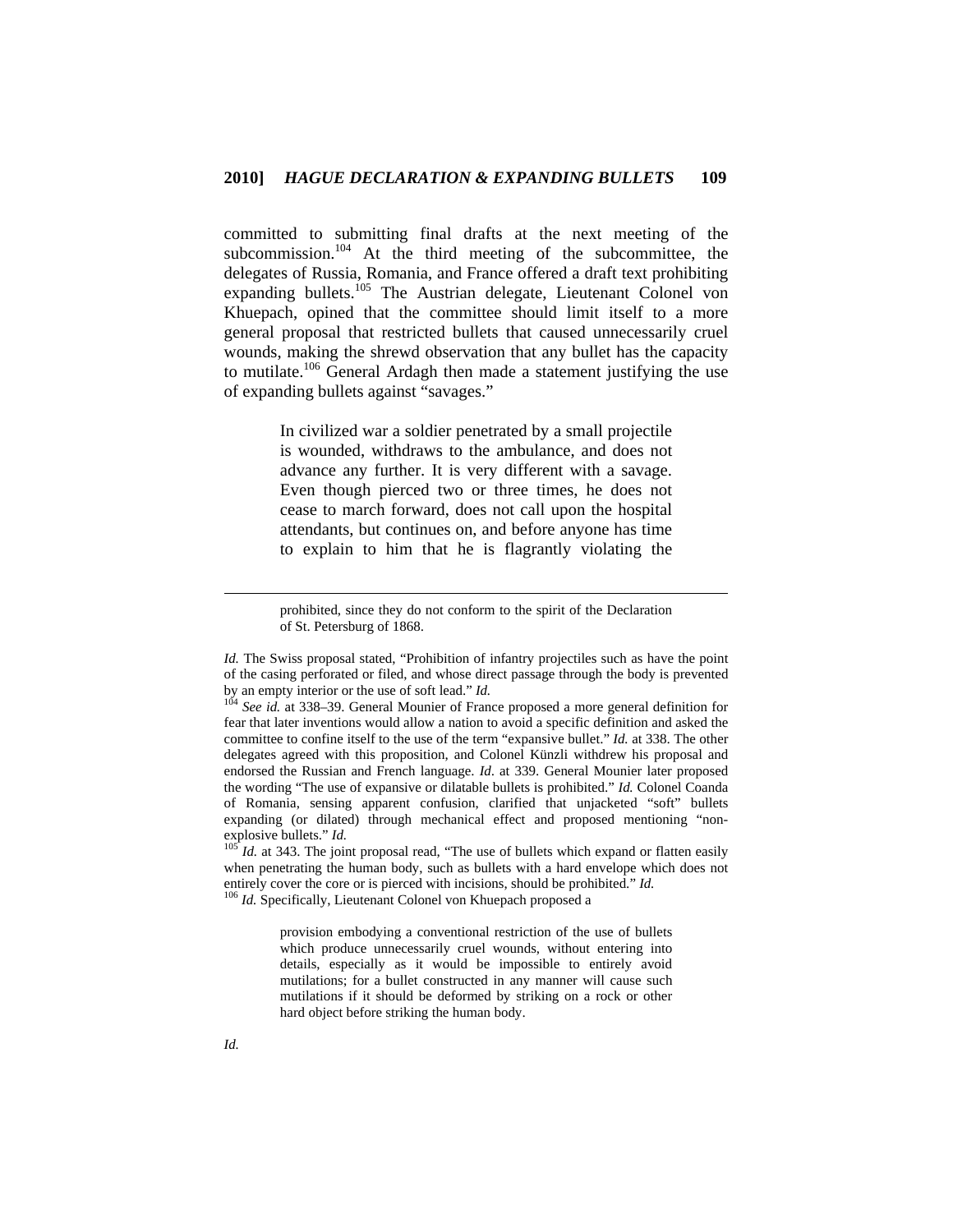committed to submitting final drafts at the next meeting of the subcommission.[104] At the third meeting of the subcommittee, the delegates of Russia, Romania, and France offered a draft text prohibiting expanding bullets.[105] The Austrian delegate, Lieutenant Colonel von Khuepach, opined that the committee should limit itself to a more general proposal that restricted bullets that caused unnecessarily cruel wounds, making the shrewd observation that any bullet has the capacity to mutilate.[106] General Ardagh then made a statement justifying the use of expanding bullets against "savages."

> In civilized war a soldier penetrated by a small projectile is wounded, withdraws to the ambulance, and does not advance any further. It is very different with a savage. Even though pierced two or three times, he does not cease to march forward, does not call upon the hospital attendants, but continues on, and before anyone has time to explain to him that he is flagrantly violating the

---

> prohibited, since they do not conform to the spirit of the Declaration of St. Petersburg of 1868.

*Id.* The Swiss proposal stated, "Prohibition of infantry projectiles such as have the point of the casing perforated or filed, and whose direct passage through the body is prevented by an empty interior or the use of soft lead." *Id.*

[104] *See id.* at 338–39. General Mounier of France proposed a more general definition for fear that later inventions would allow a nation to avoid a specific definition and asked the committee to confine itself to the use of the term "expansive bullet." *Id.* at 338. The other delegates agreed with this proposition, and Colonel Künzli withdrew his proposal and endorsed the Russian and French language. *Id*. at 339. General Mounier later proposed the wording "The use of expansive or dilatable bullets is prohibited." *Id.* Colonel Coanda of Romania, sensing apparent confusion, clarified that unjacketed "soft" bullets expanding (or dilated) through mechanical effect and proposed mentioning "non-explosive bullets." *Id.*

[105] *Id.* at 343. The joint proposal read, "The use of bullets which expand or flatten easily when penetrating the human body, such as bullets with a hard envelope which does not entirely cover the core or is pierced with incisions, should be prohibited." *Id.*

[106] *Id.* Specifically, Lieutenant Colonel von Khuepach proposed a

> provision embodying a conventional restriction of the use of bullets which produce unnecessarily cruel wounds, without entering into details, especially as it would be impossible to entirely avoid mutilations; for a bullet constructed in any manner will cause such mutilations if it should be deformed by striking on a rock or other hard object before striking the human body.

*Id.*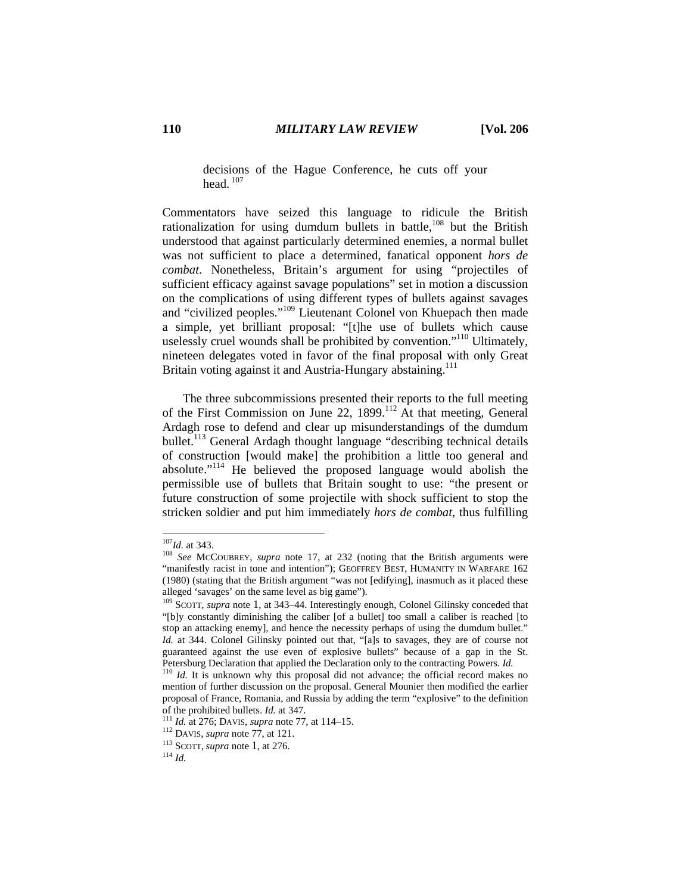> decisions of the Hague Conference, he cuts off your head.[107]

Commentators have seized this language to ridicule the British rationalization for using dumdum bullets in battle,[108] but the British understood that against particularly determined enemies, a normal bullet was not sufficient to place a determined, fanatical opponent *hors de combat*. Nonetheless, Britain's argument for using "projectiles of sufficient efficacy against savage populations" set in motion a discussion on the complications of using different types of bullets against savages and "civilized peoples."[109] Lieutenant Colonel von Khuepach then made a simple, yet brilliant proposal: "[t]he use of bullets which cause uselessly cruel wounds shall be prohibited by convention."[110] Ultimately, nineteen delegates voted in favor of the final proposal with only Great Britain voting against it and Austria-Hungary abstaining.[111]

The three subcommissions presented their reports to the full meeting of the First Commission on June 22, 1899.[112] At that meeting, General Ardagh rose to defend and clear up misunderstandings of the dumdum bullet.[113] General Ardagh thought language "describing technical details of construction [would make] the prohibition a little too general and absolute."[114] He believed the proposed language would abolish the permissible use of bullets that Britain sought to use: "the present or future construction of some projectile with shock sufficient to stop the stricken soldier and put him immediately *hors de combat*, thus fulfilling

---

[107] *Id.* at 343.

[108] *See* MCCOUBREY, *supra* note 17, at 232 (noting that the British arguments were "manifestly racist in tone and intention"); GEOFFREY BEST, HUMANITY IN WARFARE 162 (1980) (stating that the British argument "was not [edifying], inasmuch as it placed these alleged 'savages' on the same level as big game").

[109] SCOTT, *supra* note 1, at 343–44. Interestingly enough, Colonel Gilinsky conceded that "[b]y constantly diminishing the caliber [of a bullet] too small a caliber is reached [to stop an attacking enemy], and hence the necessity perhaps of using the dumdum bullet." *Id.* at 344. Colonel Gilinsky pointed out that, "[a]s to savages, they are of course not guaranteed against the use even of explosive bullets" because of a gap in the St. Petersburg Declaration that applied the Declaration only to the contracting Powers. *Id.*

[110] *Id.* It is unknown why this proposal did not advance; the official record makes no mention of further discussion on the proposal. General Mounier then modified the earlier proposal of France, Romania, and Russia by adding the term "explosive" to the definition of the prohibited bullets. *Id.* at 347.

[111] *Id.* at 276; DAVIS, *supra* note 77, at 114–15.

[112] DAVIS, *supra* note 77, at 121.

[113] SCOTT, *supra* note 1, at 276.

[114] *Id.*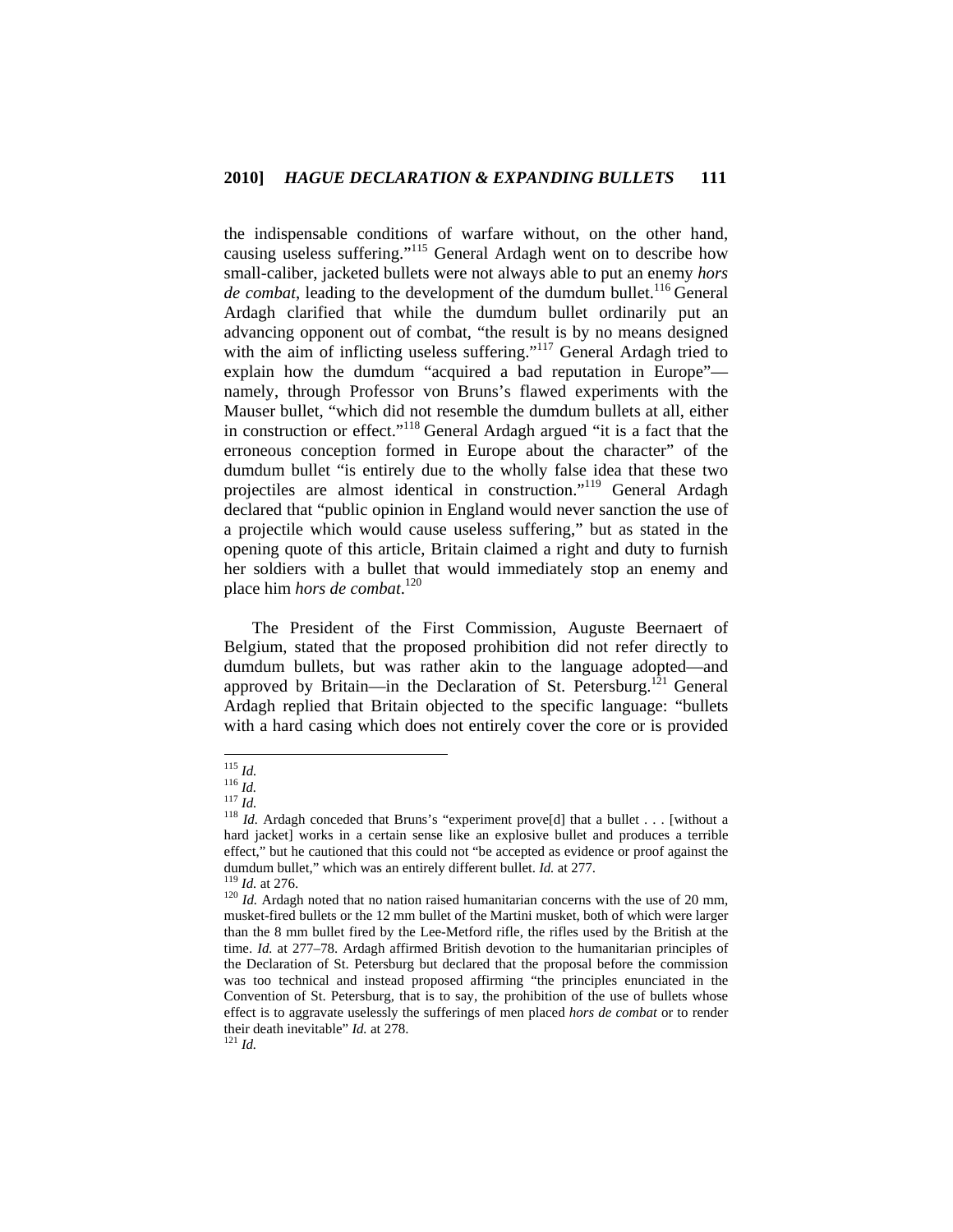the indispensable conditions of warfare without, on the other hand, causing useless suffering."[115] General Ardagh went on to describe how small-caliber, jacketed bullets were not always able to put an enemy *hors de combat*, leading to the development of the dumdum bullet.[116] General Ardagh clarified that while the dumdum bullet ordinarily put an advancing opponent out of combat, "the result is by no means designed with the aim of inflicting useless suffering."[117] General Ardagh tried to explain how the dumdum "acquired a bad reputation in Europe"—namely, through Professor von Bruns's flawed experiments with the Mauser bullet, "which did not resemble the dumdum bullets at all, either in construction or effect."[118] General Ardagh argued "it is a fact that the erroneous conception formed in Europe about the character" of the dumdum bullet "is entirely due to the wholly false idea that these two projectiles are almost identical in construction."[119] General Ardagh declared that "public opinion in England would never sanction the use of a projectile which would cause useless suffering," but as stated in the opening quote of this article, Britain claimed a right and duty to furnish her soldiers with a bullet that would immediately stop an enemy and place him *hors de combat*.[120]

The President of the First Commission, Auguste Beernaert of Belgium, stated that the proposed prohibition did not refer directly to dumdum bullets, but was rather akin to the language adopted—and approved by Britain—in the Declaration of St. Petersburg.[121] General Ardagh replied that Britain objected to the specific language: "bullets with a hard casing which does not entirely cover the core or is provided

---

[115] *Id.*

[116] *Id.*

[117] *Id.*

[118] *Id.* Ardagh conceded that Bruns's "experiment prove[d] that a bullet . . . [without a hard jacket] works in a certain sense like an explosive bullet and produces a terrible effect," but he cautioned that this could not "be accepted as evidence or proof against the dumdum bullet," which was an entirely different bullet. *Id.* at 277.

[119] *Id.* at 276.

[120] *Id.* Ardagh noted that no nation raised humanitarian concerns with the use of 20 mm, musket-fired bullets or the 12 mm bullet of the Martini musket, both of which were larger than the 8 mm bullet fired by the Lee-Metford rifle, the rifles used by the British at the time. *Id.* at 277–78. Ardagh affirmed British devotion to the humanitarian principles of the Declaration of St. Petersburg but declared that the proposal before the commission was too technical and instead proposed affirming "the principles enunciated in the Convention of St. Petersburg, that is to say, the prohibition of the use of bullets whose effect is to aggravate uselessly the sufferings of men placed *hors de combat* or to render their death inevitable" *Id.* at 278.

[121] *Id.*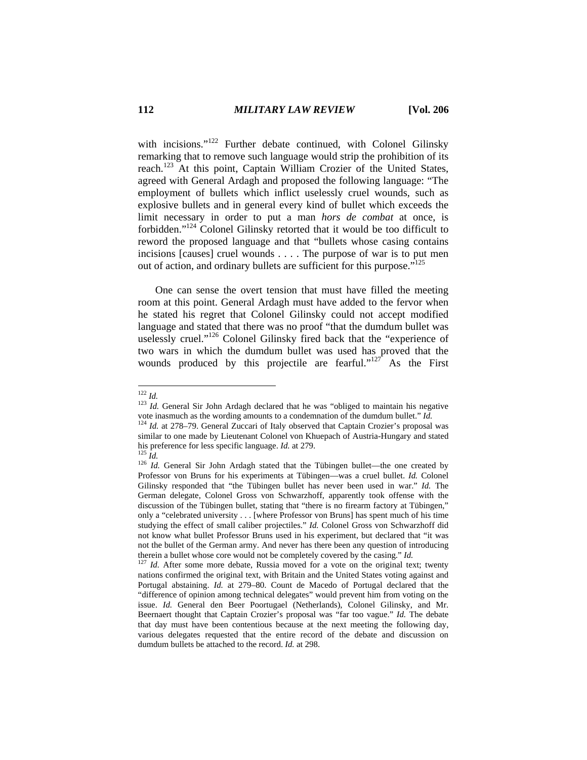with incisions."[122] Further debate continued, with Colonel Gilinsky remarking that to remove such language would strip the prohibition of its reach.[123] At this point, Captain William Crozier of the United States, agreed with General Ardagh and proposed the following language: "The employment of bullets which inflict uselessly cruel wounds, such as explosive bullets and in general every kind of bullet which exceeds the limit necessary in order to put a man *hors de combat* at once, is forbidden."[124] Colonel Gilinsky retorted that it would be too difficult to reword the proposed language and that "bullets whose casing contains incisions [causes] cruel wounds . . . . The purpose of war is to put men out of action, and ordinary bullets are sufficient for this purpose."[125]

One can sense the overt tension that must have filled the meeting room at this point. General Ardagh must have added to the fervor when he stated his regret that Colonel Gilinsky could not accept modified language and stated that there was no proof "that the dumdum bullet was uselessly cruel."[126] Colonel Gilinsky fired back that the "experience of two wars in which the dumdum bullet was used has proved that the wounds produced by this projectile are fearful."[127] As the First

---

[122] *Id.*

[123] *Id.* General Sir John Ardagh declared that he was "obliged to maintain his negative vote inasmuch as the wording amounts to a condemnation of the dumdum bullet." *Id.*

[124] *Id.* at 278–79. General Zuccari of Italy observed that Captain Crozier's proposal was similar to one made by Lieutenant Colonel von Khuepach of Austria-Hungary and stated his preference for less specific language. *Id.* at 279.

[125] *Id.*

[126] *Id.* General Sir John Ardagh stated that the Tübingen bullet—the one created by Professor von Bruns for his experiments at Tübingen—was a cruel bullet. *Id.* Colonel Gilinsky responded that "the Tübingen bullet has never been used in war." *Id.* The German delegate, Colonel Gross von Schwarzhoff, apparently took offense with the discussion of the Tübingen bullet, stating that "there is no firearm factory at Tübingen," only a "celebrated university . . . [where Professor von Bruns] has spent much of his time studying the effect of small caliber projectiles." *Id.* Colonel Gross von Schwarzhoff did not know what bullet Professor Bruns used in his experiment, but declared that "it was not the bullet of the German army. And never has there been any question of introducing therein a bullet whose core would not be completely covered by the casing." *Id.*

[127] *Id.* After some more debate, Russia moved for a vote on the original text; twenty nations confirmed the original text, with Britain and the United States voting against and Portugal abstaining. *Id.* at 279–80. Count de Macedo of Portugal declared that the "difference of opinion among technical delegates" would prevent him from voting on the issue. *Id.* General den Beer Poortugael (Netherlands), Colonel Gilinsky, and Mr. Beernaert thought that Captain Crozier's proposal was "far too vague." *Id.* The debate that day must have been contentious because at the next meeting the following day, various delegates requested that the entire record of the debate and discussion on dumdum bullets be attached to the record. *Id.* at 298.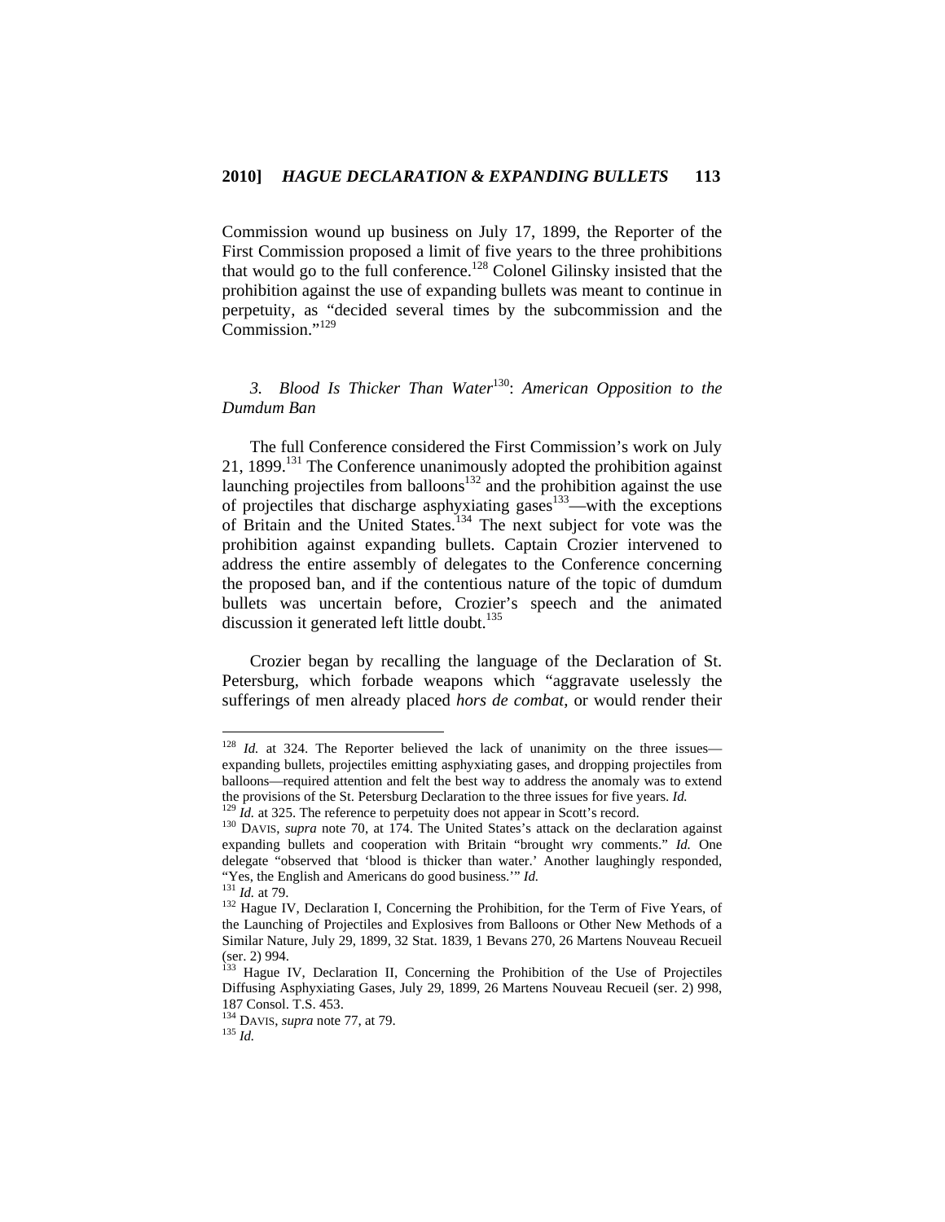Commission wound up business on July 17, 1899, the Reporter of the First Commission proposed a limit of five years to the three prohibitions that would go to the full conference.[128] Colonel Gilinsky insisted that the prohibition against the use of expanding bullets was meant to continue in perpetuity, as "decided several times by the subcommission and the Commission."[129]

### *3. Blood Is Thicker Than Water*[130]*: American Opposition to the Dumdum Ban*

The full Conference considered the First Commission's work on July 21, 1899.[131] The Conference unanimously adopted the prohibition against launching projectiles from balloons[132] and the prohibition against the use of projectiles that discharge asphyxiating gases[133]—with the exceptions of Britain and the United States.[134] The next subject for vote was the prohibition against expanding bullets. Captain Crozier intervened to address the entire assembly of delegates to the Conference concerning the proposed ban, and if the contentious nature of the topic of dumdum bullets was uncertain before, Crozier's speech and the animated discussion it generated left little doubt.[135]

Crozier began by recalling the language of the Declaration of St. Petersburg, which forbade weapons which "aggravate uselessly the sufferings of men already placed *hors de combat*, or would render their

---

[128] *Id.* at 324. The Reporter believed the lack of unanimity on the three issues—expanding bullets, projectiles emitting asphyxiating gases, and dropping projectiles from balloons—required attention and felt the best way to address the anomaly was to extend the provisions of the St. Petersburg Declaration to the three issues for five years. *Id.*

[129] *Id.* at 325. The reference to perpetuity does not appear in Scott's record.

[130] DAVIS, *supra* note 70, at 174. The United States's attack on the declaration against expanding bullets and cooperation with Britain "brought wry comments." *Id.* One delegate "observed that 'blood is thicker than water.' Another laughingly responded, "Yes, the English and Americans do good business.'" *Id.*

[131] *Id.* at 79.

[132] Hague IV, Declaration I, Concerning the Prohibition, for the Term of Five Years, of the Launching of Projectiles and Explosives from Balloons or Other New Methods of a Similar Nature, July 29, 1899, 32 Stat. 1839, 1 Bevans 270, 26 Martens Nouveau Recueil (ser. 2) 994.

[133] Hague IV, Declaration II, Concerning the Prohibition of the Use of Projectiles Diffusing Asphyxiating Gases, July 29, 1899, 26 Martens Nouveau Recueil (ser. 2) 998, 187 Consol. T.S. 453.

[134] DAVIS, *supra* note 77, at 79.

[135] *Id.*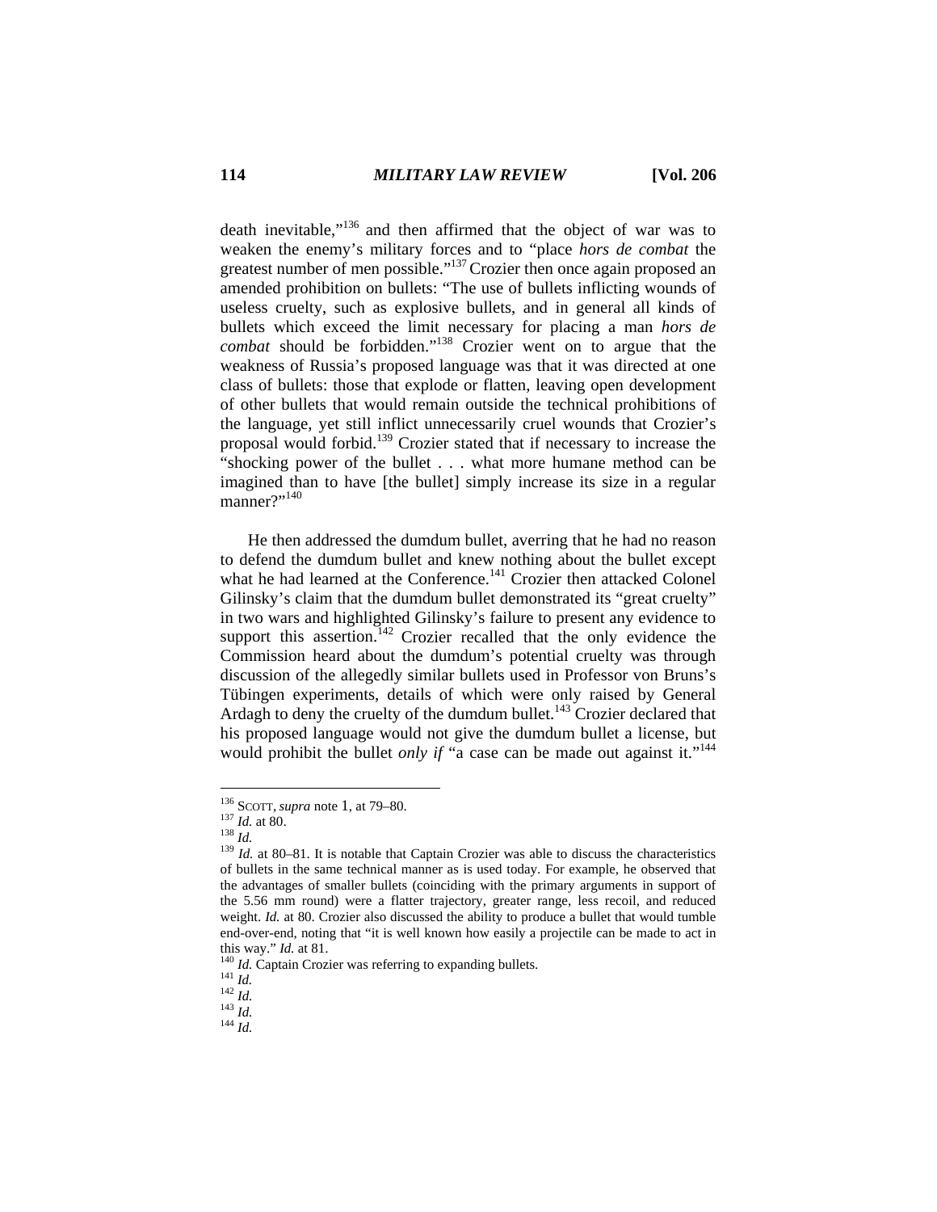death inevitable,"[136] and then affirmed that the object of war was to weaken the enemy's military forces and to "place *hors de combat* the greatest number of men possible."[137] Crozier then once again proposed an amended prohibition on bullets: "The use of bullets inflicting wounds of useless cruelty, such as explosive bullets, and in general all kinds of bullets which exceed the limit necessary for placing a man *hors de combat* should be forbidden."[138] Crozier went on to argue that the weakness of Russia's proposed language was that it was directed at one class of bullets: those that explode or flatten, leaving open development of other bullets that would remain outside the technical prohibitions of the language, yet still inflict unnecessarily cruel wounds that Crozier's proposal would forbid.[139] Crozier stated that if necessary to increase the "shocking power of the bullet . . . what more humane method can be imagined than to have [the bullet] simply increase its size in a regular manner?"[140]

He then addressed the dumdum bullet, averring that he had no reason to defend the dumdum bullet and knew nothing about the bullet except what he had learned at the Conference.[141] Crozier then attacked Colonel Gilinsky's claim that the dumdum bullet demonstrated its "great cruelty" in two wars and highlighted Gilinsky's failure to present any evidence to support this assertion.[142] Crozier recalled that the only evidence the Commission heard about the dumdum's potential cruelty was through discussion of the allegedly similar bullets used in Professor von Bruns's Tübingen experiments, details of which were only raised by General Ardagh to deny the cruelty of the dumdum bullet.[143] Crozier declared that his proposed language would not give the dumdum bullet a license, but would prohibit the bullet *only if* "a case can be made out against it."[144]

---

[136] SCOTT, *supra* note 1, at 79–80.

[137] *Id.* at 80.

[138] *Id.*

[139] *Id.* at 80–81. It is notable that Captain Crozier was able to discuss the characteristics of bullets in the same technical manner as is used today. For example, he observed that the advantages of smaller bullets (coinciding with the primary arguments in support of the 5.56 mm round) were a flatter trajectory, greater range, less recoil, and reduced weight. *Id.* at 80. Crozier also discussed the ability to produce a bullet that would tumble end-over-end, noting that "it is well known how easily a projectile can be made to act in this way." *Id.* at 81.

[140] *Id.* Captain Crozier was referring to expanding bullets.

[141] *Id.*

[142] *Id.*

[143] *Id.*

[144] *Id.*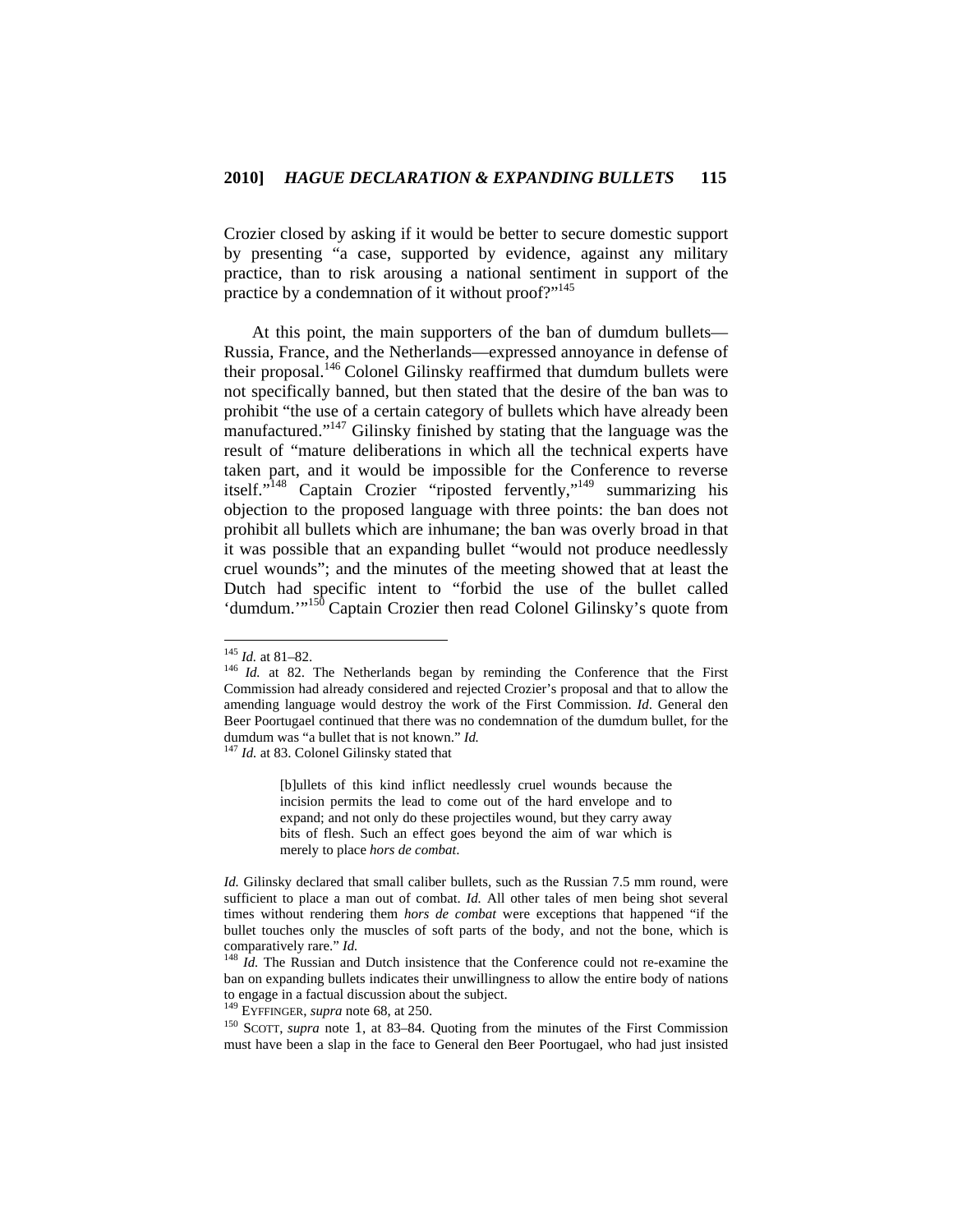Crozier closed by asking if it would be better to secure domestic support by presenting "a case, supported by evidence, against any military practice, than to risk arousing a national sentiment in support of the practice by a condemnation of it without proof?"[145]

At this point, the main supporters of the ban of dumdum bullets—Russia, France, and the Netherlands—expressed annoyance in defense of their proposal.[146] Colonel Gilinsky reaffirmed that dumdum bullets were not specifically banned, but then stated that the desire of the ban was to prohibit "the use of a certain category of bullets which have already been manufactured."[147] Gilinsky finished by stating that the language was the result of "mature deliberations in which all the technical experts have taken part, and it would be impossible for the Conference to reverse itself."[148] Captain Crozier "riposted fervently,"[149] summarizing his objection to the proposed language with three points: the ban does not prohibit all bullets which are inhumane; the ban was overly broad in that it was possible that an expanding bullet "would not produce needlessly cruel wounds"; and the minutes of the meeting showed that at least the Dutch had specific intent to "forbid the use of the bullet called 'dumdum.'"[150] Captain Crozier then read Colonel Gilinsky's quote from

---

[145] *Id.* at 81–82.

[146] *Id.* at 82. The Netherlands began by reminding the Conference that the First Commission had already considered and rejected Crozier's proposal and that to allow the amending language would destroy the work of the First Commission. *Id*. General den Beer Poortugael continued that there was no condemnation of the dumdum bullet, for the dumdum was "a bullet that is not known." *Id.*

[147] *Id.* at 83. Colonel Gilinsky stated that

> [b]ullets of this kind inflict needlessly cruel wounds because the incision permits the lead to come out of the hard envelope and to expand; and not only do these projectiles wound, but they carry away bits of flesh. Such an effect goes beyond the aim of war which is merely to place *hors de combat*.

*Id.* Gilinsky declared that small caliber bullets, such as the Russian 7.5 mm round, were sufficient to place a man out of combat. *Id.* All other tales of men being shot several times without rendering them *hors de combat* were exceptions that happened "if the bullet touches only the muscles of soft parts of the body, and not the bone, which is comparatively rare." *Id.*

[148] *Id.* The Russian and Dutch insistence that the Conference could not re-examine the ban on expanding bullets indicates their unwillingness to allow the entire body of nations to engage in a factual discussion about the subject.

[149] EYFFINGER, *supra* note 68, at 250.

[150] SCOTT, *supra* note 1, at 83–84. Quoting from the minutes of the First Commission must have been a slap in the face to General den Beer Poortugael, who had just insisted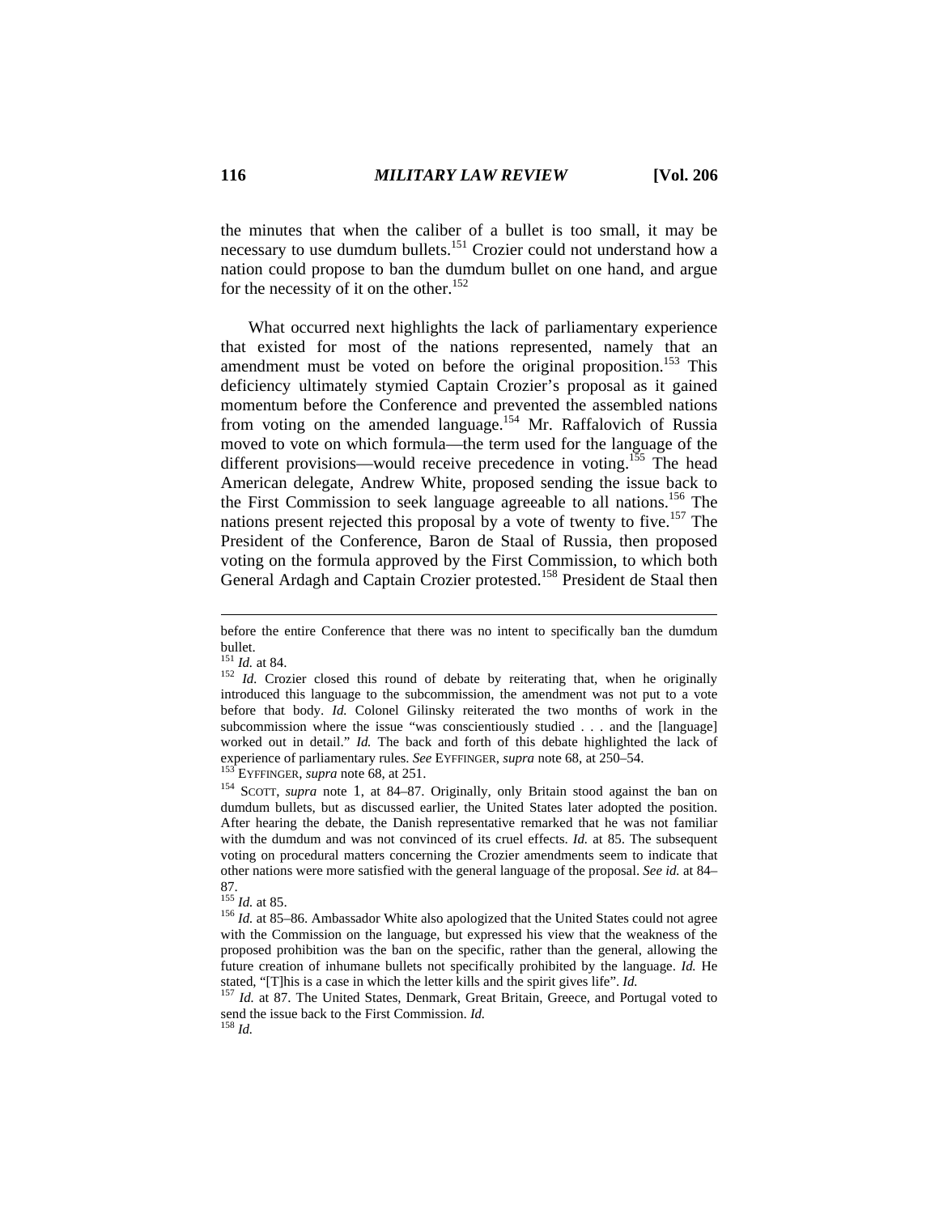the minutes that when the caliber of a bullet is too small, it may be necessary to use dumdum bullets.[151] Crozier could not understand how a nation could propose to ban the dumdum bullet on one hand, and argue for the necessity of it on the other.[152]

What occurred next highlights the lack of parliamentary experience that existed for most of the nations represented, namely that an amendment must be voted on before the original proposition.[153] This deficiency ultimately stymied Captain Crozier's proposal as it gained momentum before the Conference and prevented the assembled nations from voting on the amended language.[154] Mr. Raffalovich of Russia moved to vote on which formula—the term used for the language of the different provisions—would receive precedence in voting.[155] The head American delegate, Andrew White, proposed sending the issue back to the First Commission to seek language agreeable to all nations.[156] The nations present rejected this proposal by a vote of twenty to five.[157] The President of the Conference, Baron de Staal of Russia, then proposed voting on the formula approved by the First Commission, to which both General Ardagh and Captain Crozier protested.[158] President de Staal then

---

before the entire Conference that there was no intent to specifically ban the dumdum bullet.

[151] *Id.* at 84.

[152] *Id.* Crozier closed this round of debate by reiterating that, when he originally introduced this language to the subcommission, the amendment was not put to a vote before that body. *Id.* Colonel Gilinsky reiterated the two months of work in the subcommission where the issue "was conscientiously studied . . . and the [language] worked out in detail." *Id.* The back and forth of this debate highlighted the lack of experience of parliamentary rules. *See* EYFFINGER, *supra* note 68, at 250–54.

[153] EYFFINGER, *supra* note 68, at 251.

[154] SCOTT, *supra* note 1, at 84–87. Originally, only Britain stood against the ban on dumdum bullets, but as discussed earlier, the United States later adopted the position. After hearing the debate, the Danish representative remarked that he was not familiar with the dumdum and was not convinced of its cruel effects. *Id.* at 85. The subsequent voting on procedural matters concerning the Crozier amendments seem to indicate that other nations were more satisfied with the general language of the proposal. *See id.* at 84–87.

[155] *Id.* at 85.

[156] *Id.* at 85–86. Ambassador White also apologized that the United States could not agree with the Commission on the language, but expressed his view that the weakness of the proposed prohibition was the ban on the specific, rather than the general, allowing the future creation of inhumane bullets not specifically prohibited by the language. *Id.* He stated, "[T]his is a case in which the letter kills and the spirit gives life". *Id.*

[157] *Id.* at 87. The United States, Denmark, Great Britain, Greece, and Portugal voted to send the issue back to the First Commission. *Id.*

[158] *Id.*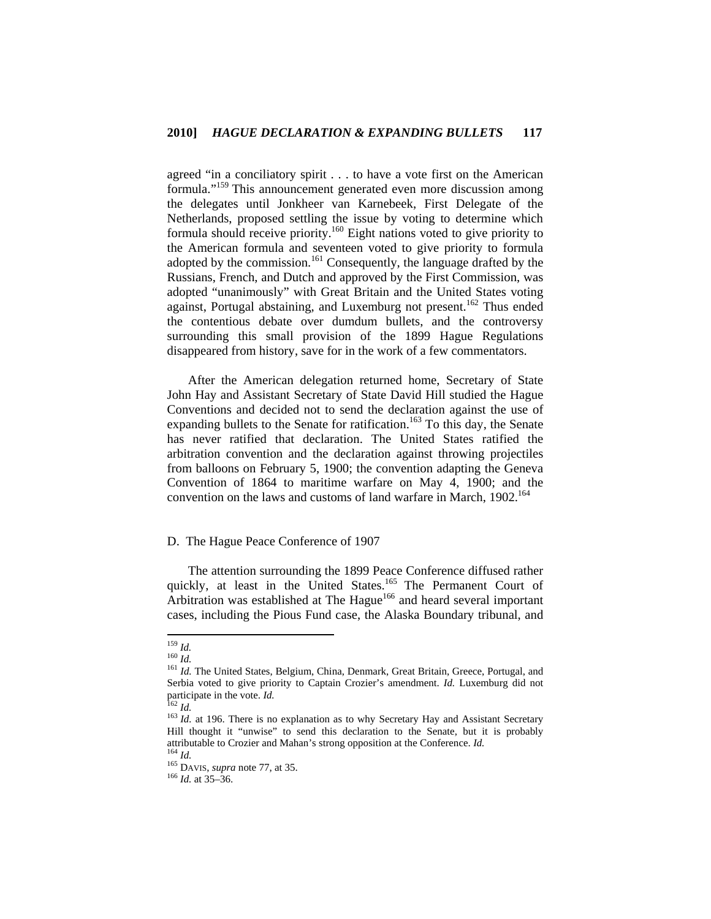agreed "in a conciliatory spirit . . . to have a vote first on the American formula."[159] This announcement generated even more discussion among the delegates until Jonkheer van Karnebeek, First Delegate of the Netherlands, proposed settling the issue by voting to determine which formula should receive priority.[160] Eight nations voted to give priority to the American formula and seventeen voted to give priority to formula adopted by the commission.[161] Consequently, the language drafted by the Russians, French, and Dutch and approved by the First Commission, was adopted "unanimously" with Great Britain and the United States voting against, Portugal abstaining, and Luxemburg not present.[162] Thus ended the contentious debate over dumdum bullets, and the controversy surrounding this small provision of the 1899 Hague Regulations disappeared from history, save for in the work of a few commentators.

After the American delegation returned home, Secretary of State John Hay and Assistant Secretary of State David Hill studied the Hague Conventions and decided not to send the declaration against the use of expanding bullets to the Senate for ratification.[163] To this day, the Senate has never ratified that declaration. The United States ratified the arbitration convention and the declaration against throwing projectiles from balloons on February 5, 1900; the convention adapting the Geneva Convention of 1864 to maritime warfare on May 4, 1900; and the convention on the laws and customs of land warfare in March, 1902.[164]

## D. The Hague Peace Conference of 1907

The attention surrounding the 1899 Peace Conference diffused rather quickly, at least in the United States.[165] The Permanent Court of Arbitration was established at The Hague[166] and heard several important cases, including the Pious Fund case, the Alaska Boundary tribunal, and

---

[159] *Id.*

[160] *Id.*

[161] *Id.* The United States, Belgium, China, Denmark, Great Britain, Greece, Portugal, and Serbia voted to give priority to Captain Crozier's amendment. *Id.* Luxemburg did not participate in the vote. *Id.*

[162] *Id.*

[163] *Id.* at 196. There is no explanation as to why Secretary Hay and Assistant Secretary Hill thought it "unwise" to send this declaration to the Senate, but it is probably attributable to Crozier and Mahan's strong opposition at the Conference. *Id.*

[164] *Id.*

[165] DAVIS, *supra* note 77, at 35.

[166] *Id.* at 35–36.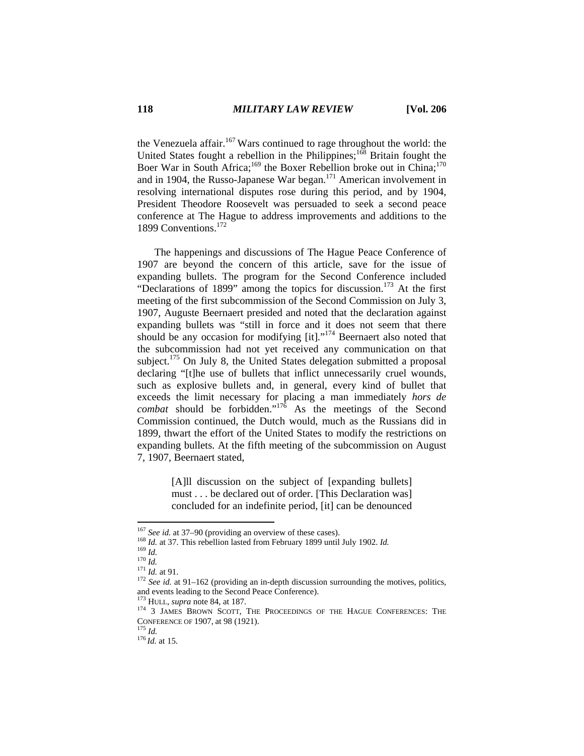the Venezuela affair.[167] Wars continued to rage throughout the world: the United States fought a rebellion in the Philippines;[168] Britain fought the Boer War in South Africa;[169] the Boxer Rebellion broke out in China;[170] and in 1904, the Russo-Japanese War began.[171] American involvement in resolving international disputes rose during this period, and by 1904, President Theodore Roosevelt was persuaded to seek a second peace conference at The Hague to address improvements and additions to the 1899 Conventions.[172]

The happenings and discussions of The Hague Peace Conference of 1907 are beyond the concern of this article, save for the issue of expanding bullets. The program for the Second Conference included "Declarations of 1899" among the topics for discussion.[173] At the first meeting of the first subcommission of the Second Commission on July 3, 1907, Auguste Beernaert presided and noted that the declaration against expanding bullets was "still in force and it does not seem that there should be any occasion for modifying [it]."[174] Beernaert also noted that the subcommission had not yet received any communication on that subject.[175] On July 8, the United States delegation submitted a proposal declaring "[t]he use of bullets that inflict unnecessarily cruel wounds, such as explosive bullets and, in general, every kind of bullet that exceeds the limit necessary for placing a man immediately *hors de combat* should be forbidden."[176] As the meetings of the Second Commission continued, the Dutch would, much as the Russians did in 1899, thwart the effort of the United States to modify the restrictions on expanding bullets. At the fifth meeting of the subcommission on August 7, 1907, Beernaert stated,

> [A]ll discussion on the subject of [expanding bullets] must . . . be declared out of order. [This Declaration was] concluded for an indefinite period, [it] can be denounced

---

[167] *See id.* at 37–90 (providing an overview of these cases).
[168] *Id.* at 37. This rebellion lasted from February 1899 until July 1902. *Id.*
[169] *Id.*
[170] *Id.*
[171] *Id.* at 91.
[172] *See id.* at 91–162 (providing an in-depth discussion surrounding the motives, politics, and events leading to the Second Peace Conference).
[173] HULL, *supra* note 84, at 187.
[174] 3 JAMES BROWN SCOTT, THE PROCEEDINGS OF THE HAGUE CONFERENCES: THE CONFERENCE OF 1907, at 98 (1921).
[175] *Id.*
[176] *Id.* at 15.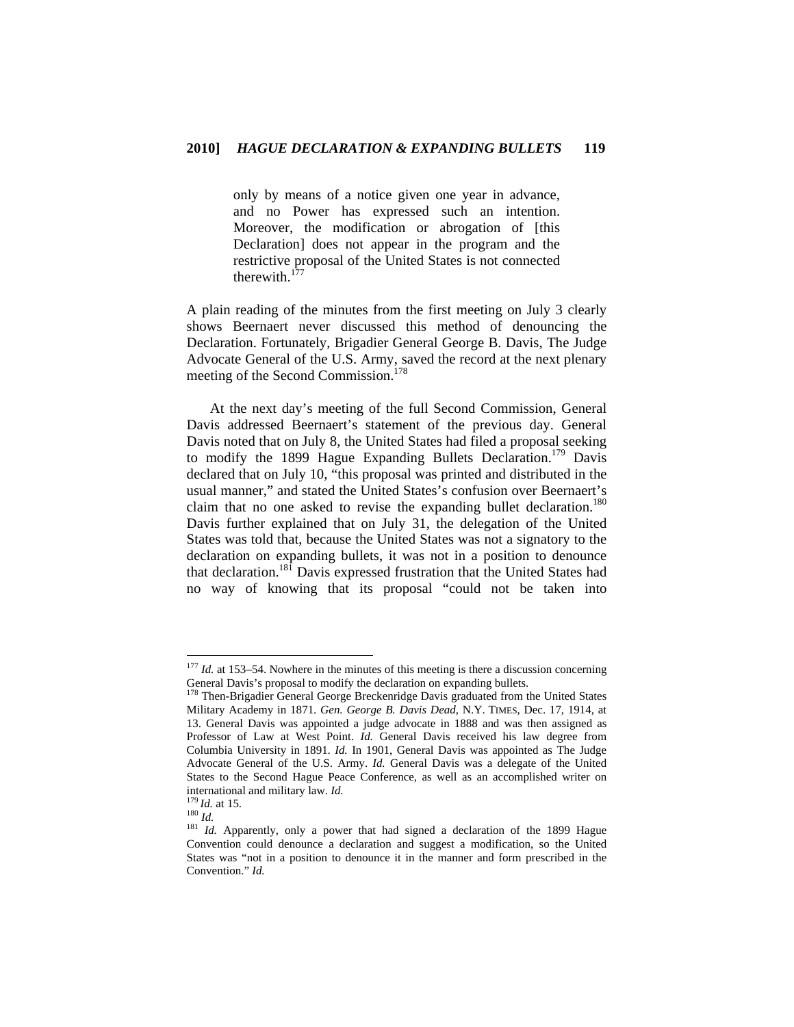> only by means of a notice given one year in advance, and no Power has expressed such an intention. Moreover, the modification or abrogation of [this Declaration] does not appear in the program and the restrictive proposal of the United States is not connected therewith.[177]

A plain reading of the minutes from the first meeting on July 3 clearly shows Beernaert never discussed this method of denouncing the Declaration. Fortunately, Brigadier General George B. Davis, The Judge Advocate General of the U.S. Army, saved the record at the next plenary meeting of the Second Commission.[178]

At the next day's meeting of the full Second Commission, General Davis addressed Beernaert's statement of the previous day. General Davis noted that on July 8, the United States had filed a proposal seeking to modify the 1899 Hague Expanding Bullets Declaration.[179] Davis declared that on July 10, "this proposal was printed and distributed in the usual manner," and stated the United States's confusion over Beernaert's claim that no one asked to revise the expanding bullet declaration.[180] Davis further explained that on July 31, the delegation of the United States was told that, because the United States was not a signatory to the declaration on expanding bullets, it was not in a position to denounce that declaration.[181] Davis expressed frustration that the United States had no way of knowing that its proposal "could not be taken into

---

[177] *Id.* at 153–54. Nowhere in the minutes of this meeting is there a discussion concerning General Davis's proposal to modify the declaration on expanding bullets.

[178] Then-Brigadier General George Breckenridge Davis graduated from the United States Military Academy in 1871. *Gen. George B. Davis Dead*, N.Y. TIMES, Dec. 17, 1914, at 13. General Davis was appointed a judge advocate in 1888 and was then assigned as Professor of Law at West Point. *Id.* General Davis received his law degree from Columbia University in 1891. *Id.* In 1901, General Davis was appointed as The Judge Advocate General of the U.S. Army. *Id.* General Davis was a delegate of the United States to the Second Hague Peace Conference, as well as an accomplished writer on international and military law. *Id.*

[179] *Id.* at 15.

[180] *Id.*

[181] *Id.* Apparently, only a power that had signed a declaration of the 1899 Hague Convention could denounce a declaration and suggest a modification, so the United States was "not in a position to denounce it in the manner and form prescribed in the Convention." *Id.*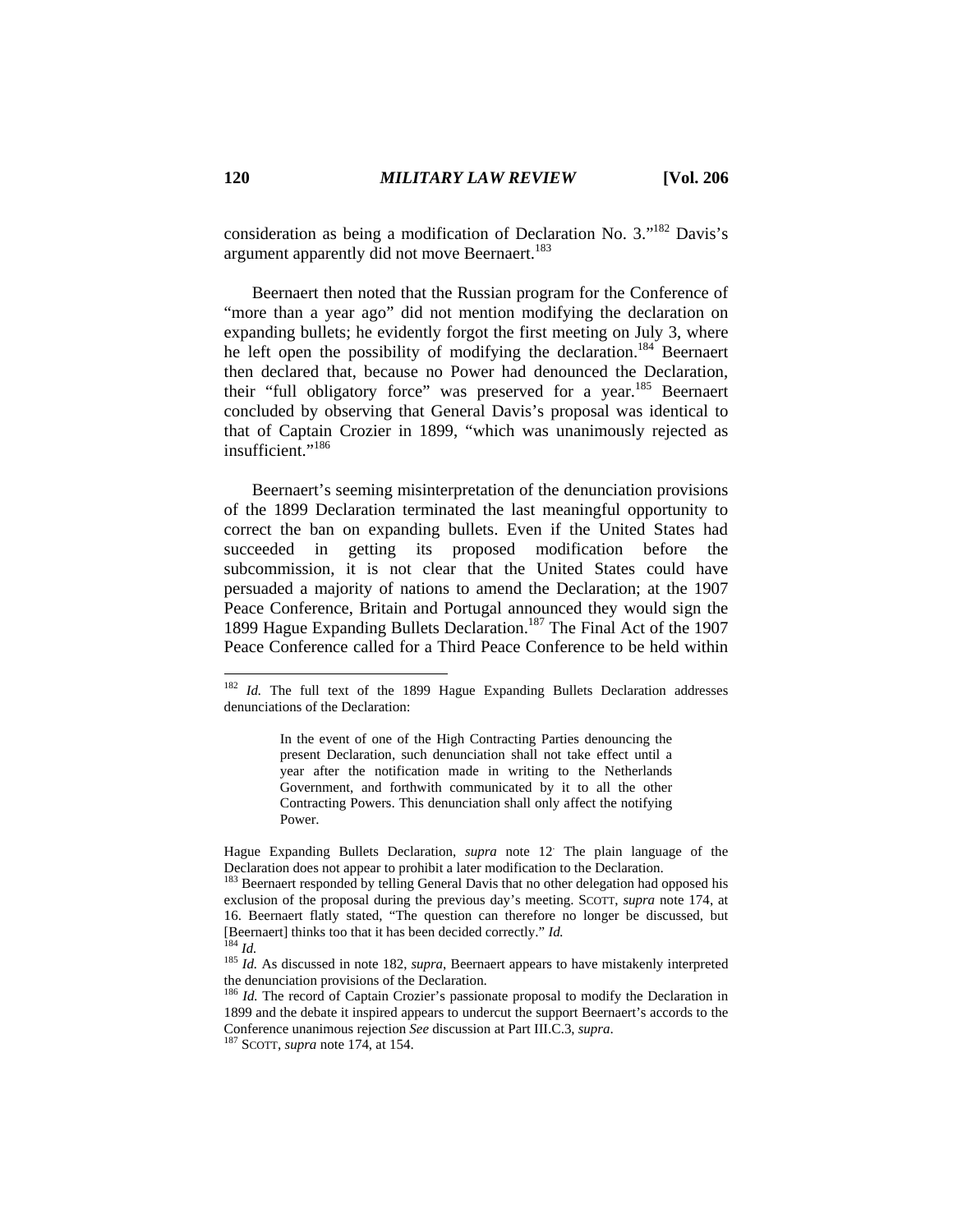consideration as being a modification of Declaration No. 3."[182] Davis's argument apparently did not move Beernaert.[183]

Beernaert then noted that the Russian program for the Conference of "more than a year ago" did not mention modifying the declaration on expanding bullets; he evidently forgot the first meeting on July 3, where he left open the possibility of modifying the declaration.[184] Beernaert then declared that, because no Power had denounced the Declaration, their "full obligatory force" was preserved for a year.[185] Beernaert concluded by observing that General Davis's proposal was identical to that of Captain Crozier in 1899, "which was unanimously rejected as insufficient."[186]

Beernaert's seeming misinterpretation of the denunciation provisions of the 1899 Declaration terminated the last meaningful opportunity to correct the ban on expanding bullets. Even if the United States had succeeded in getting its proposed modification before the subcommission, it is not clear that the United States could have persuaded a majority of nations to amend the Declaration; at the 1907 Peace Conference, Britain and Portugal announced they would sign the 1899 Hague Expanding Bullets Declaration.[187] The Final Act of the 1907 Peace Conference called for a Third Peace Conference to be held within

---

[182] *Id.* The full text of the 1899 Hague Expanding Bullets Declaration addresses denunciations of the Declaration:

> In the event of one of the High Contracting Parties denouncing the present Declaration, such denunciation shall not take effect until a year after the notification made in writing to the Netherlands Government, and forthwith communicated by it to all the other Contracting Powers. This denunciation shall only affect the notifying Power.

Hague Expanding Bullets Declaration, *supra* note 12. The plain language of the Declaration does not appear to prohibit a later modification to the Declaration.

[183] Beernaert responded by telling General Davis that no other delegation had opposed his exclusion of the proposal during the previous day's meeting. SCOTT, *supra* note 174, at 16. Beernaert flatly stated, "The question can therefore no longer be discussed, but [Beernaert] thinks too that it has been decided correctly." *Id.*

[184] *Id.*

[185] *Id.* As discussed in note 182, *supra*, Beernaert appears to have mistakenly interpreted the denunciation provisions of the Declaration.

[186] *Id.* The record of Captain Crozier's passionate proposal to modify the Declaration in 1899 and the debate it inspired appears to undercut the support Beernaert's accords to the Conference unanimous rejection *See* discussion at Part III.C.3, *supra*.

[187] SCOTT, *supra* note 174, at 154.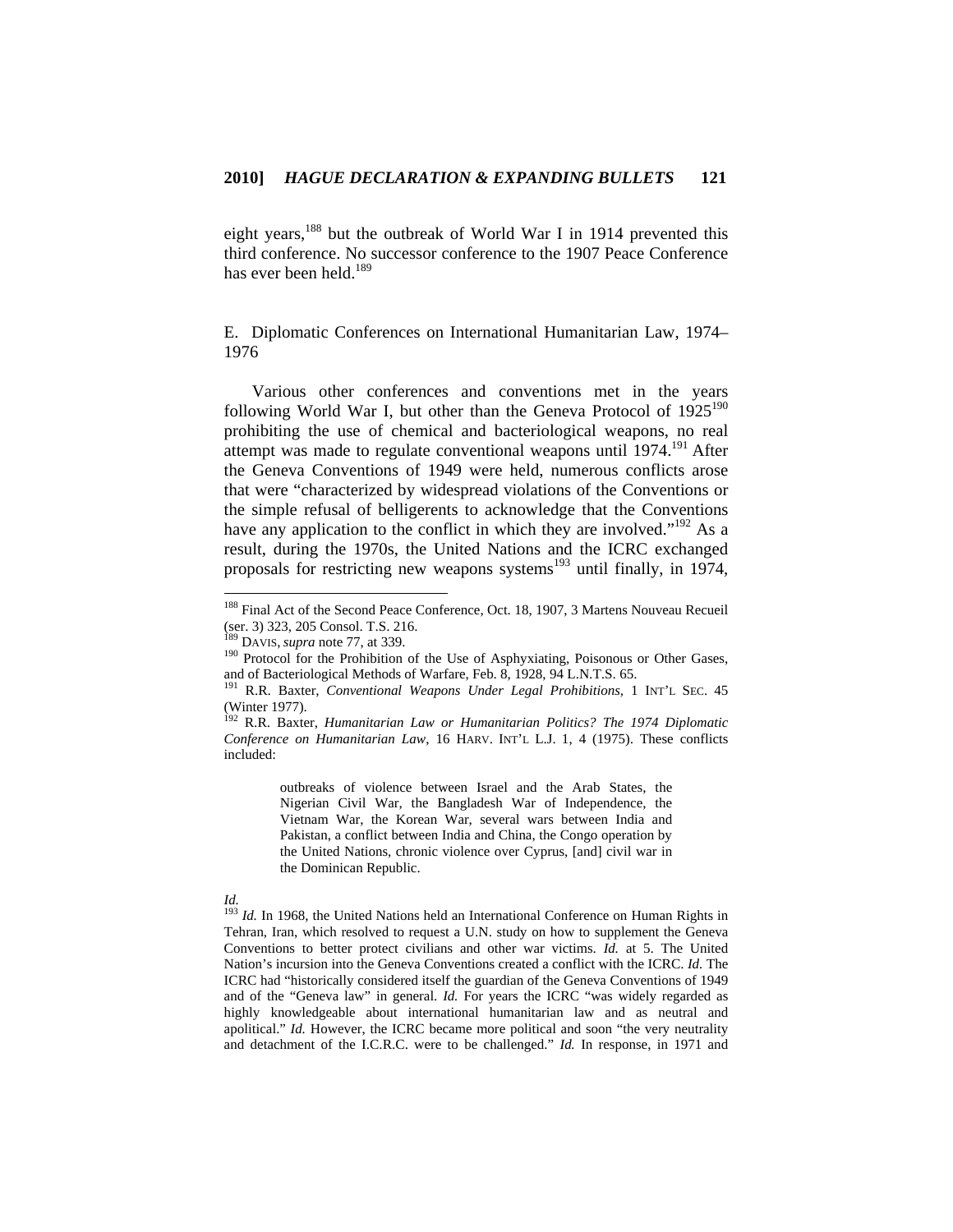eight years,[188] but the outbreak of World War I in 1914 prevented this third conference. No successor conference to the 1907 Peace Conference has ever been held.[189]

## E. Diplomatic Conferences on International Humanitarian Law, 1974–1976

Various other conferences and conventions met in the years following World War I, but other than the Geneva Protocol of 1925[190] prohibiting the use of chemical and bacteriological weapons, no real attempt was made to regulate conventional weapons until 1974.[191] After the Geneva Conventions of 1949 were held, numerous conflicts arose that were "characterized by widespread violations of the Conventions or the simple refusal of belligerents to acknowledge that the Conventions have any application to the conflict in which they are involved."[192] As a result, during the 1970s, the United Nations and the ICRC exchanged proposals for restricting new weapons systems[193] until finally, in 1974,

---

[188] Final Act of the Second Peace Conference, Oct. 18, 1907, 3 Martens Nouveau Recueil (ser. 3) 323, 205 Consol. T.S. 216.

[189] DAVIS, *supra* note 77, at 339.

[190] Protocol for the Prohibition of the Use of Asphyxiating, Poisonous or Other Gases, and of Bacteriological Methods of Warfare, Feb. 8, 1928, 94 L.N.T.S. 65.

[191] R.R. Baxter, *Conventional Weapons Under Legal Prohibitions*, 1 INT'L SEC. 45 (Winter 1977).

[192] R.R. Baxter, *Humanitarian Law or Humanitarian Politics? The 1974 Diplomatic Conference on Humanitarian Law*, 16 HARV. INT'L L.J. 1, 4 (1975). These conflicts included:

> outbreaks of violence between Israel and the Arab States, the Nigerian Civil War, the Bangladesh War of Independence, the Vietnam War, the Korean War, several wars between India and Pakistan, a conflict between India and China, the Congo operation by the United Nations, chronic violence over Cyprus, [and] civil war in the Dominican Republic.

*Id.*

[193] *Id.* In 1968, the United Nations held an International Conference on Human Rights in Tehran, Iran, which resolved to request a U.N. study on how to supplement the Geneva Conventions to better protect civilians and other war victims. *Id.* at 5. The United Nation's incursion into the Geneva Conventions created a conflict with the ICRC. *Id.* The ICRC had "historically considered itself the guardian of the Geneva Conventions of 1949 and of the "Geneva law" in general. *Id.* For years the ICRC "was widely regarded as highly knowledgeable about international humanitarian law and as neutral and apolitical." *Id.* However, the ICRC became more political and soon "the very neutrality and detachment of the I.C.R.C. were to be challenged." *Id.* In response, in 1971 and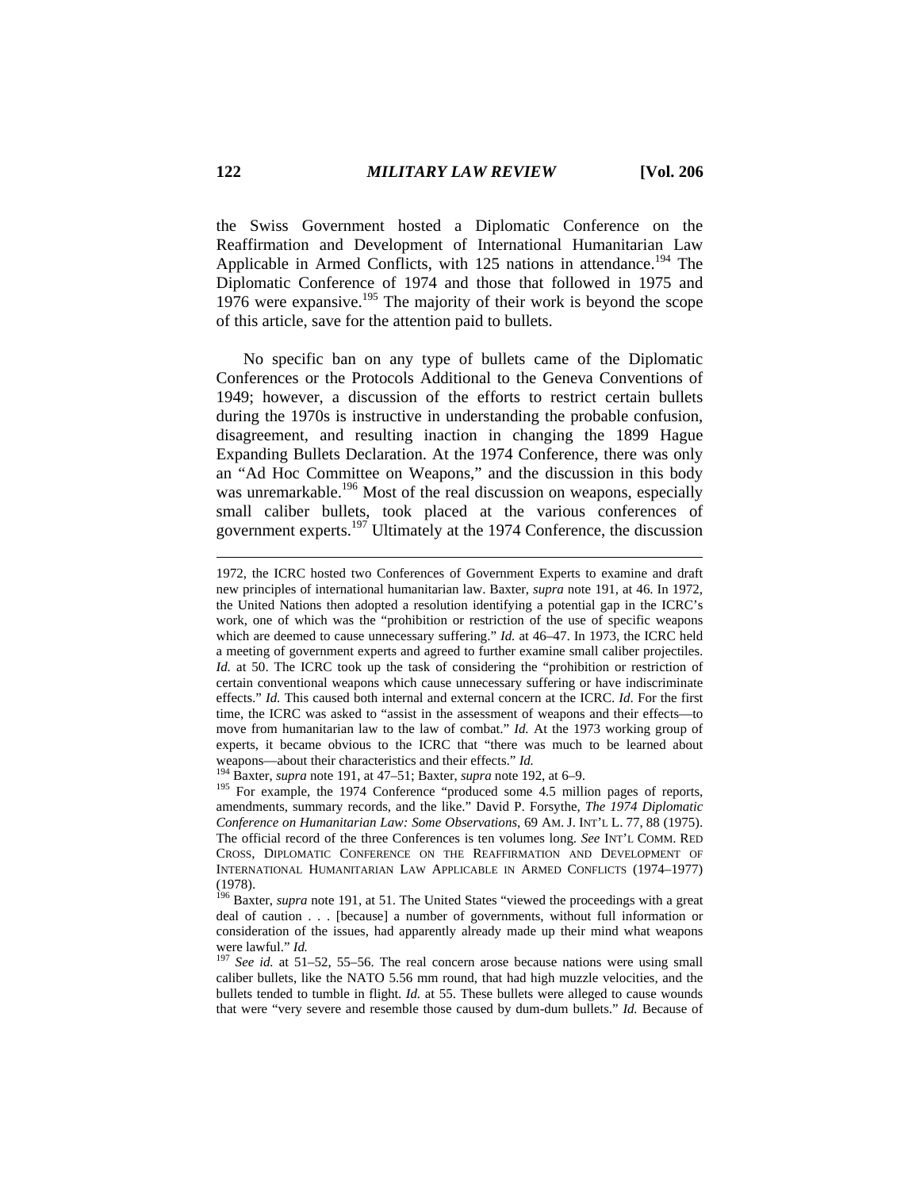the Swiss Government hosted a Diplomatic Conference on the Reaffirmation and Development of International Humanitarian Law Applicable in Armed Conflicts, with 125 nations in attendance.[194] The Diplomatic Conference of 1974 and those that followed in 1975 and 1976 were expansive.[195] The majority of their work is beyond the scope of this article, save for the attention paid to bullets.

No specific ban on any type of bullets came of the Diplomatic Conferences or the Protocols Additional to the Geneva Conventions of 1949; however, a discussion of the efforts to restrict certain bullets during the 1970s is instructive in understanding the probable confusion, disagreement, and resulting inaction in changing the 1899 Hague Expanding Bullets Declaration. At the 1974 Conference, there was only an "Ad Hoc Committee on Weapons," and the discussion in this body was unremarkable.[196] Most of the real discussion on weapons, especially small caliber bullets, took placed at the various conferences of government experts.[197] Ultimately at the 1974 Conference, the discussion

---

1972, the ICRC hosted two Conferences of Government Experts to examine and draft new principles of international humanitarian law. Baxter, *supra* note 191, at 46. In 1972, the United Nations then adopted a resolution identifying a potential gap in the ICRC's work, one of which was the "prohibition or restriction of the use of specific weapons which are deemed to cause unnecessary suffering." *Id.* at 46–47. In 1973, the ICRC held a meeting of government experts and agreed to further examine small caliber projectiles. *Id.* at 50. The ICRC took up the task of considering the "prohibition or restriction of certain conventional weapons which cause unnecessary suffering or have indiscriminate effects." *Id.* This caused both internal and external concern at the ICRC. *Id*. For the first time, the ICRC was asked to "assist in the assessment of weapons and their effects—to move from humanitarian law to the law of combat." *Id.* At the 1973 working group of experts, it became obvious to the ICRC that "there was much to be learned about weapons—about their characteristics and their effects." *Id.*

[194] Baxter, *supra* note 191, at 47–51; Baxter, *supra* note 192, at 6–9.

[195] For example, the 1974 Conference "produced some 4.5 million pages of reports, amendments, summary records, and the like." David P. Forsythe, *The 1974 Diplomatic Conference on Humanitarian Law: Some Observations*, 69 AM. J. INT'L L. 77, 88 (1975). The official record of the three Conferences is ten volumes long. *See* INT'L COMM. RED CROSS, DIPLOMATIC CONFERENCE ON THE REAFFIRMATION AND DEVELOPMENT OF INTERNATIONAL HUMANITARIAN LAW APPLICABLE IN ARMED CONFLICTS (1974–1977) (1978).

[196] Baxter, *supra* note 191, at 51. The United States "viewed the proceedings with a great deal of caution . . . [because] a number of governments, without full information or consideration of the issues, had apparently already made up their mind what weapons were lawful." *Id.*

[197] *See id.* at 51–52, 55–56. The real concern arose because nations were using small caliber bullets, like the NATO 5.56 mm round, that had high muzzle velocities, and the bullets tended to tumble in flight. *Id.* at 55. These bullets were alleged to cause wounds that were "very severe and resemble those caused by dum-dum bullets." *Id.* Because of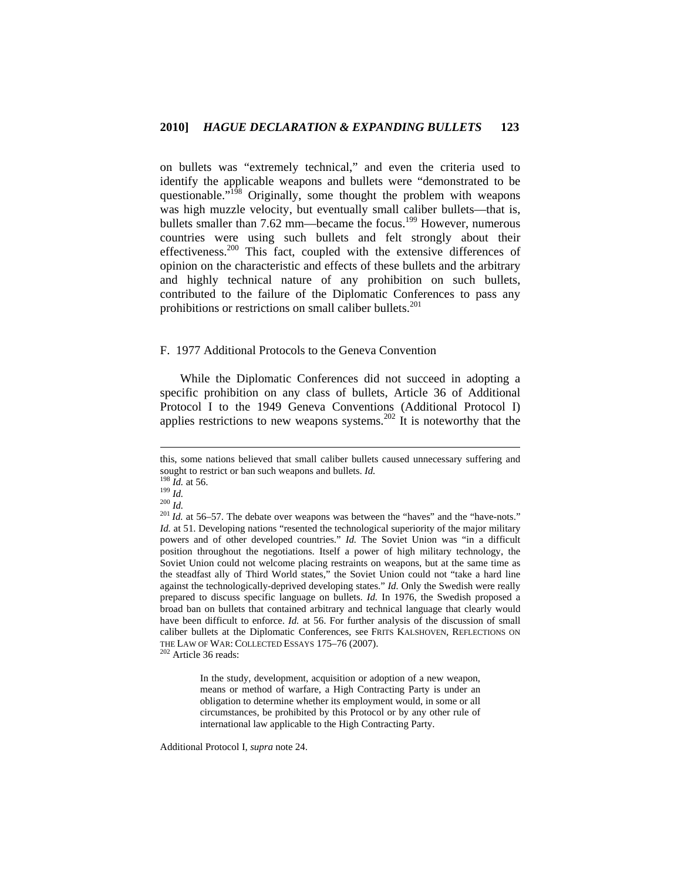on bullets was "extremely technical," and even the criteria used to identify the applicable weapons and bullets were "demonstrated to be questionable."[198] Originally, some thought the problem with weapons was high muzzle velocity, but eventually small caliber bullets—that is, bullets smaller than 7.62 mm—became the focus.[199] However, numerous countries were using such bullets and felt strongly about their effectiveness.[200] This fact, coupled with the extensive differences of opinion on the characteristic and effects of these bullets and the arbitrary and highly technical nature of any prohibition on such bullets, contributed to the failure of the Diplomatic Conferences to pass any prohibitions or restrictions on small caliber bullets.[201]

### F. 1977 Additional Protocols to the Geneva Convention

While the Diplomatic Conferences did not succeed in adopting a specific prohibition on any class of bullets, Article 36 of Additional Protocol I to the 1949 Geneva Conventions (Additional Protocol I) applies restrictions to new weapons systems.[202] It is noteworthy that the

---

this, some nations believed that small caliber bullets caused unnecessary suffering and sought to restrict or ban such weapons and bullets. *Id.*

[198] *Id.* at 56.

[199] *Id.*

[200] *Id.*

[201] *Id.* at 56–57. The debate over weapons was between the "haves" and the "have-nots." *Id.* at 51. Developing nations "resented the technological superiority of the major military powers and of other developed countries." *Id.* The Soviet Union was "in a difficult position throughout the negotiations. Itself a power of high military technology, the Soviet Union could not welcome placing restraints on weapons, but at the same time as the steadfast ally of Third World states," the Soviet Union could not "take a hard line against the technologically-deprived developing states." *Id.* Only the Swedish were really prepared to discuss specific language on bullets. *Id.* In 1976, the Swedish proposed a broad ban on bullets that contained arbitrary and technical language that clearly would have been difficult to enforce. *Id.* at 56. For further analysis of the discussion of small caliber bullets at the Diplomatic Conferences, see FRITS KALSHOVEN, REFLECTIONS ON THE LAW OF WAR: COLLECTED ESSAYS 175–76 (2007).

[202] Article 36 reads:

> In the study, development, acquisition or adoption of a new weapon, means or method of warfare, a High Contracting Party is under an obligation to determine whether its employment would, in some or all circumstances, be prohibited by this Protocol or by any other rule of international law applicable to the High Contracting Party.

Additional Protocol I, *supra* note 24.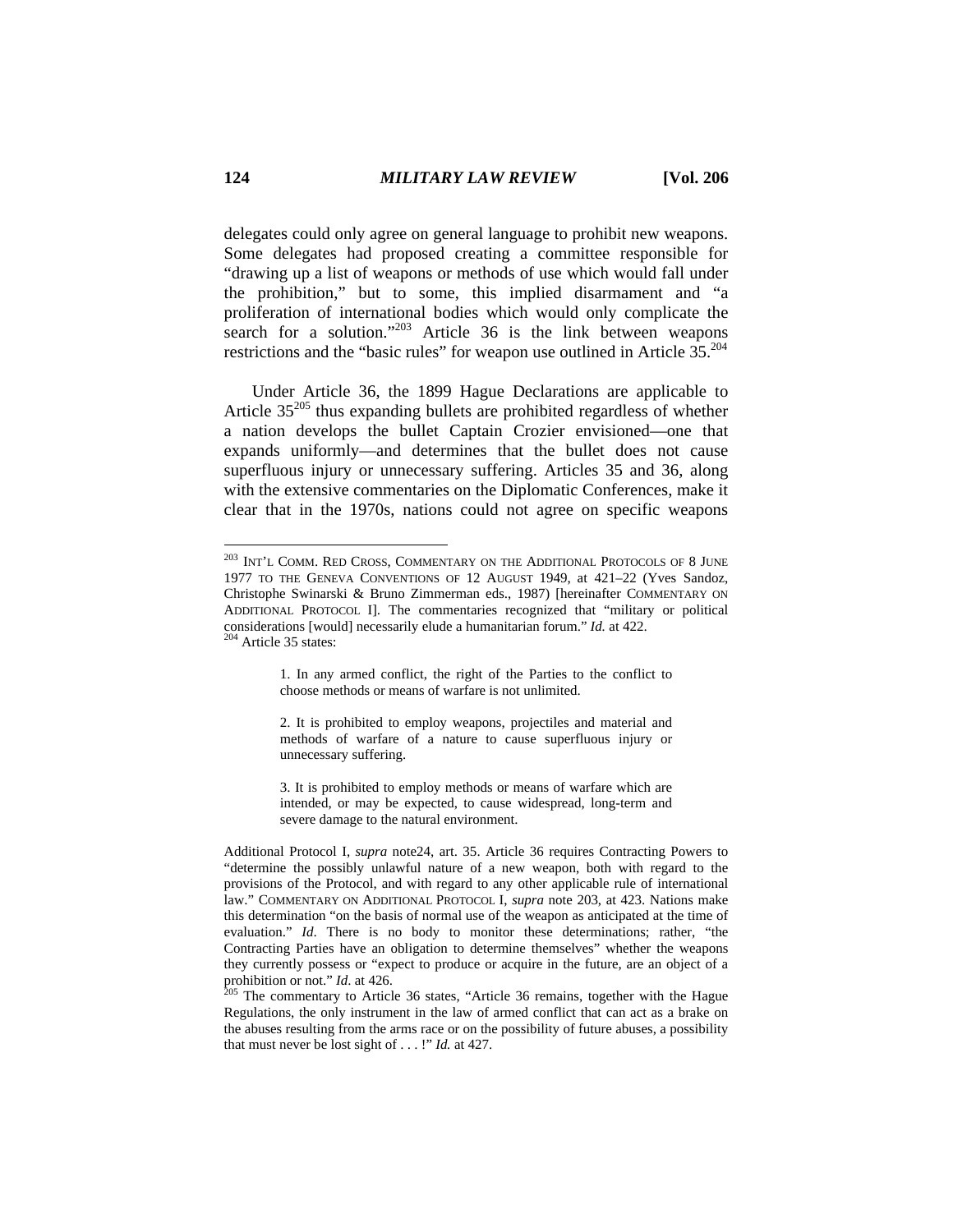delegates could only agree on general language to prohibit new weapons. Some delegates had proposed creating a committee responsible for "drawing up a list of weapons or methods of use which would fall under the prohibition," but to some, this implied disarmament and "a proliferation of international bodies which would only complicate the search for a solution."[203] Article 36 is the link between weapons restrictions and the "basic rules" for weapon use outlined in Article 35.[204]

Under Article 36, the 1899 Hague Declarations are applicable to Article 35[205] thus expanding bullets are prohibited regardless of whether a nation develops the bullet Captain Crozier envisioned—one that expands uniformly—and determines that the bullet does not cause superfluous injury or unnecessary suffering. Articles 35 and 36, along with the extensive commentaries on the Diplomatic Conferences, make it clear that in the 1970s, nations could not agree on specific weapons

---

[203] INT'L COMM. RED CROSS, COMMENTARY ON THE ADDITIONAL PROTOCOLS OF 8 JUNE 1977 TO THE GENEVA CONVENTIONS OF 12 AUGUST 1949, at 421–22 (Yves Sandoz, Christophe Swinarski & Bruno Zimmerman eds., 1987) [hereinafter COMMENTARY ON ADDITIONAL PROTOCOL I]. The commentaries recognized that "military or political considerations [would] necessarily elude a humanitarian forum." *Id.* at 422.

[204] Article 35 states:

> 1. In any armed conflict, the right of the Parties to the conflict to choose methods or means of warfare is not unlimited.
>
> 2. It is prohibited to employ weapons, projectiles and material and methods of warfare of a nature to cause superfluous injury or unnecessary suffering.
>
> 3. It is prohibited to employ methods or means of warfare which are intended, or may be expected, to cause widespread, long-term and severe damage to the natural environment.

Additional Protocol I, *supra* note24, art. 35. Article 36 requires Contracting Powers to "determine the possibly unlawful nature of a new weapon, both with regard to the provisions of the Protocol, and with regard to any other applicable rule of international law." COMMENTARY ON ADDITIONAL PROTOCOL I, *supra* note 203, at 423. Nations make this determination "on the basis of normal use of the weapon as anticipated at the time of evaluation." *Id*. There is no body to monitor these determinations; rather, "the Contracting Parties have an obligation to determine themselves" whether the weapons they currently possess or "expect to produce or acquire in the future, are an object of a prohibition or not." *Id*. at 426.

[205] The commentary to Article 36 states, "Article 36 remains, together with the Hague Regulations, the only instrument in the law of armed conflict that can act as a brake on the abuses resulting from the arms race or on the possibility of future abuses, a possibility that must never be lost sight of . . . !" *Id.* at 427.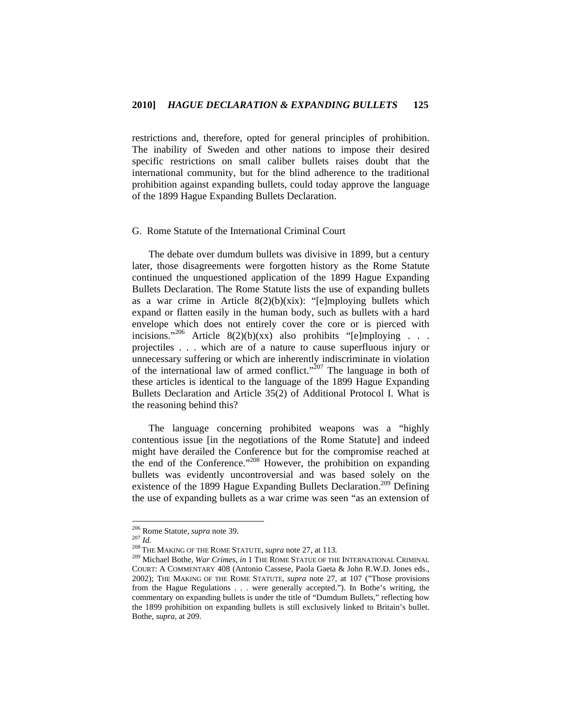restrictions and, therefore, opted for general principles of prohibition. The inability of Sweden and other nations to impose their desired specific restrictions on small caliber bullets raises doubt that the international community, but for the blind adherence to the traditional prohibition against expanding bullets, could today approve the language of the 1899 Hague Expanding Bullets Declaration.

## G. Rome Statute of the International Criminal Court

The debate over dumdum bullets was divisive in 1899, but a century later, those disagreements were forgotten history as the Rome Statute continued the unquestioned application of the 1899 Hague Expanding Bullets Declaration. The Rome Statute lists the use of expanding bullets as a war crime in Article 8(2)(b)(xix): "[e]mploying bullets which expand or flatten easily in the human body, such as bullets with a hard envelope which does not entirely cover the core or is pierced with incisions."[206] Article 8(2)(b)(xx) also prohibits "[e]mploying . . . projectiles . . . which are of a nature to cause superfluous injury or unnecessary suffering or which are inherently indiscriminate in violation of the international law of armed conflict."[207] The language in both of these articles is identical to the language of the 1899 Hague Expanding Bullets Declaration and Article 35(2) of Additional Protocol I. What is the reasoning behind this?

The language concerning prohibited weapons was a "highly contentious issue [in the negotiations of the Rome Statute] and indeed might have derailed the Conference but for the compromise reached at the end of the Conference."[208] However, the prohibition on expanding bullets was evidently uncontroversial and was based solely on the existence of the 1899 Hague Expanding Bullets Declaration.[209] Defining the use of expanding bullets as a war crime was seen "as an extension of

---

[206] Rome Statute, *supra* note 39.

[207] *Id.*

[208] THE MAKING OF THE ROME STATUTE, *supra* note 27, at 113.

[209] Michael Bothe, *War Crimes*, *in* 1 THE ROME STATUE OF THE INTERNATIONAL CRIMINAL COURT: A COMMENTARY 408 (Antonio Cassese, Paola Gaeta & John R.W.D. Jones eds., 2002); THE MAKING OF THE ROME STATUTE, *supra* note 27, at 107 ("Those provisions from the Hague Regulations . . . were generally accepted."). In Bothe's writing, the commentary on expanding bullets is under the title of "Dumdum Bullets," reflecting how the 1899 prohibition on expanding bullets is still exclusively linked to Britain's bullet. Bothe, *supra*, at 209.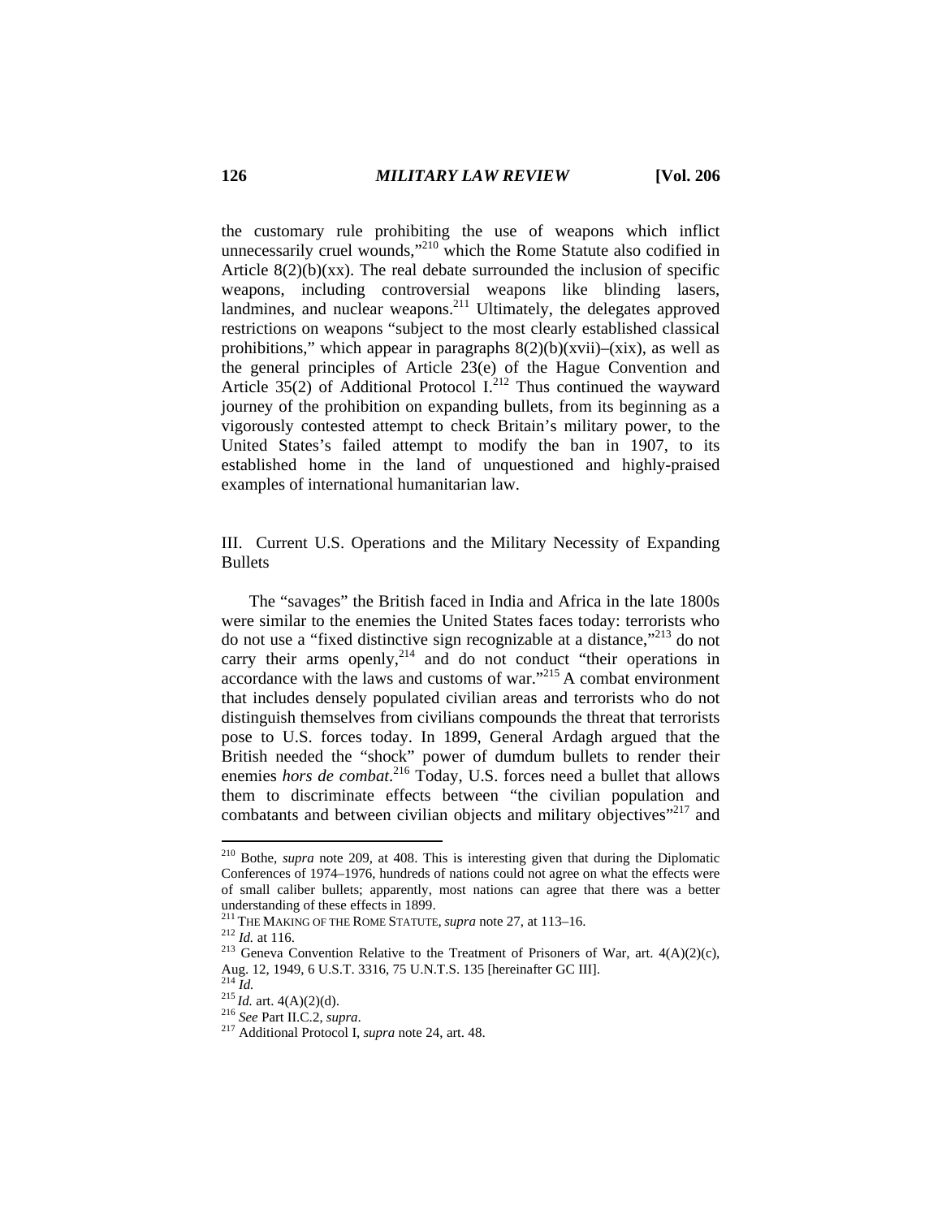the customary rule prohibiting the use of weapons which inflict unnecessarily cruel wounds,"[210] which the Rome Statute also codified in Article 8(2)(b)(xx). The real debate surrounded the inclusion of specific weapons, including controversial weapons like blinding lasers, landmines, and nuclear weapons.[211] Ultimately, the delegates approved restrictions on weapons "subject to the most clearly established classical prohibitions," which appear in paragraphs 8(2)(b)(xvii)–(xix), as well as the general principles of Article 23(e) of the Hague Convention and Article 35(2) of Additional Protocol I.[212] Thus continued the wayward journey of the prohibition on expanding bullets, from its beginning as a vigorously contested attempt to check Britain's military power, to the United States's failed attempt to modify the ban in 1907, to its established home in the land of unquestioned and highly-praised examples of international humanitarian law.

## III. Current U.S. Operations and the Military Necessity of Expanding Bullets

The "savages" the British faced in India and Africa in the late 1800s were similar to the enemies the United States faces today: terrorists who do not use a "fixed distinctive sign recognizable at a distance,"[213] do not carry their arms openly,[214] and do not conduct "their operations in accordance with the laws and customs of war."[215] A combat environment that includes densely populated civilian areas and terrorists who do not distinguish themselves from civilians compounds the threat that terrorists pose to U.S. forces today. In 1899, General Ardagh argued that the British needed the "shock" power of dumdum bullets to render their enemies *hors de combat*.[216] Today, U.S. forces need a bullet that allows them to discriminate effects between "the civilian population and combatants and between civilian objects and military objectives"[217] and

---

[210] Bothe, *supra* note 209, at 408. This is interesting given that during the Diplomatic Conferences of 1974–1976, hundreds of nations could not agree on what the effects were of small caliber bullets; apparently, most nations can agree that there was a better understanding of these effects in 1899.

[211] THE MAKING OF THE ROME STATUTE, *supra* note 27, at 113–16.

[212] *Id.* at 116.

[213] Geneva Convention Relative to the Treatment of Prisoners of War, art. 4(A)(2)(c), Aug. 12, 1949, 6 U.S.T. 3316, 75 U.N.T.S. 135 [hereinafter GC III].

[214] *Id.*

[215] *Id.* art. 4(A)(2)(d).

[216] *See* Part II.C.2, *supra*.

[217] Additional Protocol I, *supra* note 24, art. 48.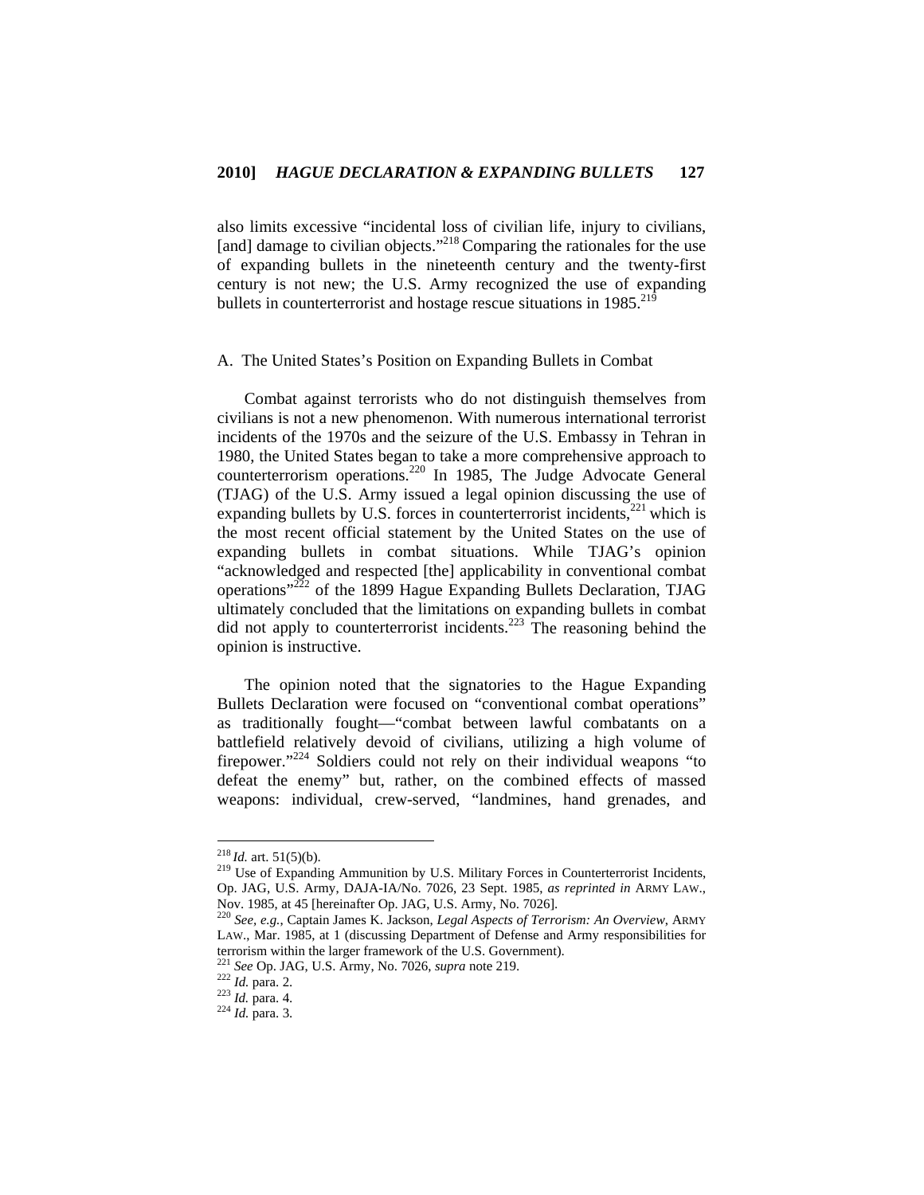also limits excessive "incidental loss of civilian life, injury to civilians, [and] damage to civilian objects."[218] Comparing the rationales for the use of expanding bullets in the nineteenth century and the twenty-first century is not new; the U.S. Army recognized the use of expanding bullets in counterterrorist and hostage rescue situations in 1985.[219]

### A. The United States's Position on Expanding Bullets in Combat

Combat against terrorists who do not distinguish themselves from civilians is not a new phenomenon. With numerous international terrorist incidents of the 1970s and the seizure of the U.S. Embassy in Tehran in 1980, the United States began to take a more comprehensive approach to counterterrorism operations.[220] In 1985, The Judge Advocate General (TJAG) of the U.S. Army issued a legal opinion discussing the use of expanding bullets by U.S. forces in counterterrorist incidents,[221] which is the most recent official statement by the United States on the use of expanding bullets in combat situations. While TJAG's opinion "acknowledged and respected [the] applicability in conventional combat operations"[222] of the 1899 Hague Expanding Bullets Declaration, TJAG ultimately concluded that the limitations on expanding bullets in combat did not apply to counterterrorist incidents.[223] The reasoning behind the opinion is instructive.

The opinion noted that the signatories to the Hague Expanding Bullets Declaration were focused on "conventional combat operations" as traditionally fought—"combat between lawful combatants on a battlefield relatively devoid of civilians, utilizing a high volume of firepower."[224] Soldiers could not rely on their individual weapons "to defeat the enemy" but, rather, on the combined effects of massed weapons: individual, crew-served, "landmines, hand grenades, and

---

[218] *Id.* art. 51(5)(b).

[219] Use of Expanding Ammunition by U.S. Military Forces in Counterterrorist Incidents, Op. JAG, U.S. Army, DAJA-IA/No. 7026, 23 Sept. 1985, *as reprinted in* ARMY LAW., Nov. 1985, at 45 [hereinafter Op. JAG, U.S. Army, No. 7026].

[220] *See, e.g.*, Captain James K. Jackson, *Legal Aspects of Terrorism: An Overview*, ARMY LAW., Mar. 1985, at 1 (discussing Department of Defense and Army responsibilities for terrorism within the larger framework of the U.S. Government).

[221] *See* Op. JAG, U.S. Army, No. 7026, *supra* note 219.

[222] *Id.* para. 2.

[223] *Id.* para. 4.

[224] *Id.* para. 3.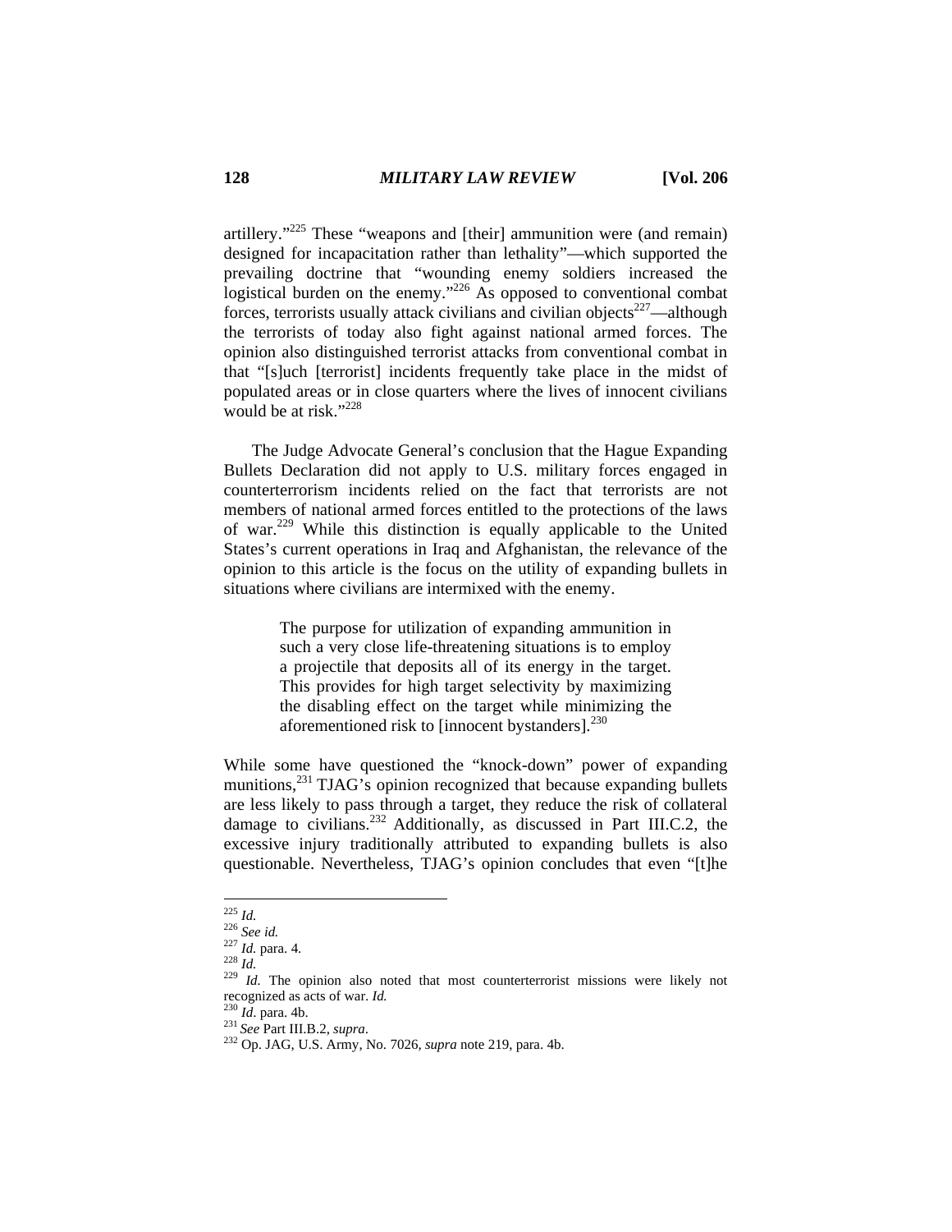artillery."[225] These "weapons and [their] ammunition were (and remain) designed for incapacitation rather than lethality"—which supported the prevailing doctrine that "wounding enemy soldiers increased the logistical burden on the enemy."[226] As opposed to conventional combat forces, terrorists usually attack civilians and civilian objects[227]—although the terrorists of today also fight against national armed forces. The opinion also distinguished terrorist attacks from conventional combat in that "[s]uch [terrorist] incidents frequently take place in the midst of populated areas or in close quarters where the lives of innocent civilians would be at risk."[228]

The Judge Advocate General's conclusion that the Hague Expanding Bullets Declaration did not apply to U.S. military forces engaged in counterterrorism incidents relied on the fact that terrorists are not members of national armed forces entitled to the protections of the laws of war.[229] While this distinction is equally applicable to the United States's current operations in Iraq and Afghanistan, the relevance of the opinion to this article is the focus on the utility of expanding bullets in situations where civilians are intermixed with the enemy.

> The purpose for utilization of expanding ammunition in such a very close life-threatening situations is to employ a projectile that deposits all of its energy in the target. This provides for high target selectivity by maximizing the disabling effect on the target while minimizing the aforementioned risk to [innocent bystanders].[230]

While some have questioned the "knock-down" power of expanding munitions,[231] TJAG's opinion recognized that because expanding bullets are less likely to pass through a target, they reduce the risk of collateral damage to civilians.[232] Additionally, as discussed in Part III.C.2, the excessive injury traditionally attributed to expanding bullets is also questionable. Nevertheless, TJAG's opinion concludes that even "[t]he

---

[225] *Id.*

[226] *See id.*

[227] *Id.* para. 4.

[228] *Id.*

[229] *Id.* The opinion also noted that most counterterrorist missions were likely not recognized as acts of war. *Id.*

[230] *Id*. para. 4b.

[231] *See* Part III.B.2, *supra*.

[232] Op. JAG, U.S. Army, No. 7026, *supra* note 219, para. 4b.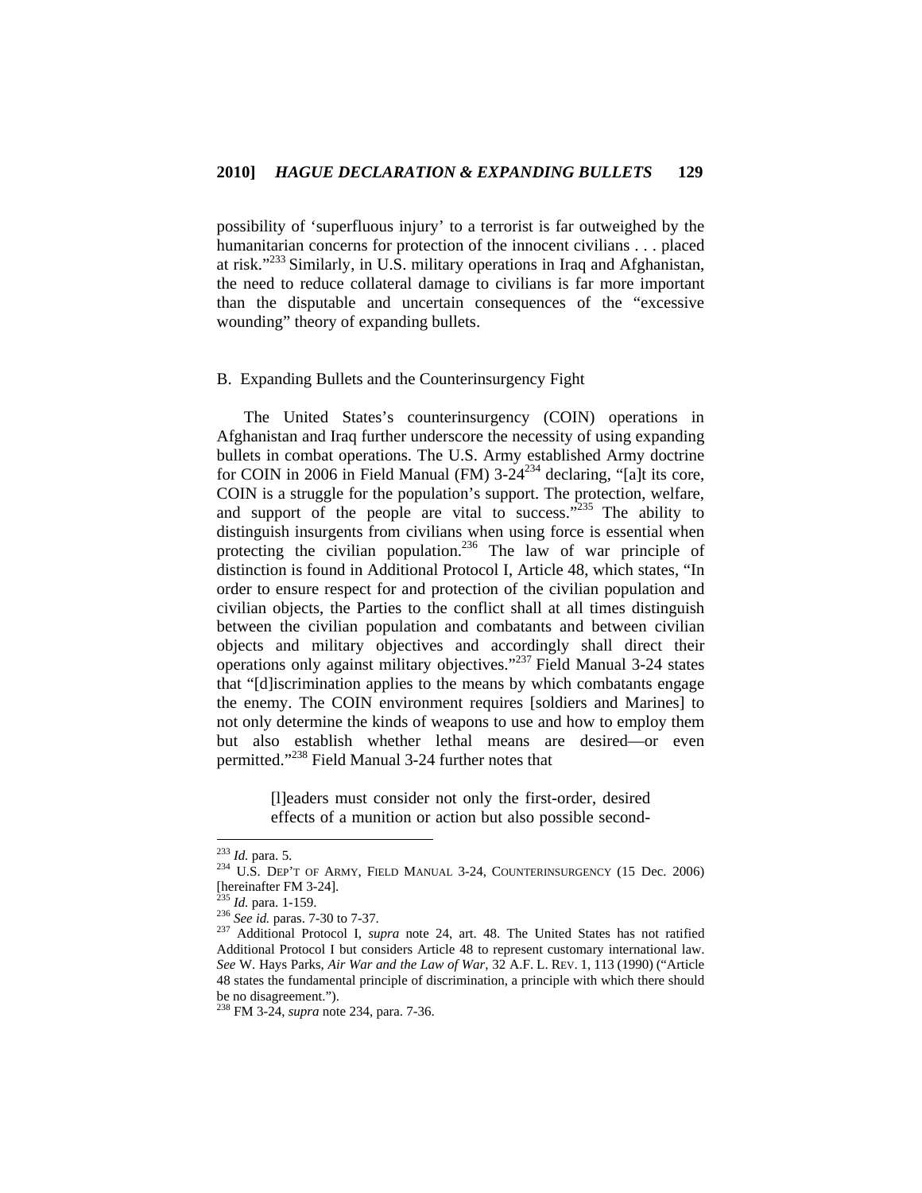possibility of 'superfluous injury' to a terrorist is far outweighed by the humanitarian concerns for protection of the innocent civilians . . . placed at risk."[233] Similarly, in U.S. military operations in Iraq and Afghanistan, the need to reduce collateral damage to civilians is far more important than the disputable and uncertain consequences of the "excessive wounding" theory of expanding bullets.

## B. Expanding Bullets and the Counterinsurgency Fight

The United States's counterinsurgency (COIN) operations in Afghanistan and Iraq further underscore the necessity of using expanding bullets in combat operations. The U.S. Army established Army doctrine for COIN in 2006 in Field Manual (FM) 3-24[234] declaring, "[a]t its core, COIN is a struggle for the population's support. The protection, welfare, and support of the people are vital to success."[235] The ability to distinguish insurgents from civilians when using force is essential when protecting the civilian population.[236] The law of war principle of distinction is found in Additional Protocol I, Article 48, which states, "In order to ensure respect for and protection of the civilian population and civilian objects, the Parties to the conflict shall at all times distinguish between the civilian population and combatants and between civilian objects and military objectives and accordingly shall direct their operations only against military objectives."[237] Field Manual 3-24 states that "[d]iscrimination applies to the means by which combatants engage the enemy. The COIN environment requires [soldiers and Marines] to not only determine the kinds of weapons to use and how to employ them but also establish whether lethal means are desired—or even permitted."[238] Field Manual 3-24 further notes that

> [l]eaders must consider not only the first-order, desired effects of a munition or action but also possible second-

---

[233] *Id.* para. 5.

[234] U.S. DEP'T OF ARMY, FIELD MANUAL 3-24, COUNTERINSURGENCY (15 Dec. 2006) [hereinafter FM 3-24].

[235] *Id.* para. 1-159.

[236] *See id.* paras. 7-30 to 7-37.

[237] Additional Protocol I, *supra* note 24, art. 48. The United States has not ratified Additional Protocol I but considers Article 48 to represent customary international law. *See* W. Hays Parks, *Air War and the Law of War*, 32 A.F. L. REV. 1, 113 (1990) ("Article 48 states the fundamental principle of discrimination, a principle with which there should be no disagreement.").

[238] FM 3-24, *supra* note 234, para. 7-36.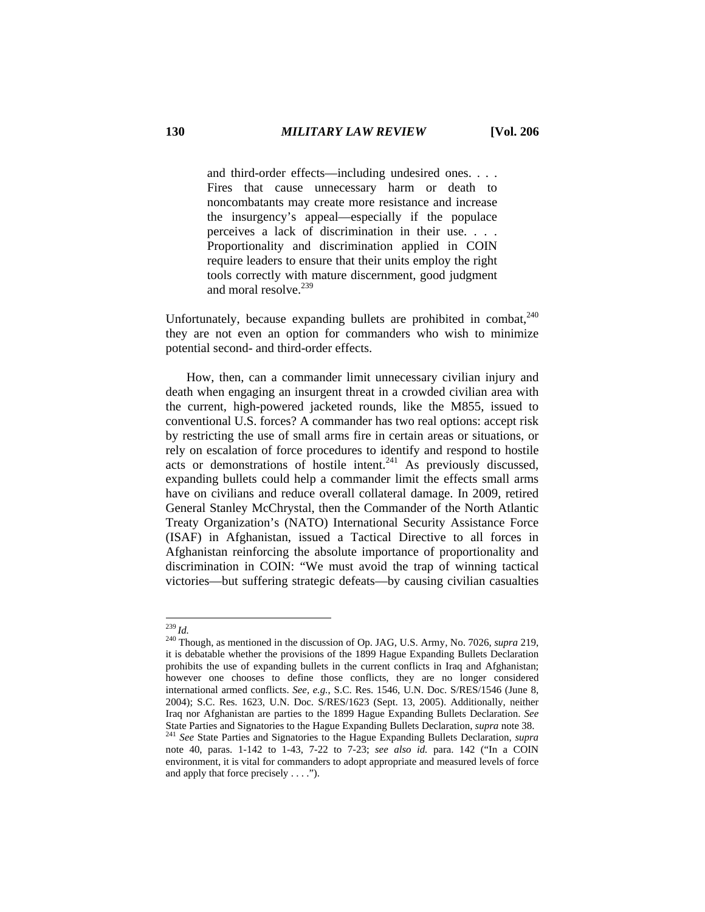> and third-order effects—including undesired ones. . . . Fires that cause unnecessary harm or death to noncombatants may create more resistance and increase the insurgency's appeal—especially if the populace perceives a lack of discrimination in their use. . . . Proportionality and discrimination applied in COIN require leaders to ensure that their units employ the right tools correctly with mature discernment, good judgment and moral resolve.[239]

Unfortunately, because expanding bullets are prohibited in combat,[240] they are not even an option for commanders who wish to minimize potential second- and third-order effects.

How, then, can a commander limit unnecessary civilian injury and death when engaging an insurgent threat in a crowded civilian area with the current, high-powered jacketed rounds, like the M855, issued to conventional U.S. forces? A commander has two real options: accept risk by restricting the use of small arms fire in certain areas or situations, or rely on escalation of force procedures to identify and respond to hostile acts or demonstrations of hostile intent.[241] As previously discussed, expanding bullets could help a commander limit the effects small arms have on civilians and reduce overall collateral damage. In 2009, retired General Stanley McChrystal, then the Commander of the North Atlantic Treaty Organization's (NATO) International Security Assistance Force (ISAF) in Afghanistan, issued a Tactical Directive to all forces in Afghanistan reinforcing the absolute importance of proportionality and discrimination in COIN: "We must avoid the trap of winning tactical victories—but suffering strategic defeats—by causing civilian casualties

---

[239] *Id.*

[240] Though, as mentioned in the discussion of Op. JAG, U.S. Army, No. 7026, *supra* 219, it is debatable whether the provisions of the 1899 Hague Expanding Bullets Declaration prohibits the use of expanding bullets in the current conflicts in Iraq and Afghanistan; however one chooses to define those conflicts, they are no longer considered international armed conflicts. *See, e.g.*, S.C. Res. 1546, U.N. Doc. S/RES/1546 (June 8, 2004); S.C. Res. 1623, U.N. Doc. S/RES/1623 (Sept. 13, 2005). Additionally, neither Iraq nor Afghanistan are parties to the 1899 Hague Expanding Bullets Declaration. *See* State Parties and Signatories to the Hague Expanding Bullets Declaration, *supra* note 38.

[241] *See* State Parties and Signatories to the Hague Expanding Bullets Declaration, *supra* note 40, paras. 1-142 to 1-43, 7-22 to 7-23; *see also id.* para. 142 ("In a COIN environment, it is vital for commanders to adopt appropriate and measured levels of force and apply that force precisely . . . .").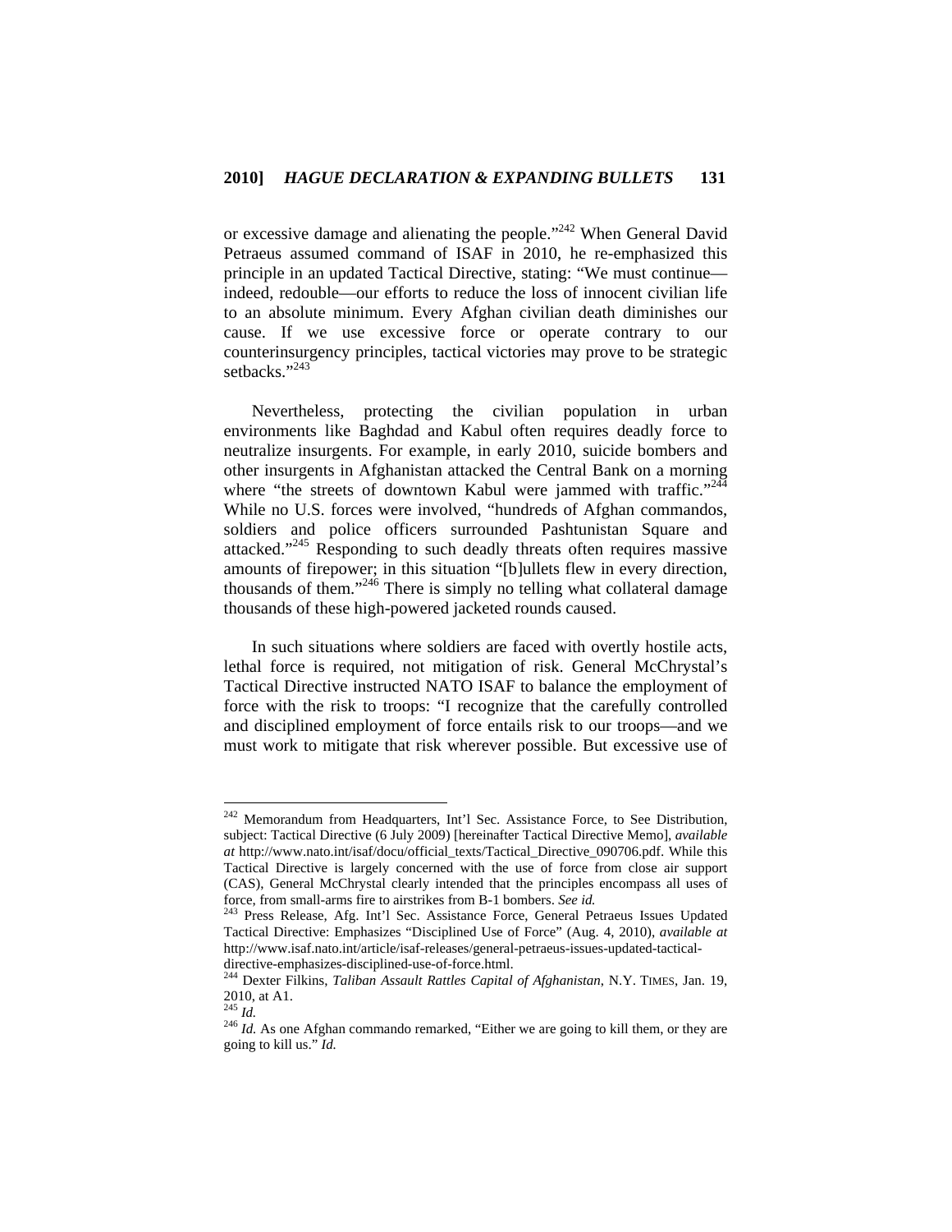or excessive damage and alienating the people."[242] When General David Petraeus assumed command of ISAF in 2010, he re-emphasized this principle in an updated Tactical Directive, stating: "We must continue—indeed, redouble—our efforts to reduce the loss of innocent civilian life to an absolute minimum. Every Afghan civilian death diminishes our cause. If we use excessive force or operate contrary to our counterinsurgency principles, tactical victories may prove to be strategic setbacks."[243]

Nevertheless, protecting the civilian population in urban environments like Baghdad and Kabul often requires deadly force to neutralize insurgents. For example, in early 2010, suicide bombers and other insurgents in Afghanistan attacked the Central Bank on a morning where "the streets of downtown Kabul were jammed with traffic."[244] While no U.S. forces were involved, "hundreds of Afghan commandos, soldiers and police officers surrounded Pashtunistan Square and attacked."[245] Responding to such deadly threats often requires massive amounts of firepower; in this situation "[b]ullets flew in every direction, thousands of them."[246] There is simply no telling what collateral damage thousands of these high-powered jacketed rounds caused.

In such situations where soldiers are faced with overtly hostile acts, lethal force is required, not mitigation of risk. General McChrystal's Tactical Directive instructed NATO ISAF to balance the employment of force with the risk to troops: "I recognize that the carefully controlled and disciplined employment of force entails risk to our troops—and we must work to mitigate that risk wherever possible. But excessive use of

---

[242] Memorandum from Headquarters, Int'l Sec. Assistance Force, to See Distribution, subject: Tactical Directive (6 July 2009) [hereinafter Tactical Directive Memo], *available at* http://www.nato.int/isaf/docu/official_texts/Tactical_Directive_090706.pdf. While this Tactical Directive is largely concerned with the use of force from close air support (CAS), General McChrystal clearly intended that the principles encompass all uses of force, from small-arms fire to airstrikes from B-1 bombers. *See id.*

[243] Press Release, Afg. Int'l Sec. Assistance Force, General Petraeus Issues Updated Tactical Directive: Emphasizes "Disciplined Use of Force" (Aug. 4, 2010), *available at* http://www.isaf.nato.int/article/isaf-releases/general-petraeus-issues-updated-tactical-directive-emphasizes-disciplined-use-of-force.html.

[244] Dexter Filkins, *Taliban Assault Rattles Capital of Afghanistan*, N.Y. TIMES, Jan. 19, 2010, at A1.

[245] *Id.*

[246] *Id.* As one Afghan commando remarked, "Either we are going to kill them, or they are going to kill us." *Id.*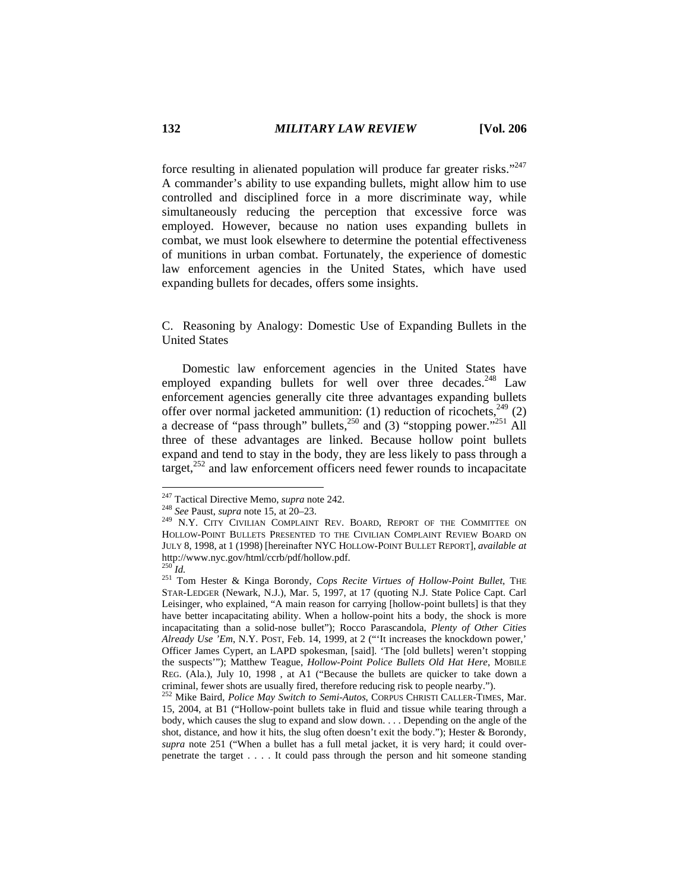force resulting in alienated population will produce far greater risks."[247] A commander's ability to use expanding bullets, might allow him to use controlled and disciplined force in a more discriminate way, while simultaneously reducing the perception that excessive force was employed. However, because no nation uses expanding bullets in combat, we must look elsewhere to determine the potential effectiveness of munitions in urban combat. Fortunately, the experience of domestic law enforcement agencies in the United States, which have used expanding bullets for decades, offers some insights.

### C. Reasoning by Analogy: Domestic Use of Expanding Bullets in the United States

Domestic law enforcement agencies in the United States have employed expanding bullets for well over three decades.[248] Law enforcement agencies generally cite three advantages expanding bullets offer over normal jacketed ammunition: (1) reduction of ricochets,[249] (2) a decrease of "pass through" bullets,[250] and (3) "stopping power."[251] All three of these advantages are linked. Because hollow point bullets expand and tend to stay in the body, they are less likely to pass through a target,[252] and law enforcement officers need fewer rounds to incapacitate

---

[247] Tactical Directive Memo, *supra* note 242.

[248] *See* Paust, *supra* note 15, at 20–23.

[249] N.Y. CITY CIVILIAN COMPLAINT REV. BOARD, REPORT OF THE COMMITTEE ON HOLLOW-POINT BULLETS PRESENTED TO THE CIVILIAN COMPLAINT REVIEW BOARD ON JULY 8, 1998, at 1 (1998) [hereinafter NYC HOLLOW-POINT BULLET REPORT], *available at* http://www.nyc.gov/html/ccrb/pdf/hollow.pdf.

[250] *Id.*

[251] Tom Hester & Kinga Borondy, *Cops Recite Virtues of Hollow-Point Bullet*, THE STAR-LEDGER (Newark, N.J.), Mar. 5, 1997, at 17 (quoting N.J. State Police Capt. Carl Leisinger, who explained, "A main reason for carrying [hollow-point bullets] is that they have better incapacitating ability. When a hollow-point hits a body, the shock is more incapacitating than a solid-nose bullet"); Rocco Parascandola, *Plenty of Other Cities Already Use 'Em*, N.Y. POST, Feb. 14, 1999, at 2 ("'It increases the knockdown power,' Officer James Cypert, an LAPD spokesman, [said]. 'The [old bullets] weren't stopping the suspects'"); Matthew Teague, *Hollow-Point Police Bullets Old Hat Here*, MOBILE REG. (Ala.), July 10, 1998 , at A1 ("Because the bullets are quicker to take down a criminal, fewer shots are usually fired, therefore reducing risk to people nearby.").

[252] Mike Baird, *Police May Switch to Semi-Autos*, CORPUS CHRISTI CALLER-TIMES, Mar. 15, 2004, at B1 ("Hollow-point bullets take in fluid and tissue while tearing through a body, which causes the slug to expand and slow down. . . . Depending on the angle of the shot, distance, and how it hits, the slug often doesn't exit the body."); Hester & Borondy, *supra* note 251 ("When a bullet has a full metal jacket, it is very hard; it could over-penetrate the target . . . . It could pass through the person and hit someone standing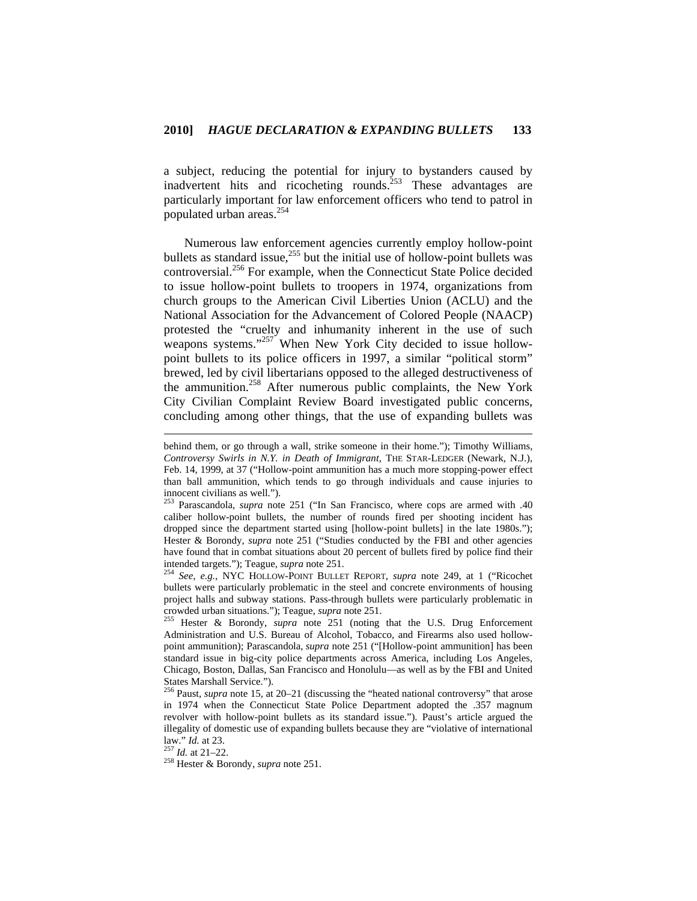a subject, reducing the potential for injury to bystanders caused by inadvertent hits and ricocheting rounds.[253] These advantages are particularly important for law enforcement officers who tend to patrol in populated urban areas.[254]

Numerous law enforcement agencies currently employ hollow-point bullets as standard issue,[255] but the initial use of hollow-point bullets was controversial.[256] For example, when the Connecticut State Police decided to issue hollow-point bullets to troopers in 1974, organizations from church groups to the American Civil Liberties Union (ACLU) and the National Association for the Advancement of Colored People (NAACP) protested the "cruelty and inhumanity inherent in the use of such weapons systems."[257] When New York City decided to issue hollow-point bullets to its police officers in 1997, a similar "political storm" brewed, led by civil libertarians opposed to the alleged destructiveness of the ammunition.[258] After numerous public complaints, the New York City Civilian Complaint Review Board investigated public concerns, concluding among other things, that the use of expanding bullets was

---

behind them, or go through a wall, strike someone in their home."); Timothy Williams, *Controversy Swirls in N.Y. in Death of Immigrant*, THE STAR-LEDGER (Newark, N.J.), Feb. 14, 1999, at 37 ("Hollow-point ammunition has a much more stopping-power effect than ball ammunition, which tends to go through individuals and cause injuries to innocent civilians as well.").

[253] Parascandola, *supra* note 251 ("In San Francisco, where cops are armed with .40 caliber hollow-point bullets, the number of rounds fired per shooting incident has dropped since the department started using [hollow-point bullets] in the late 1980s."); Hester & Borondy, *supra* note 251 ("Studies conducted by the FBI and other agencies have found that in combat situations about 20 percent of bullets fired by police find their intended targets."); Teague, *supra* note 251.

[254] *See, e.g.*, NYC HOLLOW-POINT BULLET REPORT, *supra* note 249, at 1 ("Ricochet bullets were particularly problematic in the steel and concrete environments of housing project halls and subway stations. Pass-through bullets were particularly problematic in crowded urban situations."); Teague, *supra* note 251.

[255] Hester & Borondy, *supra* note 251 (noting that the U.S. Drug Enforcement Administration and U.S. Bureau of Alcohol, Tobacco, and Firearms also used hollow-point ammunition); Parascandola, *supra* note 251 ("[Hollow-point ammunition] has been standard issue in big-city police departments across America, including Los Angeles, Chicago, Boston, Dallas, San Francisco and Honolulu—as well as by the FBI and United States Marshall Service.").

[256] Paust, *supra* note 15, at 20–21 (discussing the "heated national controversy" that arose in 1974 when the Connecticut State Police Department adopted the .357 magnum revolver with hollow-point bullets as its standard issue."). Paust's article argued the illegality of domestic use of expanding bullets because they are "violative of international law." *Id.* at 23.

[257] *Id.* at 21–22.

[258] Hester & Borondy, *supra* note 251.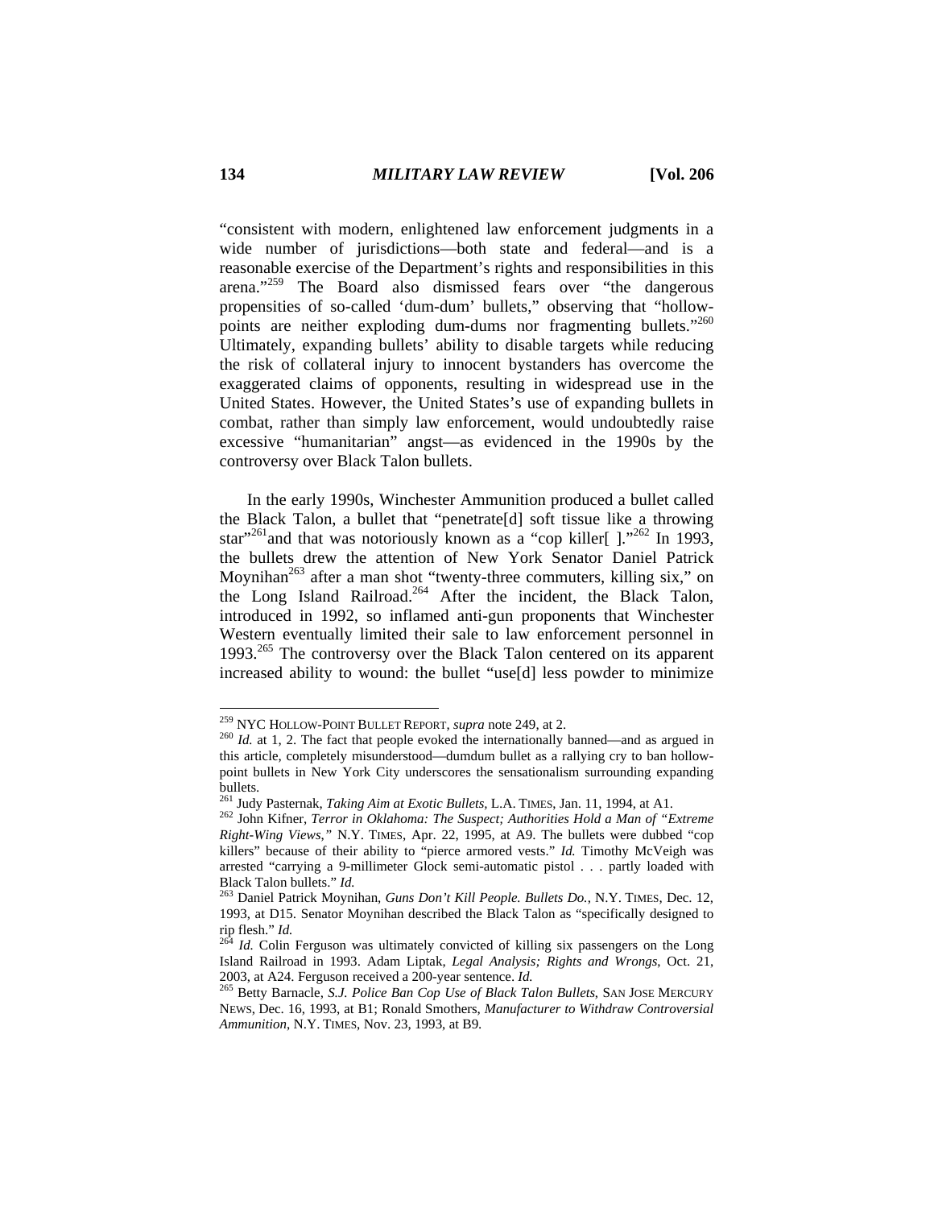"consistent with modern, enlightened law enforcement judgments in a wide number of jurisdictions—both state and federal—and is a reasonable exercise of the Department's rights and responsibilities in this arena."[259] The Board also dismissed fears over "the dangerous propensities of so-called 'dum-dum' bullets," observing that "hollow-points are neither exploding dum-dums nor fragmenting bullets."[260] Ultimately, expanding bullets' ability to disable targets while reducing the risk of collateral injury to innocent bystanders has overcome the exaggerated claims of opponents, resulting in widespread use in the United States. However, the United States's use of expanding bullets in combat, rather than simply law enforcement, would undoubtedly raise excessive "humanitarian" angst—as evidenced in the 1990s by the controversy over Black Talon bullets.

In the early 1990s, Winchester Ammunition produced a bullet called the Black Talon, a bullet that "penetrate[d] soft tissue like a throwing star"[261] and that was notoriously known as a "cop killer[ ]."[262] In 1993, the bullets drew the attention of New York Senator Daniel Patrick Moynihan[263] after a man shot "twenty-three commuters, killing six," on the Long Island Railroad.[264] After the incident, the Black Talon, introduced in 1992, so inflamed anti-gun proponents that Winchester Western eventually limited their sale to law enforcement personnel in 1993.[265] The controversy over the Black Talon centered on its apparent increased ability to wound: the bullet "use[d] less powder to minimize

---

[259] NYC HOLLOW-POINT BULLET REPORT, *supra* note 249, at 2.

[260] *Id.* at 1, 2. The fact that people evoked the internationally banned—and as argued in this article, completely misunderstood—dumdum bullet as a rallying cry to ban hollow-point bullets in New York City underscores the sensationalism surrounding expanding bullets.

[261] Judy Pasternak, *Taking Aim at Exotic Bullets*, L.A. TIMES, Jan. 11, 1994, at A1.

[262] John Kifner, *Terror in Oklahoma: The Suspect; Authorities Hold a Man of "Extreme Right-Wing Views,"* N.Y. TIMES, Apr. 22, 1995, at A9. The bullets were dubbed "cop killers" because of their ability to "pierce armored vests." *Id.* Timothy McVeigh was arrested "carrying a 9-millimeter Glock semi-automatic pistol . . . partly loaded with Black Talon bullets." *Id.*

[263] Daniel Patrick Moynihan, *Guns Don't Kill People. Bullets Do.*, N.Y. TIMES, Dec. 12, 1993, at D15. Senator Moynihan described the Black Talon as "specifically designed to rip flesh." *Id.*

[264] *Id.* Colin Ferguson was ultimately convicted of killing six passengers on the Long Island Railroad in 1993. Adam Liptak, *Legal Analysis; Rights and Wrongs*, Oct. 21, 2003, at A24. Ferguson received a 200-year sentence. *Id.*

[265] Betty Barnacle, *S.J. Police Ban Cop Use of Black Talon Bullets*, SAN JOSE MERCURY NEWS, Dec. 16, 1993, at B1; Ronald Smothers, *Manufacturer to Withdraw Controversial Ammunition*, N.Y. TIMES, Nov. 23, 1993, at B9.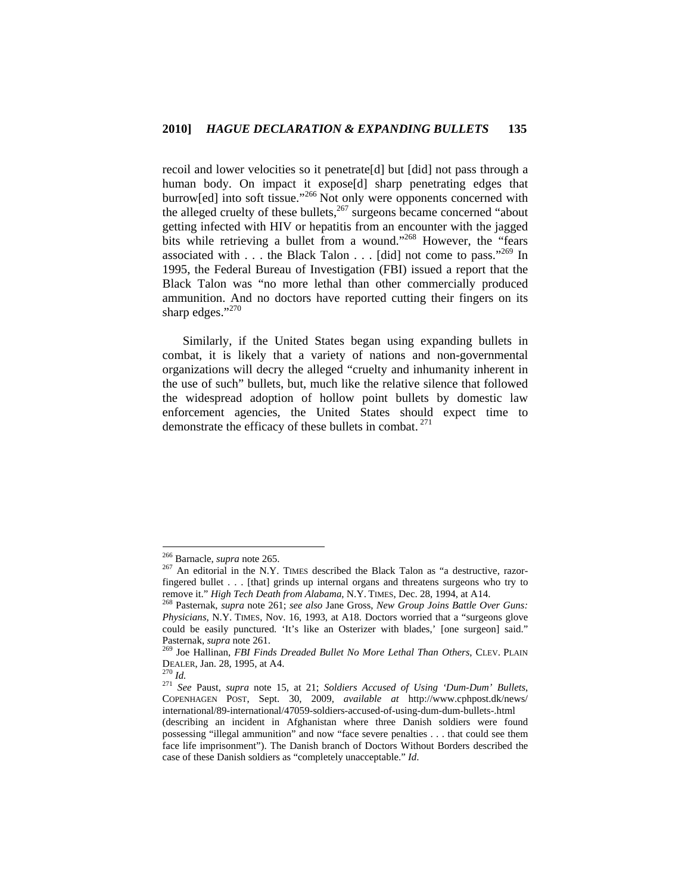recoil and lower velocities so it penetrate[d] but [did] not pass through a human body. On impact it expose[d] sharp penetrating edges that burrow[ed] into soft tissue."[266] Not only were opponents concerned with the alleged cruelty of these bullets,[267] surgeons became concerned "about getting infected with HIV or hepatitis from an encounter with the jagged bits while retrieving a bullet from a wound."[268] However, the "fears associated with . . . the Black Talon . . . [did] not come to pass."[269] In 1995, the Federal Bureau of Investigation (FBI) issued a report that the Black Talon was "no more lethal than other commercially produced ammunition. And no doctors have reported cutting their fingers on its sharp edges."[270]

Similarly, if the United States began using expanding bullets in combat, it is likely that a variety of nations and non-governmental organizations will decry the alleged "cruelty and inhumanity inherent in the use of such" bullets, but, much like the relative silence that followed the widespread adoption of hollow point bullets by domestic law enforcement agencies, the United States should expect time to demonstrate the efficacy of these bullets in combat.[271]

---

[266] Barnacle, *supra* note 265.

[267] An editorial in the N.Y. TIMES described the Black Talon as "a destructive, razor-fingered bullet . . . [that] grinds up internal organs and threatens surgeons who try to remove it." *High Tech Death from Alabama*, N.Y. TIMES, Dec. 28, 1994, at A14.

[268] Pasternak, *supra* note 261; *see also* Jane Gross, *New Group Joins Battle Over Guns: Physicians*, N.Y. TIMES, Nov. 16, 1993, at A18. Doctors worried that a "surgeons glove could be easily punctured. 'It's like an Osterizer with blades,' [one surgeon] said." Pasternak, *supra* note 261.

[269] Joe Hallinan, *FBI Finds Dreaded Bullet No More Lethal Than Others*, CLEV. PLAIN DEALER, Jan. 28, 1995, at A4.

[270] *Id.*

[271] *See* Paust, *supra* note 15, at 21; *Soldiers Accused of Using 'Dum-Dum' Bullets*, COPENHAGEN POST, Sept. 30, 2009, *available at* http://www.cphpost.dk/news/international/89-international/47059-soldiers-accused-of-using-dum-dum-bullets-.html (describing an incident in Afghanistan where three Danish soldiers were found possessing "illegal ammunition" and now "face severe penalties . . . that could see them face life imprisonment"). The Danish branch of Doctors Without Borders described the case of these Danish soldiers as "completely unacceptable." *Id.*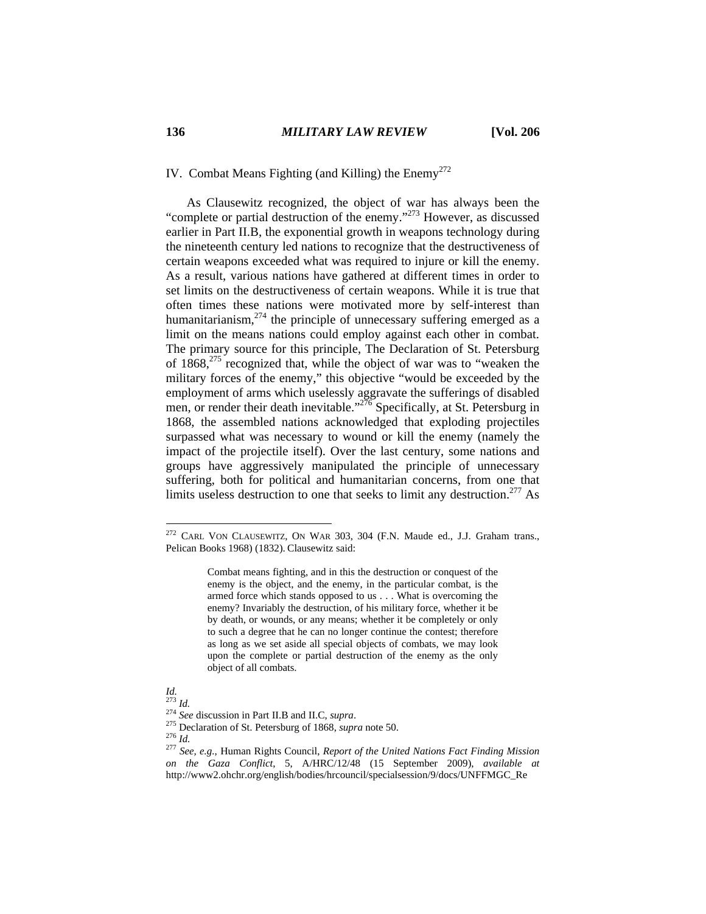## IV. Combat Means Fighting (and Killing) the Enemy[272]

As Clausewitz recognized, the object of war has always been the "complete or partial destruction of the enemy."[273] However, as discussed earlier in Part II.B, the exponential growth in weapons technology during the nineteenth century led nations to recognize that the destructiveness of certain weapons exceeded what was required to injure or kill the enemy. As a result, various nations have gathered at different times in order to set limits on the destructiveness of certain weapons. While it is true that often times these nations were motivated more by self-interest than humanitarianism,[274] the principle of unnecessary suffering emerged as a limit on the means nations could employ against each other in combat. The primary source for this principle, The Declaration of St. Petersburg of 1868,[275] recognized that, while the object of war was to "weaken the military forces of the enemy," this objective "would be exceeded by the employment of arms which uselessly aggravate the sufferings of disabled men, or render their death inevitable."[276] Specifically, at St. Petersburg in 1868, the assembled nations acknowledged that exploding projectiles surpassed what was necessary to wound or kill the enemy (namely the impact of the projectile itself). Over the last century, some nations and groups have aggressively manipulated the principle of unnecessary suffering, both for political and humanitarian concerns, from one that limits useless destruction to one that seeks to limit any destruction.[277] As

---

[272] CARL VON CLAUSEWITZ, ON WAR 303, 304 (F.N. Maude ed., J.J. Graham trans., Pelican Books 1968) (1832). Clausewitz said:

> Combat means fighting, and in this the destruction or conquest of the enemy is the object, and the enemy, in the particular combat, is the armed force which stands opposed to us . . . What is overcoming the enemy? Invariably the destruction, of his military force, whether it be by death, or wounds, or any means; whether it be completely or only to such a degree that he can no longer continue the contest; therefore as long as we set aside all special objects of combats, we may look upon the complete or partial destruction of the enemy as the only object of all combats.

*Id.*

[273] *Id.*

[274] *See* discussion in Part II.B and II.C, *supra*.

[275] Declaration of St. Petersburg of 1868, *supra* note 50.

[276] *Id.*

[277] *See, e.g.*, Human Rights Council, *Report of the United Nations Fact Finding Mission on the Gaza Conflict*, 5, A/HRC/12/48 (15 September 2009), *available at* http://www2.ohchr.org/english/bodies/hrcouncil/specialsession/9/docs/UNFFMGC_Re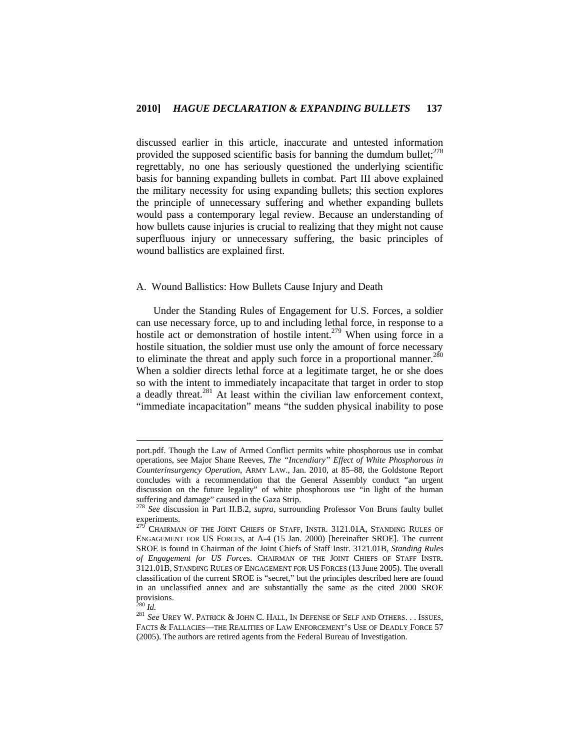discussed earlier in this article, inaccurate and untested information provided the supposed scientific basis for banning the dumdum bullet;[278] regrettably, no one has seriously questioned the underlying scientific basis for banning expanding bullets in combat. Part III above explained the military necessity for using expanding bullets; this section explores the principle of unnecessary suffering and whether expanding bullets would pass a contemporary legal review. Because an understanding of how bullets cause injuries is crucial to realizing that they might not cause superfluous injury or unnecessary suffering, the basic principles of wound ballistics are explained first.

## A. Wound Ballistics: How Bullets Cause Injury and Death

Under the Standing Rules of Engagement for U.S. Forces, a soldier can use necessary force, up to and including lethal force, in response to a hostile act or demonstration of hostile intent.[279] When using force in a hostile situation, the soldier must use only the amount of force necessary to eliminate the threat and apply such force in a proportional manner.[280] When a soldier directs lethal force at a legitimate target, he or she does so with the intent to immediately incapacitate that target in order to stop a deadly threat.[281] At least within the civilian law enforcement context, "immediate incapacitation" means "the sudden physical inability to pose

---

port.pdf. Though the Law of Armed Conflict permits white phosphorous use in combat operations, see Major Shane Reeves, *The "Incendiary" Effect of White Phosphorous in Counterinsurgency Operation*, ARMY LAW., Jan. 2010, at 85–88, the Goldstone Report concludes with a recommendation that the General Assembly conduct "an urgent discussion on the future legality" of white phosphorous use "in light of the human suffering and damage" caused in the Gaza Strip.

[278] *See* discussion in Part II.B.2, *supra*, surrounding Professor Von Bruns faulty bullet experiments.

[279] CHAIRMAN OF THE JOINT CHIEFS OF STAFF, INSTR. 3121.01A, STANDING RULES OF ENGAGEMENT FOR US FORCES, at A-4 (15 Jan. 2000) [hereinafter SROE]. The current SROE is found in Chairman of the Joint Chiefs of Staff Instr. 3121.01B, *Standing Rules of Engagement for US Forces*. CHAIRMAN OF THE JOINT CHIEFS OF STAFF INSTR. 3121.01B, STANDING RULES OF ENGAGEMENT FOR US FORCES (13 June 2005). The overall classification of the current SROE is "secret," but the principles described here are found in an unclassified annex and are substantially the same as the cited 2000 SROE provisions.

[280] *Id.*

[281] *See* UREY W. PATRICK & JOHN C. HALL, IN DEFENSE OF SELF AND OTHERS. . . ISSUES, FACTS & FALLACIES—THE REALITIES OF LAW ENFORCEMENT'S USE OF DEADLY FORCE 57 (2005). The authors are retired agents from the Federal Bureau of Investigation.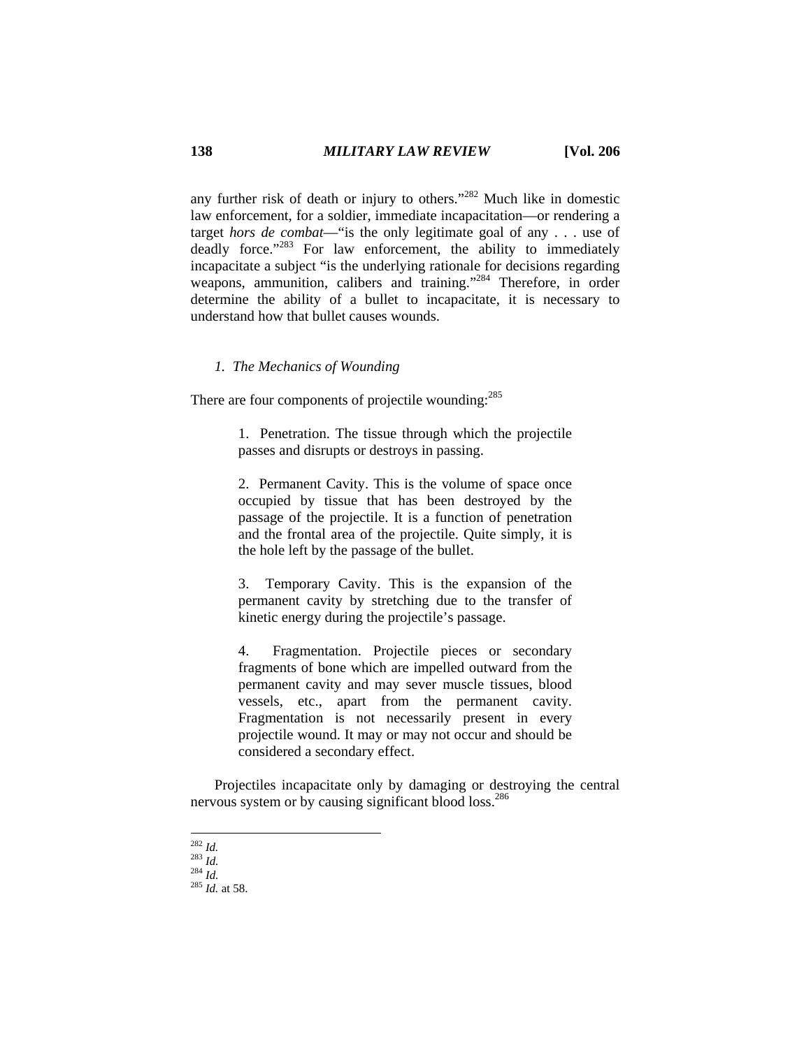any further risk of death or injury to others."[282] Much like in domestic law enforcement, for a soldier, immediate incapacitation—or rendering a target *hors de combat*—"is the only legitimate goal of any . . . use of deadly force."[283] For law enforcement, the ability to immediately incapacitate a subject "is the underlying rationale for decisions regarding weapons, ammunition, calibers and training."[284] Therefore, in order determine the ability of a bullet to incapacitate, it is necessary to understand how that bullet causes wounds.

### *1. The Mechanics of Wounding*

There are four components of projectile wounding:[285]

> 1. Penetration. The tissue through which the projectile passes and disrupts or destroys in passing.
>
> 2. Permanent Cavity. This is the volume of space once occupied by tissue that has been destroyed by the passage of the projectile. It is a function of penetration and the frontal area of the projectile. Quite simply, it is the hole left by the passage of the bullet.
>
> 3. Temporary Cavity. This is the expansion of the permanent cavity by stretching due to the transfer of kinetic energy during the projectile's passage.
>
> 4. Fragmentation. Projectile pieces or secondary fragments of bone which are impelled outward from the permanent cavity and may sever muscle tissues, blood vessels, etc., apart from the permanent cavity. Fragmentation is not necessarily present in every projectile wound. It may or may not occur and should be considered a secondary effect.

Projectiles incapacitate only by damaging or destroying the central nervous system or by causing significant blood loss.[286]

---

[282] *Id.*
[283] *Id.*
[284] *Id.*
[285] *Id.* at 58.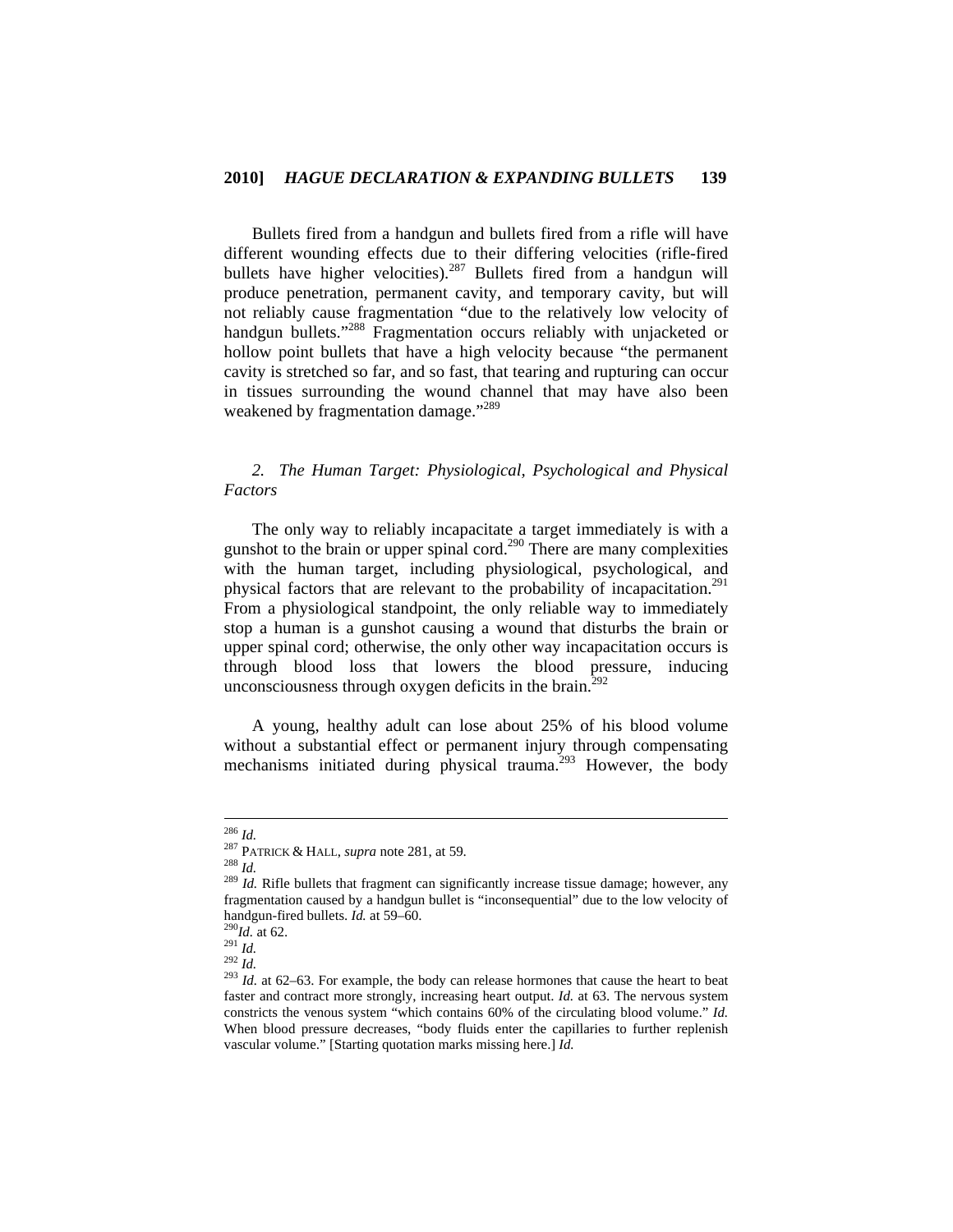Bullets fired from a handgun and bullets fired from a rifle will have different wounding effects due to their differing velocities (rifle-fired bullets have higher velocities).[287] Bullets fired from a handgun will produce penetration, permanent cavity, and temporary cavity, but will not reliably cause fragmentation "due to the relatively low velocity of handgun bullets."[288] Fragmentation occurs reliably with unjacketed or hollow point bullets that have a high velocity because "the permanent cavity is stretched so far, and so fast, that tearing and rupturing can occur in tissues surrounding the wound channel that may have also been weakened by fragmentation damage."[289]

### *2. The Human Target: Physiological, Psychological and Physical Factors*

The only way to reliably incapacitate a target immediately is with a gunshot to the brain or upper spinal cord.[290] There are many complexities with the human target, including physiological, psychological, and physical factors that are relevant to the probability of incapacitation.[291] From a physiological standpoint, the only reliable way to immediately stop a human is a gunshot causing a wound that disturbs the brain or upper spinal cord; otherwise, the only other way incapacitation occurs is through blood loss that lowers the blood pressure, inducing unconsciousness through oxygen deficits in the brain.[292]

A young, healthy adult can lose about 25% of his blood volume without a substantial effect or permanent injury through compensating mechanisms initiated during physical trauma.[293] However, the body

---

[286] *Id.*

[287] PATRICK & HALL, *supra* note 281, at 59.

[288] *Id.*

[289] *Id.* Rifle bullets that fragment can significantly increase tissue damage; however, any fragmentation caused by a handgun bullet is "inconsequential" due to the low velocity of handgun-fired bullets. *Id.* at 59–60.

[290] *Id.* at 62.

[291] *Id.*

[292] *Id.*

[293] *Id.* at 62–63. For example, the body can release hormones that cause the heart to beat faster and contract more strongly, increasing heart output. *Id.* at 63. The nervous system constricts the venous system "which contains 60% of the circulating blood volume." *Id.* When blood pressure decreases, "body fluids enter the capillaries to further replenish vascular volume." [Starting quotation marks missing here.] *Id.*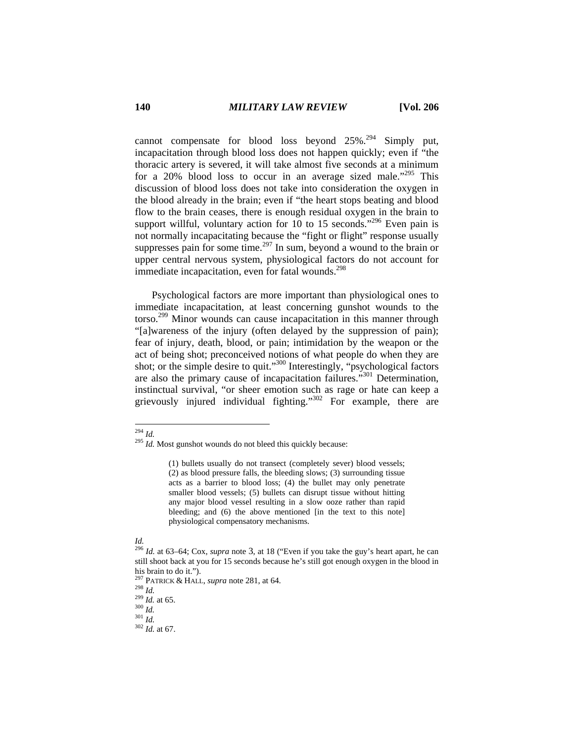cannot compensate for blood loss beyond 25%.[294] Simply put, incapacitation through blood loss does not happen quickly; even if "the thoracic artery is severed, it will take almost five seconds at a minimum for a 20% blood loss to occur in an average sized male."[295] This discussion of blood loss does not take into consideration the oxygen in the blood already in the brain; even if "the heart stops beating and blood flow to the brain ceases, there is enough residual oxygen in the brain to support willful, voluntary action for 10 to 15 seconds."[296] Even pain is not normally incapacitating because the "fight or flight" response usually suppresses pain for some time.[297] In sum, beyond a wound to the brain or upper central nervous system, physiological factors do not account for immediate incapacitation, even for fatal wounds.[298]

Psychological factors are more important than physiological ones to immediate incapacitation, at least concerning gunshot wounds to the torso.[299] Minor wounds can cause incapacitation in this manner through "[a]wareness of the injury (often delayed by the suppression of pain); fear of injury, death, blood, or pain; intimidation by the weapon or the act of being shot; preconceived notions of what people do when they are shot; or the simple desire to quit."[300] Interestingly, "psychological factors are also the primary cause of incapacitation failures."[301] Determination, instinctual survival, "or sheer emotion such as rage or hate can keep a grievously injured individual fighting."[302] For example, there are

---

[294] *Id.*

[295] *Id.* Most gunshot wounds do not bleed this quickly because:

> (1) bullets usually do not transect (completely sever) blood vessels; (2) as blood pressure falls, the bleeding slows; (3) surrounding tissue acts as a barrier to blood loss; (4) the bullet may only penetrate smaller blood vessels; (5) bullets can disrupt tissue without hitting any major blood vessel resulting in a slow ooze rather than rapid bleeding; and (6) the above mentioned [in the text to this note] physiological compensatory mechanisms.

*Id.*

[296] *Id.* at 63–64; Cox, *supra* note 3, at 18 ("Even if you take the guy's heart apart, he can still shoot back at you for 15 seconds because he's still got enough oxygen in the blood in his brain to do it.").

[297] PATRICK & HALL, *supra* note 281, at 64.

[298] *Id.*

[299] *Id.* at 65.

[300] *Id.*

[301] *Id.*

[302] *Id.* at 67.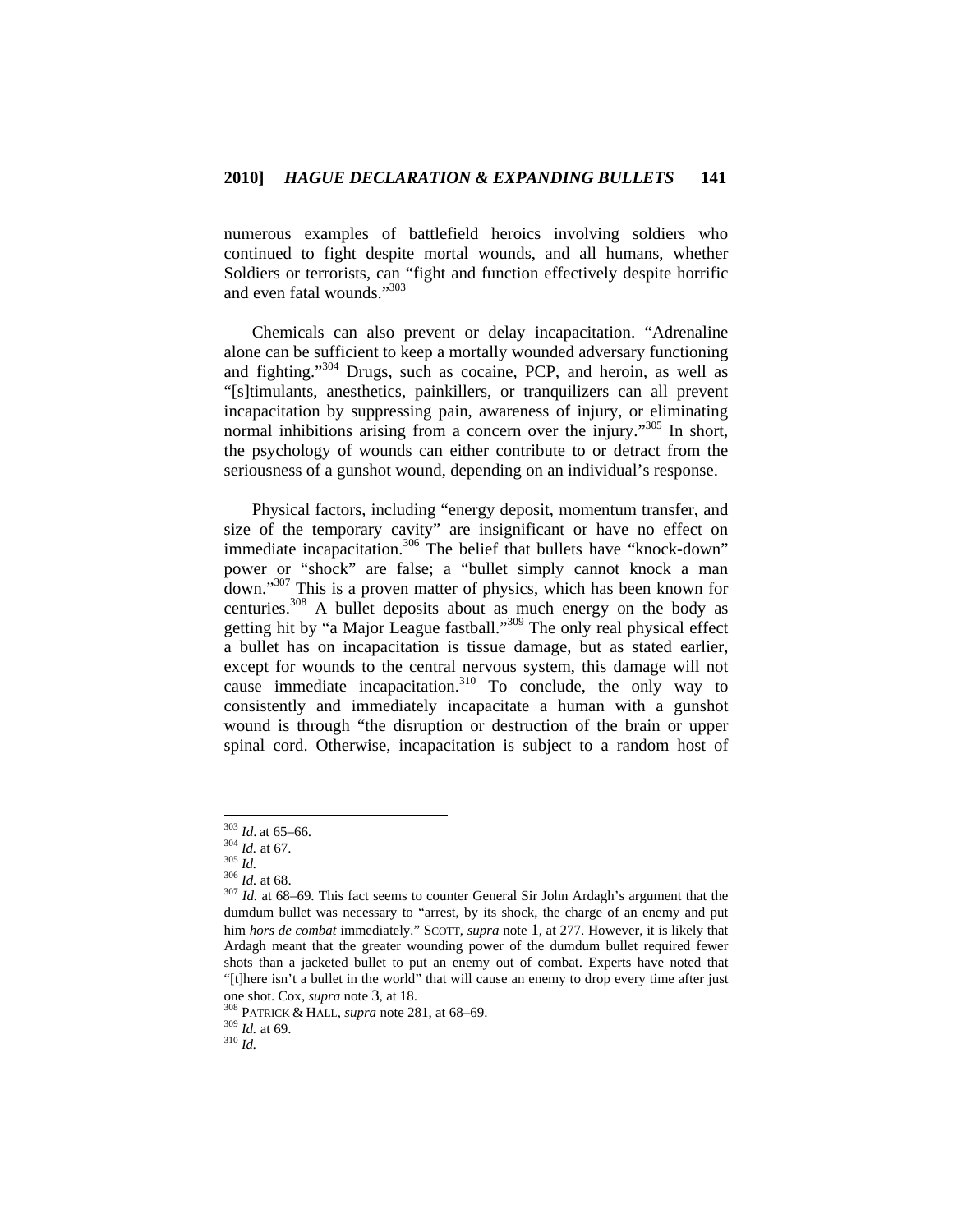numerous examples of battlefield heroics involving soldiers who continued to fight despite mortal wounds, and all humans, whether Soldiers or terrorists, can "fight and function effectively despite horrific and even fatal wounds."[303]

Chemicals can also prevent or delay incapacitation. "Adrenaline alone can be sufficient to keep a mortally wounded adversary functioning and fighting."[304] Drugs, such as cocaine, PCP, and heroin, as well as "[s]timulants, anesthetics, painkillers, or tranquilizers can all prevent incapacitation by suppressing pain, awareness of injury, or eliminating normal inhibitions arising from a concern over the injury."[305] In short, the psychology of wounds can either contribute to or detract from the seriousness of a gunshot wound, depending on an individual's response.

Physical factors, including "energy deposit, momentum transfer, and size of the temporary cavity" are insignificant or have no effect on immediate incapacitation.[306] The belief that bullets have "knock-down" power or "shock" are false; a "bullet simply cannot knock a man down."[307] This is a proven matter of physics, which has been known for centuries.[308] A bullet deposits about as much energy on the body as getting hit by "a Major League fastball."[309] The only real physical effect a bullet has on incapacitation is tissue damage, but as stated earlier, except for wounds to the central nervous system, this damage will not cause immediate incapacitation.[310] To conclude, the only way to consistently and immediately incapacitate a human with a gunshot wound is through "the disruption or destruction of the brain or upper spinal cord. Otherwise, incapacitation is subject to a random host of

---

[303] *Id*. at 65–66.
[304] *Id.* at 67.
[305] *Id.*
[306] *Id.* at 68.
[307] *Id.* at 68–69. This fact seems to counter General Sir John Ardagh's argument that the dumdum bullet was necessary to "arrest, by its shock, the charge of an enemy and put him *hors de combat* immediately." SCOTT, *supra* note 1, at 277. However, it is likely that Ardagh meant that the greater wounding power of the dumdum bullet required fewer shots than a jacketed bullet to put an enemy out of combat. Experts have noted that "[t]here isn't a bullet in the world" that will cause an enemy to drop every time after just one shot. Cox, *supra* note 3, at 18.
[308] PATRICK & HALL, *supra* note 281, at 68–69.
[309] *Id.* at 69.
[310] *Id.*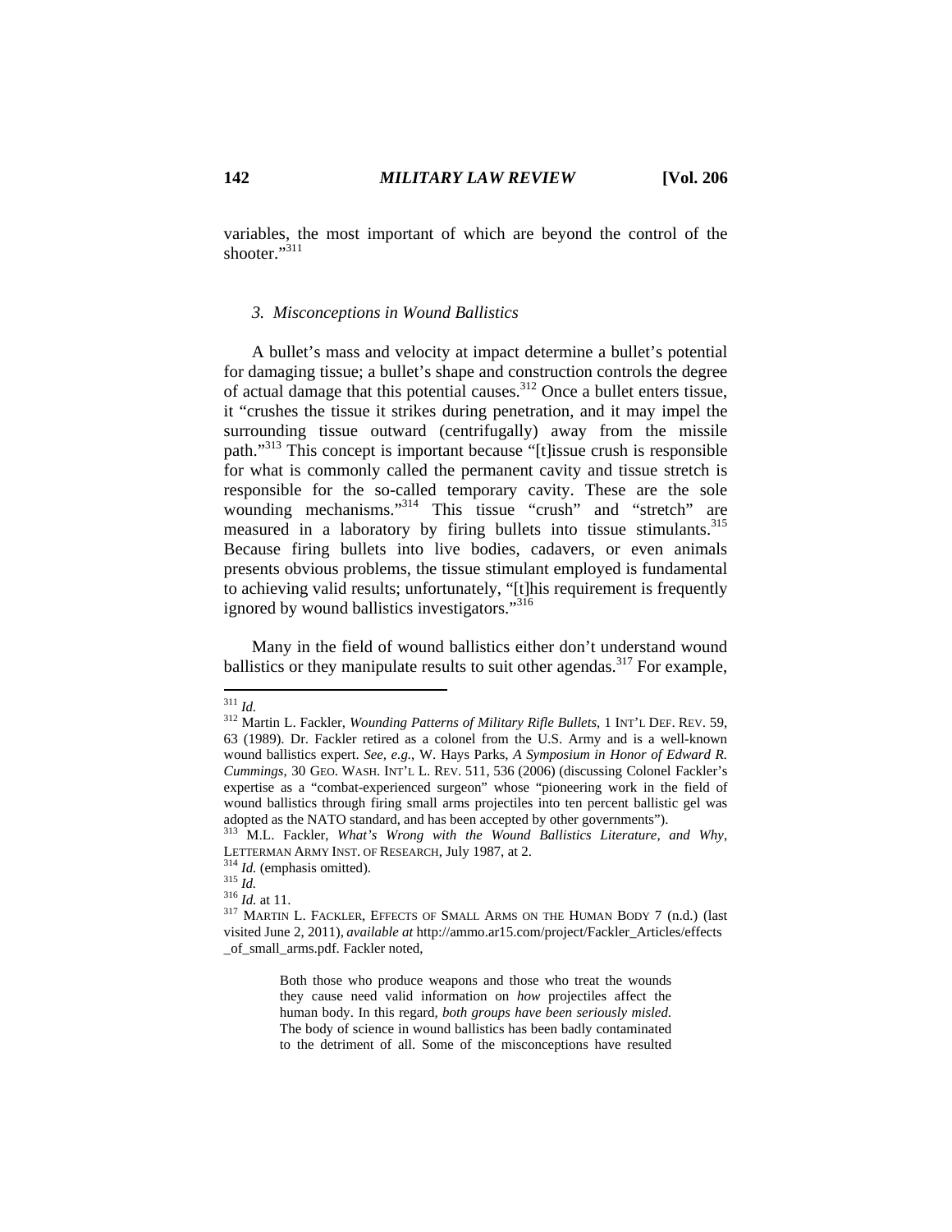variables, the most important of which are beyond the control of the shooter."[311]

### 3. *Misconceptions in Wound Ballistics*

A bullet's mass and velocity at impact determine a bullet's potential for damaging tissue; a bullet's shape and construction controls the degree of actual damage that this potential causes.[312] Once a bullet enters tissue, it "crushes the tissue it strikes during penetration, and it may impel the surrounding tissue outward (centrifugally) away from the missile path."[313] This concept is important because "[t]issue crush is responsible for what is commonly called the permanent cavity and tissue stretch is responsible for the so-called temporary cavity. These are the sole wounding mechanisms."[314] This tissue "crush" and "stretch" are measured in a laboratory by firing bullets into tissue stimulants.[315] Because firing bullets into live bodies, cadavers, or even animals presents obvious problems, the tissue stimulant employed is fundamental to achieving valid results; unfortunately, "[t]his requirement is frequently ignored by wound ballistics investigators."[316]

Many in the field of wound ballistics either don't understand wound ballistics or they manipulate results to suit other agendas.[317] For example,

---

[311] *Id.*

[312] Martin L. Fackler, *Wounding Patterns of Military Rifle Bullets*, 1 INT'L DEF. REV. 59, 63 (1989). Dr. Fackler retired as a colonel from the U.S. Army and is a well-known wound ballistics expert. *See, e.g.*, W. Hays Parks, *A Symposium in Honor of Edward R. Cummings*, 30 GEO. WASH. INT'L L. REV. 511, 536 (2006) (discussing Colonel Fackler's expertise as a "combat-experienced surgeon" whose "pioneering work in the field of wound ballistics through firing small arms projectiles into ten percent ballistic gel was adopted as the NATO standard, and has been accepted by other governments").

[313] M.L. Fackler, *What's Wrong with the Wound Ballistics Literature, and Why*, LETTERMAN ARMY INST. OF RESEARCH, July 1987, at 2.

[314] *Id.* (emphasis omitted).

[315] *Id.*

[316] *Id.* at 11.

[317] MARTIN L. FACKLER, EFFECTS OF SMALL ARMS ON THE HUMAN BODY 7 (n.d.) (last visited June 2, 2011), *available at* http://ammo.ar15.com/project/Fackler_Articles/effects_of_small_arms.pdf. Fackler noted,

> Both those who produce weapons and those who treat the wounds they cause need valid information on *how* projectiles affect the human body. In this regard, *both groups have been seriously misled.* The body of science in wound ballistics has been badly contaminated to the detriment of all. Some of the misconceptions have resulted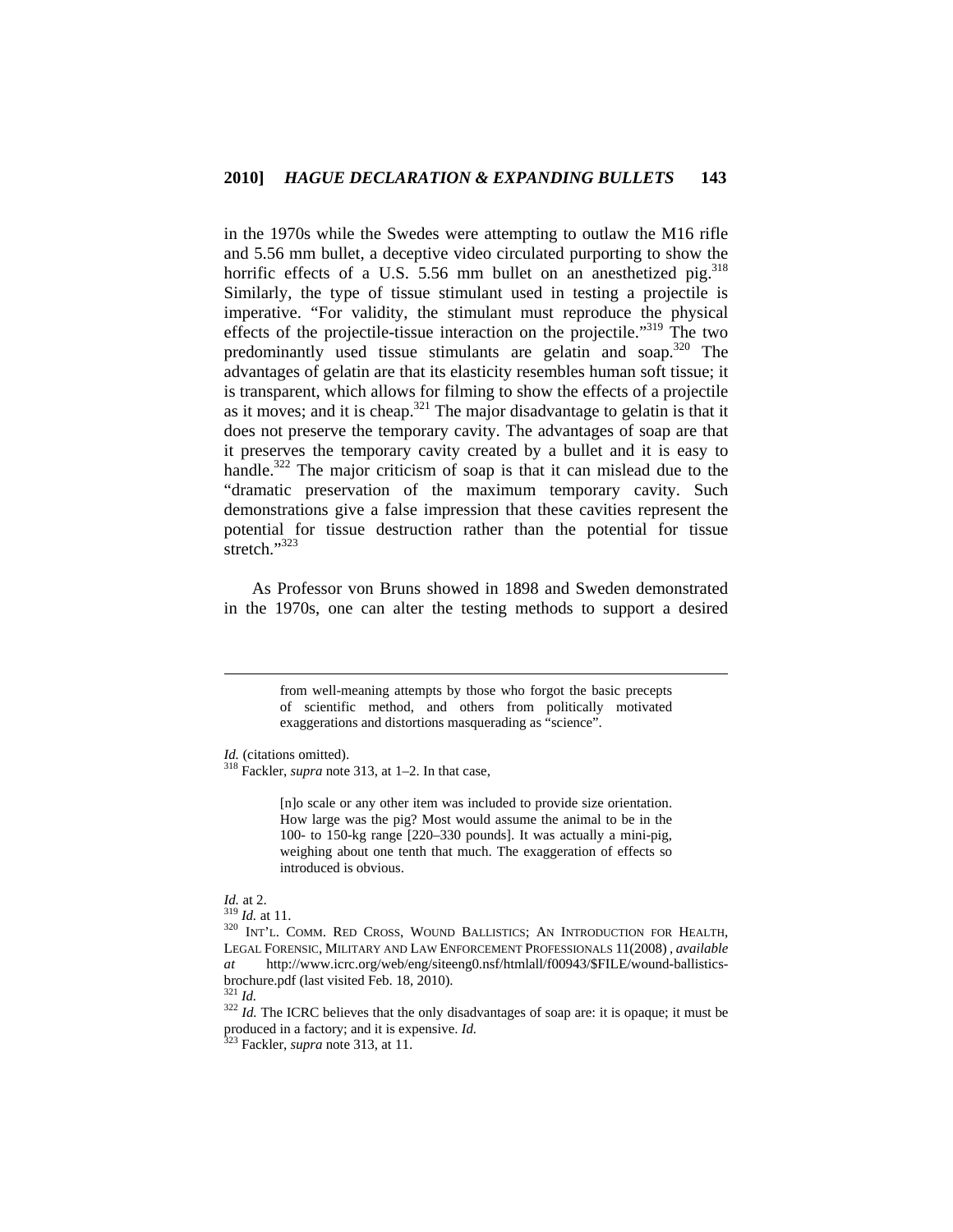in the 1970s while the Swedes were attempting to outlaw the M16 rifle and 5.56 mm bullet, a deceptive video circulated purporting to show the horrific effects of a U.S. 5.56 mm bullet on an anesthetized pig.[318] Similarly, the type of tissue stimulant used in testing a projectile is imperative. "For validity, the stimulant must reproduce the physical effects of the projectile-tissue interaction on the projectile."[319] The two predominantly used tissue stimulants are gelatin and soap.[320] The advantages of gelatin are that its elasticity resembles human soft tissue; it is transparent, which allows for filming to show the effects of a projectile as it moves; and it is cheap.[321] The major disadvantage to gelatin is that it does not preserve the temporary cavity. The advantages of soap are that it preserves the temporary cavity created by a bullet and it is easy to handle.[322] The major criticism of soap is that it can mislead due to the "dramatic preservation of the maximum temporary cavity. Such demonstrations give a false impression that these cavities represent the potential for tissue destruction rather than the potential for tissue stretch."[323]

As Professor von Bruns showed in 1898 and Sweden demonstrated in the 1970s, one can alter the testing methods to support a desired

---

> from well-meaning attempts by those who forgot the basic precepts of scientific method, and others from politically motivated exaggerations and distortions masquerading as "science".

*Id.* (citations omitted).

[318] Fackler, *supra* note 313, at 1–2. In that case,

> [n]o scale or any other item was included to provide size orientation. How large was the pig? Most would assume the animal to be in the 100- to 150-kg range [220–330 pounds]. It was actually a mini-pig, weighing about one tenth that much. The exaggeration of effects so introduced is obvious.

*Id.* at 2.

[319] *Id.* at 11.

[320] INT'L. COMM. RED CROSS, WOUND BALLISTICS; AN INTRODUCTION FOR HEALTH, LEGAL FORENSIC, MILITARY AND LAW ENFORCEMENT PROFESSIONALS 11(2008) , *available at* http://www.icrc.org/web/eng/siteeng0.nsf/htmlall/f00943/$FILE/wound-ballistics-brochure.pdf (last visited Feb. 18, 2010).

[321] *Id.*

[322] *Id.* The ICRC believes that the only disadvantages of soap are: it is opaque; it must be produced in a factory; and it is expensive. *Id.*

[323] Fackler, *supra* note 313, at 11.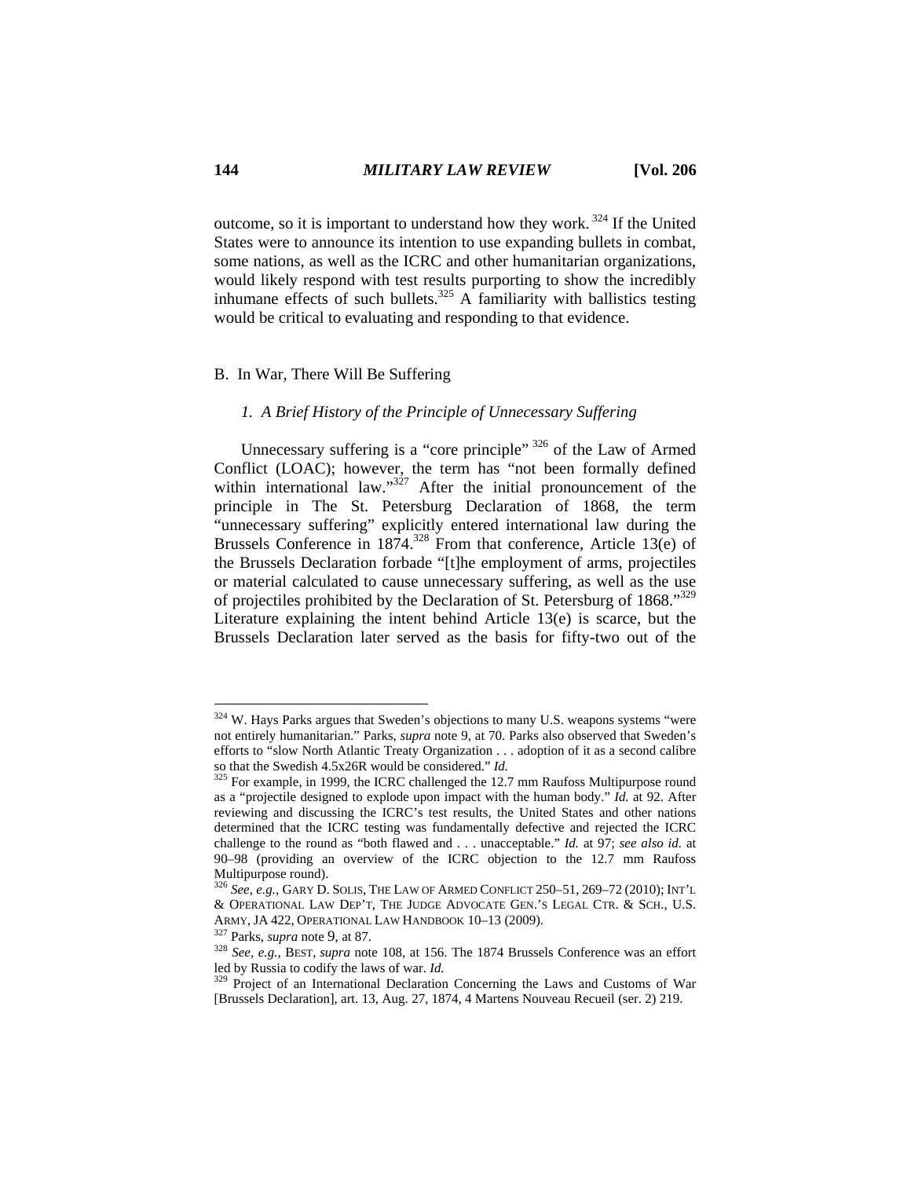outcome, so it is important to understand how they work.[324] If the United States were to announce its intention to use expanding bullets in combat, some nations, as well as the ICRC and other humanitarian organizations, would likely respond with test results purporting to show the incredibly inhumane effects of such bullets.[325] A familiarity with ballistics testing would be critical to evaluating and responding to that evidence.

## B. In War, There Will Be Suffering

### *1. A Brief History of the Principle of Unnecessary Suffering*

Unnecessary suffering is a "core principle"[326] of the Law of Armed Conflict (LOAC); however, the term has "not been formally defined within international law."[327] After the initial pronouncement of the principle in The St. Petersburg Declaration of 1868, the term "unnecessary suffering" explicitly entered international law during the Brussels Conference in 1874.[328] From that conference, Article 13(e) of the Brussels Declaration forbade "[t]he employment of arms, projectiles or material calculated to cause unnecessary suffering, as well as the use of projectiles prohibited by the Declaration of St. Petersburg of 1868."[329] Literature explaining the intent behind Article 13(e) is scarce, but the Brussels Declaration later served as the basis for fifty-two out of the

---

[324] W. Hays Parks argues that Sweden's objections to many U.S. weapons systems "were not entirely humanitarian." Parks, *supra* note 9, at 70. Parks also observed that Sweden's efforts to "slow North Atlantic Treaty Organization . . . adoption of it as a second calibre so that the Swedish 4.5x26R would be considered." *Id.*

[325] For example, in 1999, the ICRC challenged the 12.7 mm Raufoss Multipurpose round as a "projectile designed to explode upon impact with the human body." *Id.* at 92. After reviewing and discussing the ICRC's test results, the United States and other nations determined that the ICRC testing was fundamentally defective and rejected the ICRC challenge to the round as "both flawed and . . . unacceptable." *Id.* at 97; *see also id.* at 90–98 (providing an overview of the ICRC objection to the 12.7 mm Raufoss Multipurpose round).

[326] *See, e.g.*, GARY D. SOLIS, THE LAW OF ARMED CONFLICT 250–51, 269–72 (2010); INT'L & OPERATIONAL LAW DEP'T, THE JUDGE ADVOCATE GEN.'S LEGAL CTR. & SCH., U.S. ARMY, JA 422, OPERATIONAL LAW HANDBOOK 10–13 (2009).

[327] Parks, *supra* note 9, at 87.

[328] *See, e.g.*, BEST, *supra* note 108, at 156. The 1874 Brussels Conference was an effort led by Russia to codify the laws of war. *Id.*

[329] Project of an International Declaration Concerning the Laws and Customs of War [Brussels Declaration], art. 13, Aug. 27, 1874, 4 Martens Nouveau Recueil (ser. 2) 219.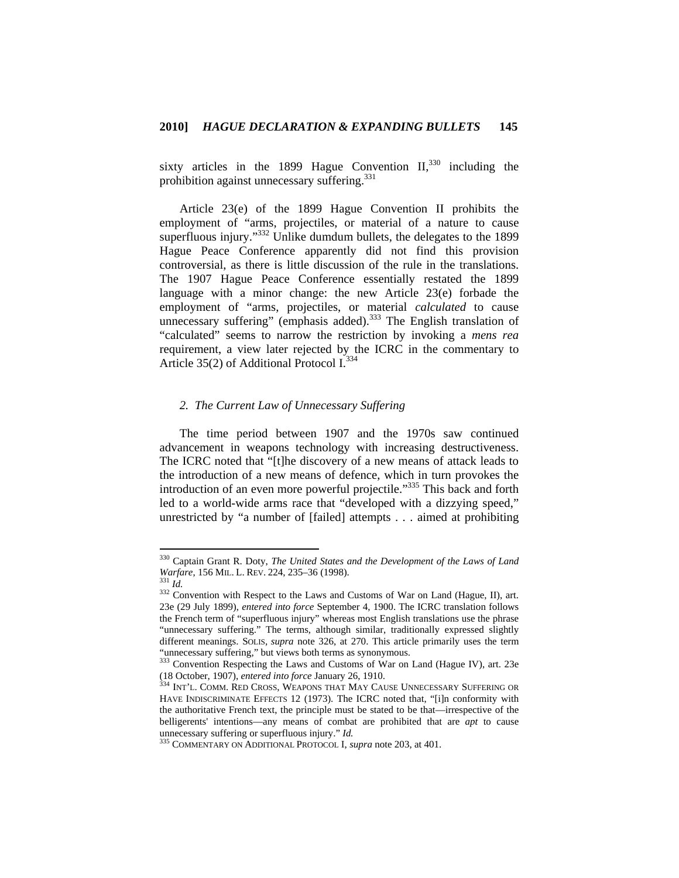sixty articles in the 1899 Hague Convention II,[330] including the prohibition against unnecessary suffering.[331]

Article 23(e) of the 1899 Hague Convention II prohibits the employment of "arms, projectiles, or material of a nature to cause superfluous injury."[332] Unlike dumdum bullets, the delegates to the 1899 Hague Peace Conference apparently did not find this provision controversial, as there is little discussion of the rule in the translations. The 1907 Hague Peace Conference essentially restated the 1899 language with a minor change: the new Article 23(e) forbade the employment of "arms, projectiles, or material *calculated* to cause unnecessary suffering" (emphasis added).[333] The English translation of "calculated" seems to narrow the restriction by invoking a *mens rea* requirement, a view later rejected by the ICRC in the commentary to Article 35(2) of Additional Protocol I.[334]

### *2. The Current Law of Unnecessary Suffering*

The time period between 1907 and the 1970s saw continued advancement in weapons technology with increasing destructiveness. The ICRC noted that "[t]he discovery of a new means of attack leads to the introduction of a new means of defence, which in turn provokes the introduction of an even more powerful projectile."[335] This back and forth led to a world-wide arms race that "developed with a dizzying speed," unrestricted by "a number of [failed] attempts . . . aimed at prohibiting

---

[330] Captain Grant R. Doty, *The United States and the Development of the Laws of Land Warfare*, 156 MIL. L. REV. 224, 235–36 (1998).

[331] *Id.*

[332] Convention with Respect to the Laws and Customs of War on Land (Hague, II), art. 23e (29 July 1899), *entered into force* September 4, 1900. The ICRC translation follows the French term of "superfluous injury" whereas most English translations use the phrase "unnecessary suffering." The terms, although similar, traditionally expressed slightly different meanings. SOLIS, *supra* note 326, at 270. This article primarily uses the term "unnecessary suffering," but views both terms as synonymous.

[333] Convention Respecting the Laws and Customs of War on Land (Hague IV), art. 23e (18 October, 1907), *entered into force* January 26, 1910.

[334] INT'L. COMM. RED CROSS, WEAPONS THAT MAY CAUSE UNNECESSARY SUFFERING OR HAVE INDISCRIMINATE EFFECTS 12 (1973). The ICRC noted that, "[i]n conformity with the authoritative French text, the principle must be stated to be that—irrespective of the belligerents' intentions—any means of combat are prohibited that are *apt* to cause unnecessary suffering or superfluous injury." *Id.*

[335] COMMENTARY ON ADDITIONAL PROTOCOL I, *supra* note 203, at 401.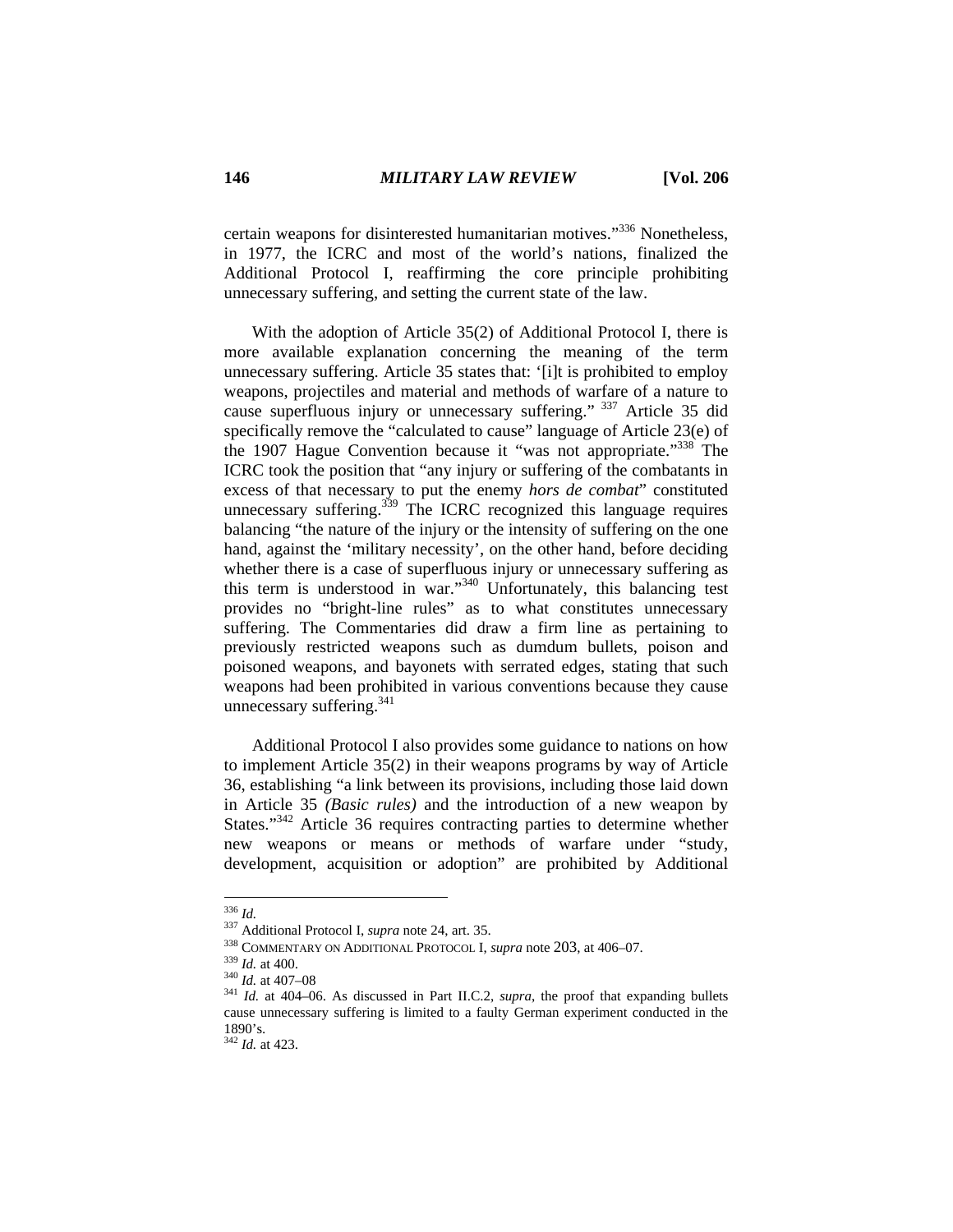certain weapons for disinterested humanitarian motives."[336] Nonetheless, in 1977, the ICRC and most of the world's nations, finalized the Additional Protocol I, reaffirming the core principle prohibiting unnecessary suffering, and setting the current state of the law.

With the adoption of Article 35(2) of Additional Protocol I, there is more available explanation concerning the meaning of the term unnecessary suffering. Article 35 states that: '[i]t is prohibited to employ weapons, projectiles and material and methods of warfare of a nature to cause superfluous injury or unnecessary suffering." [337] Article 35 did specifically remove the "calculated to cause" language of Article 23(e) of the 1907 Hague Convention because it "was not appropriate."[338] The ICRC took the position that "any injury or suffering of the combatants in excess of that necessary to put the enemy *hors de combat*" constituted unnecessary suffering.[339] The ICRC recognized this language requires balancing "the nature of the injury or the intensity of suffering on the one hand, against the 'military necessity', on the other hand, before deciding whether there is a case of superfluous injury or unnecessary suffering as this term is understood in war."[340] Unfortunately, this balancing test provides no "bright-line rules" as to what constitutes unnecessary suffering. The Commentaries did draw a firm line as pertaining to previously restricted weapons such as dumdum bullets, poison and poisoned weapons, and bayonets with serrated edges, stating that such weapons had been prohibited in various conventions because they cause unnecessary suffering.[341]

Additional Protocol I also provides some guidance to nations on how to implement Article 35(2) in their weapons programs by way of Article 36, establishing "a link between its provisions, including those laid down in Article 35 *(Basic rules)* and the introduction of a new weapon by States."[342] Article 36 requires contracting parties to determine whether new weapons or means or methods of warfare under "study, development, acquisition or adoption" are prohibited by Additional

---

[336] *Id.*

[337] Additional Protocol I, *supra* note 24, art. 35.

[338] COMMENTARY ON ADDITIONAL PROTOCOL I, *supra* note 203, at 406–07.

[339] *Id.* at 400.

[340] *Id.* at 407–08

[341] *Id.* at 404–06. As discussed in Part II.C.2, *supra*, the proof that expanding bullets cause unnecessary suffering is limited to a faulty German experiment conducted in the 1890's.

[342] *Id.* at 423.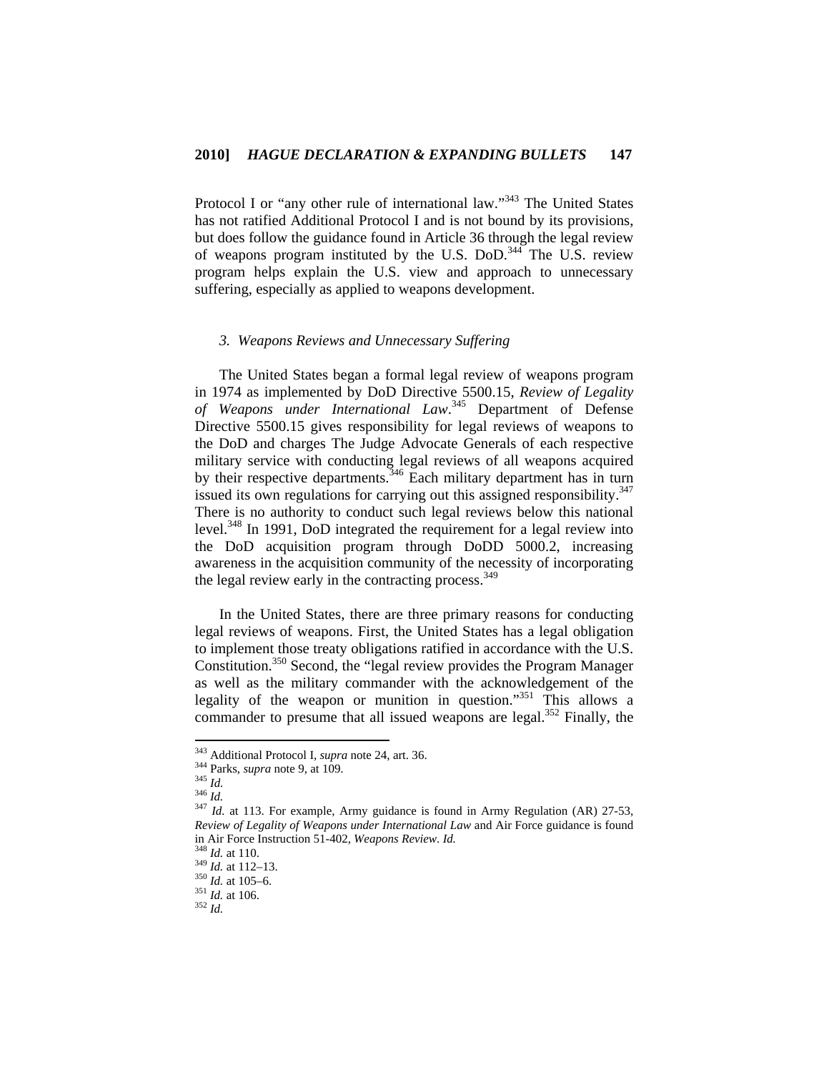Protocol I or "any other rule of international law."[343] The United States has not ratified Additional Protocol I and is not bound by its provisions, but does follow the guidance found in Article 36 through the legal review of weapons program instituted by the U.S. DoD.[344] The U.S. review program helps explain the U.S. view and approach to unnecessary suffering, especially as applied to weapons development.

### *3. Weapons Reviews and Unnecessary Suffering*

The United States began a formal legal review of weapons program in 1974 as implemented by DoD Directive 5500.15, *Review of Legality of Weapons under International Law*.[345] Department of Defense Directive 5500.15 gives responsibility for legal reviews of weapons to the DoD and charges The Judge Advocate Generals of each respective military service with conducting legal reviews of all weapons acquired by their respective departments.[346] Each military department has in turn issued its own regulations for carrying out this assigned responsibility.[347] There is no authority to conduct such legal reviews below this national level.[348] In 1991, DoD integrated the requirement for a legal review into the DoD acquisition program through DoDD 5000.2, increasing awareness in the acquisition community of the necessity of incorporating the legal review early in the contracting process.[349]

In the United States, there are three primary reasons for conducting legal reviews of weapons. First, the United States has a legal obligation to implement those treaty obligations ratified in accordance with the U.S. Constitution.[350] Second, the "legal review provides the Program Manager as well as the military commander with the acknowledgement of the legality of the weapon or munition in question."[351] This allows a commander to presume that all issued weapons are legal.[352] Finally, the

---

[343] Additional Protocol I, *supra* note 24, art. 36.

[344] Parks, *supra* note 9, at 109.

[345] *Id.*

[346] *Id.*

[347] *Id.* at 113. For example, Army guidance is found in Army Regulation (AR) 27-53, *Review of Legality of Weapons under International Law* and Air Force guidance is found in Air Force Instruction 51-402, *Weapons Review*. *Id.*

[348] *Id.* at 110.

[349] *Id.* at 112–13.

[350] *Id.* at 105–6.

[351] *Id.* at 106.

[352] *Id.*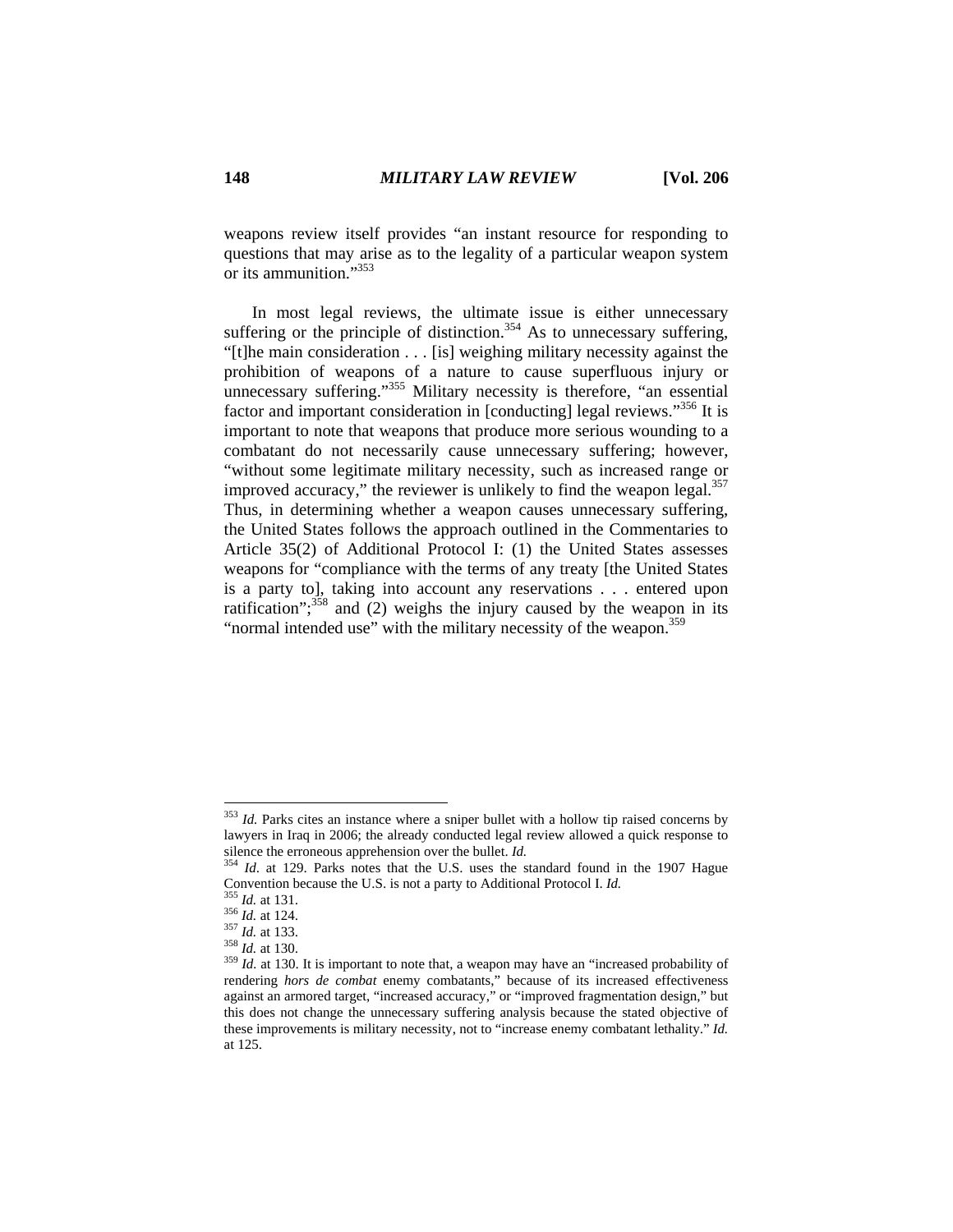weapons review itself provides "an instant resource for responding to questions that may arise as to the legality of a particular weapon system or its ammunition."[353]

In most legal reviews, the ultimate issue is either unnecessary suffering or the principle of distinction.[354] As to unnecessary suffering, "[t]he main consideration . . . [is] weighing military necessity against the prohibition of weapons of a nature to cause superfluous injury or unnecessary suffering."[355] Military necessity is therefore, "an essential factor and important consideration in [conducting] legal reviews."[356] It is important to note that weapons that produce more serious wounding to a combatant do not necessarily cause unnecessary suffering; however, "without some legitimate military necessity, such as increased range or improved accuracy," the reviewer is unlikely to find the weapon legal.[357] Thus, in determining whether a weapon causes unnecessary suffering, the United States follows the approach outlined in the Commentaries to Article 35(2) of Additional Protocol I: (1) the United States assesses weapons for "compliance with the terms of any treaty [the United States is a party to], taking into account any reservations . . . entered upon ratification";[358] and (2) weighs the injury caused by the weapon in its "normal intended use" with the military necessity of the weapon.[359]

---

[353] *Id.* Parks cites an instance where a sniper bullet with a hollow tip raised concerns by lawyers in Iraq in 2006; the already conducted legal review allowed a quick response to silence the erroneous apprehension over the bullet. *Id.*

[354] *Id.* at 129. Parks notes that the U.S. uses the standard found in the 1907 Hague Convention because the U.S. is not a party to Additional Protocol I. *Id.*

[355] *Id.* at 131.

[356] *Id.* at 124.

[357] *Id.* at 133.

[358] *Id.* at 130.

[359] *Id.* at 130. It is important to note that, a weapon may have an "increased probability of rendering *hors de combat* enemy combatants," because of its increased effectiveness against an armored target, "increased accuracy," or "improved fragmentation design," but this does not change the unnecessary suffering analysis because the stated objective of these improvements is military necessity, not to "increase enemy combatant lethality." *Id.* at 125.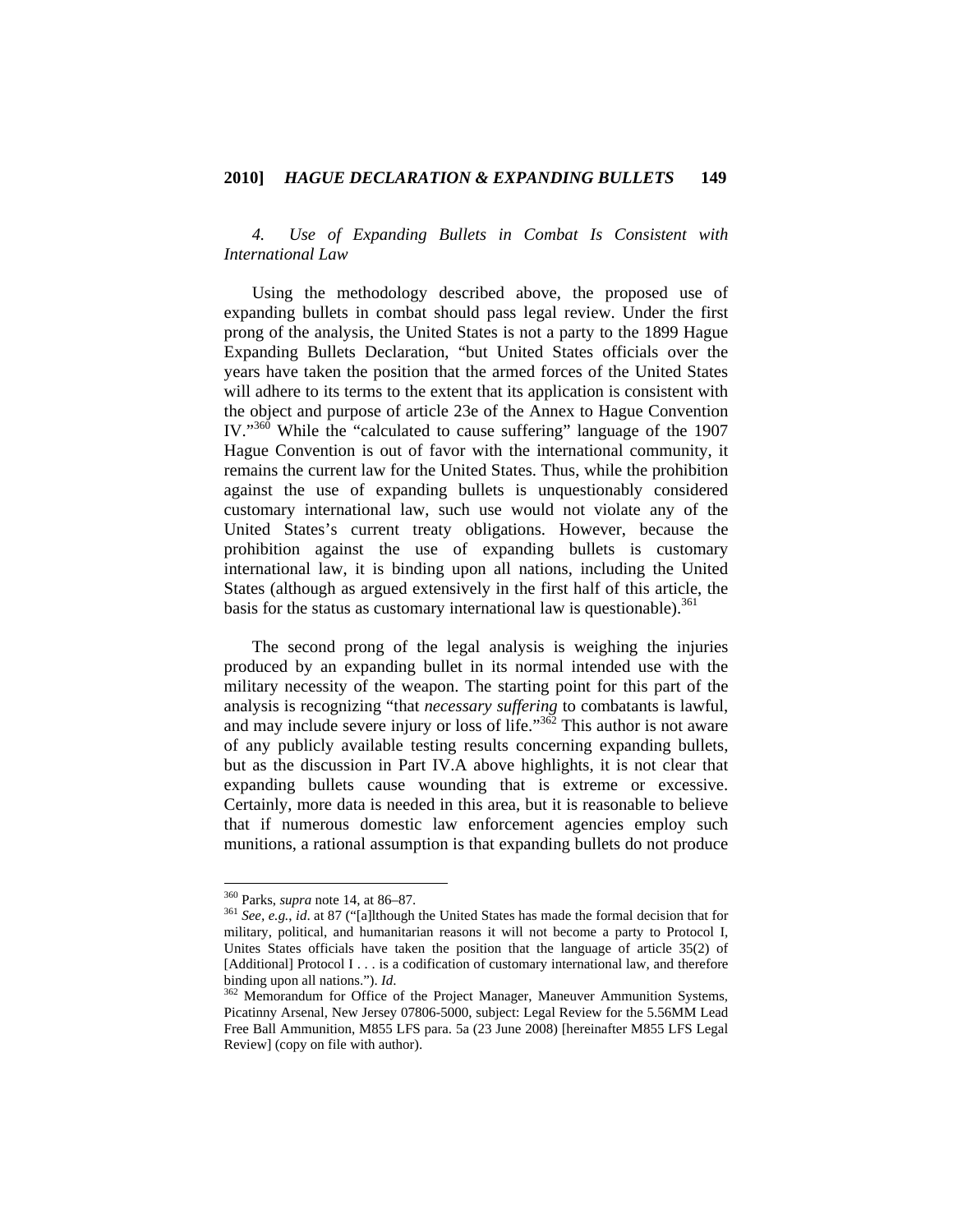*4. Use of Expanding Bullets in Combat Is Consistent with International Law*

Using the methodology described above, the proposed use of expanding bullets in combat should pass legal review. Under the first prong of the analysis, the United States is not a party to the 1899 Hague Expanding Bullets Declaration, "but United States officials over the years have taken the position that the armed forces of the United States will adhere to its terms to the extent that its application is consistent with the object and purpose of article 23e of the Annex to Hague Convention IV."[360] While the "calculated to cause suffering" language of the 1907 Hague Convention is out of favor with the international community, it remains the current law for the United States. Thus, while the prohibition against the use of expanding bullets is unquestionably considered customary international law, such use would not violate any of the United States's current treaty obligations. However, because the prohibition against the use of expanding bullets is customary international law, it is binding upon all nations, including the United States (although as argued extensively in the first half of this article, the basis for the status as customary international law is questionable).[361]

The second prong of the legal analysis is weighing the injuries produced by an expanding bullet in its normal intended use with the military necessity of the weapon. The starting point for this part of the analysis is recognizing "that *necessary suffering* to combatants is lawful, and may include severe injury or loss of life."[362] This author is not aware of any publicly available testing results concerning expanding bullets, but as the discussion in Part IV.A above highlights, it is not clear that expanding bullets cause wounding that is extreme or excessive. Certainly, more data is needed in this area, but it is reasonable to believe that if numerous domestic law enforcement agencies employ such munitions, a rational assumption is that expanding bullets do not produce

---

[360] Parks, *supra* note 14, at 86–87.

[361] *See, e.g.*, *id*. at 87 ("[a]lthough the United States has made the formal decision that for military, political, and humanitarian reasons it will not become a party to Protocol I, Unites States officials have taken the position that the language of article 35(2) of [Additional] Protocol I . . . is a codification of customary international law, and therefore binding upon all nations."). *Id*.

[362] Memorandum for Office of the Project Manager, Maneuver Ammunition Systems, Picatinny Arsenal, New Jersey 07806-5000, subject: Legal Review for the 5.56MM Lead Free Ball Ammunition, M855 LFS para. 5a (23 June 2008) [hereinafter M855 LFS Legal Review] (copy on file with author).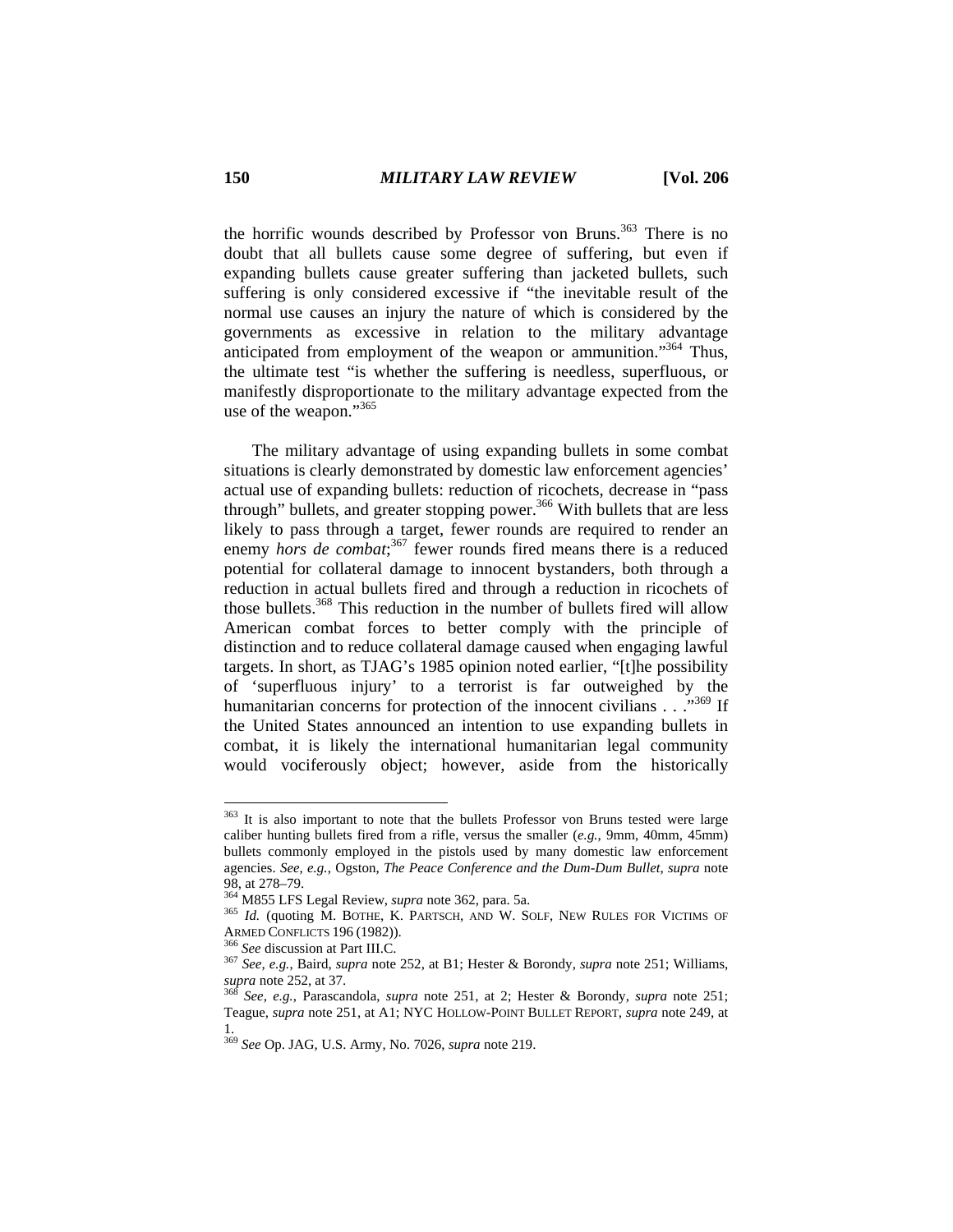the horrific wounds described by Professor von Bruns.[363] There is no doubt that all bullets cause some degree of suffering, but even if expanding bullets cause greater suffering than jacketed bullets, such suffering is only considered excessive if "the inevitable result of the normal use causes an injury the nature of which is considered by the governments as excessive in relation to the military advantage anticipated from employment of the weapon or ammunition."[364] Thus, the ultimate test "is whether the suffering is needless, superfluous, or manifestly disproportionate to the military advantage expected from the use of the weapon."[365]

The military advantage of using expanding bullets in some combat situations is clearly demonstrated by domestic law enforcement agencies' actual use of expanding bullets: reduction of ricochets, decrease in "pass through" bullets, and greater stopping power.[366] With bullets that are less likely to pass through a target, fewer rounds are required to render an enemy *hors de combat*;[367] fewer rounds fired means there is a reduced potential for collateral damage to innocent bystanders, both through a reduction in actual bullets fired and through a reduction in ricochets of those bullets.[368] This reduction in the number of bullets fired will allow American combat forces to better comply with the principle of distinction and to reduce collateral damage caused when engaging lawful targets. In short, as TJAG's 1985 opinion noted earlier, "[t]he possibility of 'superfluous injury' to a terrorist is far outweighed by the humanitarian concerns for protection of the innocent civilians . . ."[369] If the United States announced an intention to use expanding bullets in combat, it is likely the international humanitarian legal community would vociferously object; however, aside from the historically

---

[363] It is also important to note that the bullets Professor von Bruns tested were large caliber hunting bullets fired from a rifle, versus the smaller (*e.g.*, 9mm, 40mm, 45mm) bullets commonly employed in the pistols used by many domestic law enforcement agencies. *See, e.g.*, Ogston, *The Peace Conference and the Dum-Dum Bullet*, *supra* note 98, at 278–79.

[364] M855 LFS Legal Review, *supra* note 362, para. 5a.

[365] *Id.* (quoting M. BOTHE, K. PARTSCH, AND W. SOLF, NEW RULES FOR VICTIMS OF ARMED CONFLICTS 196 (1982)).

[366] *See* discussion at Part III.C.

[367] *See, e.g.*, Baird, *supra* note 252, at B1; Hester & Borondy, *supra* note 251; Williams, *supra* note 252, at 37.

[368] *See, e.g.*, Parascandola, *supra* note 251, at 2; Hester & Borondy, *supra* note 251; Teague, *supra* note 251, at A1; NYC HOLLOW-POINT BULLET REPORT, *supra* note 249, at 1.

[369] *See* Op. JAG, U.S. Army, No. 7026, *supra* note 219.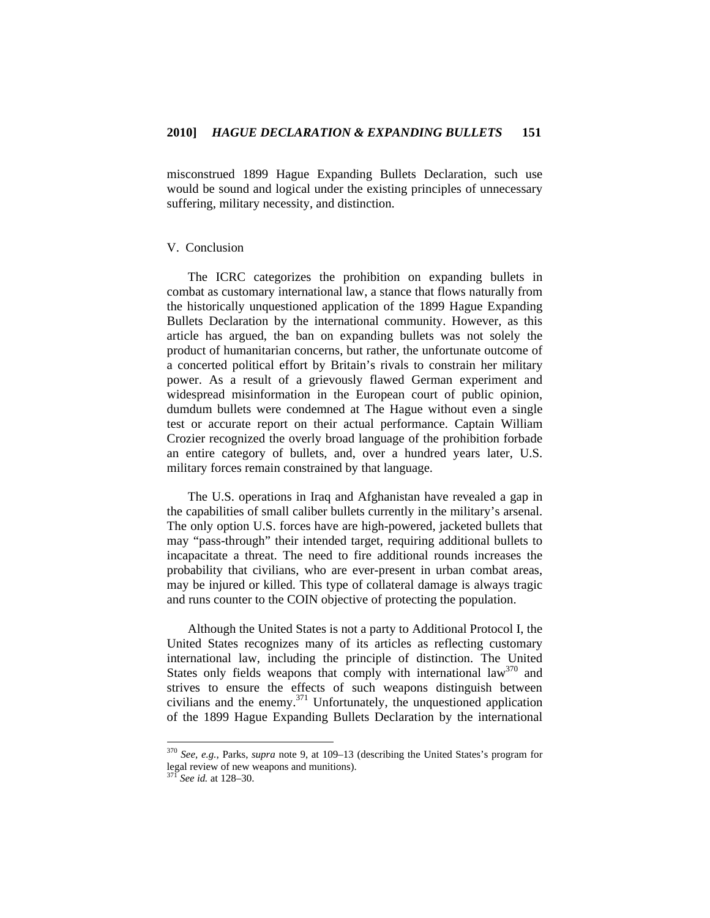misconstrued 1899 Hague Expanding Bullets Declaration, such use would be sound and logical under the existing principles of unnecessary suffering, military necessity, and distinction.

## V. Conclusion

The ICRC categorizes the prohibition on expanding bullets in combat as customary international law, a stance that flows naturally from the historically unquestioned application of the 1899 Hague Expanding Bullets Declaration by the international community. However, as this article has argued, the ban on expanding bullets was not solely the product of humanitarian concerns, but rather, the unfortunate outcome of a concerted political effort by Britain's rivals to constrain her military power. As a result of a grievously flawed German experiment and widespread misinformation in the European court of public opinion, dumdum bullets were condemned at The Hague without even a single test or accurate report on their actual performance. Captain William Crozier recognized the overly broad language of the prohibition forbade an entire category of bullets, and, over a hundred years later, U.S. military forces remain constrained by that language.

The U.S. operations in Iraq and Afghanistan have revealed a gap in the capabilities of small caliber bullets currently in the military's arsenal. The only option U.S. forces have are high-powered, jacketed bullets that may "pass-through" their intended target, requiring additional bullets to incapacitate a threat. The need to fire additional rounds increases the probability that civilians, who are ever-present in urban combat areas, may be injured or killed. This type of collateral damage is always tragic and runs counter to the COIN objective of protecting the population.

Although the United States is not a party to Additional Protocol I, the United States recognizes many of its articles as reflecting customary international law, including the principle of distinction. The United States only fields weapons that comply with international law[370] and strives to ensure the effects of such weapons distinguish between civilians and the enemy.[371] Unfortunately, the unquestioned application of the 1899 Hague Expanding Bullets Declaration by the international

---

[370] *See, e.g.*, Parks, *supra* note 9, at 109–13 (describing the United States's program for legal review of new weapons and munitions).

[371] *See id.* at 128–30.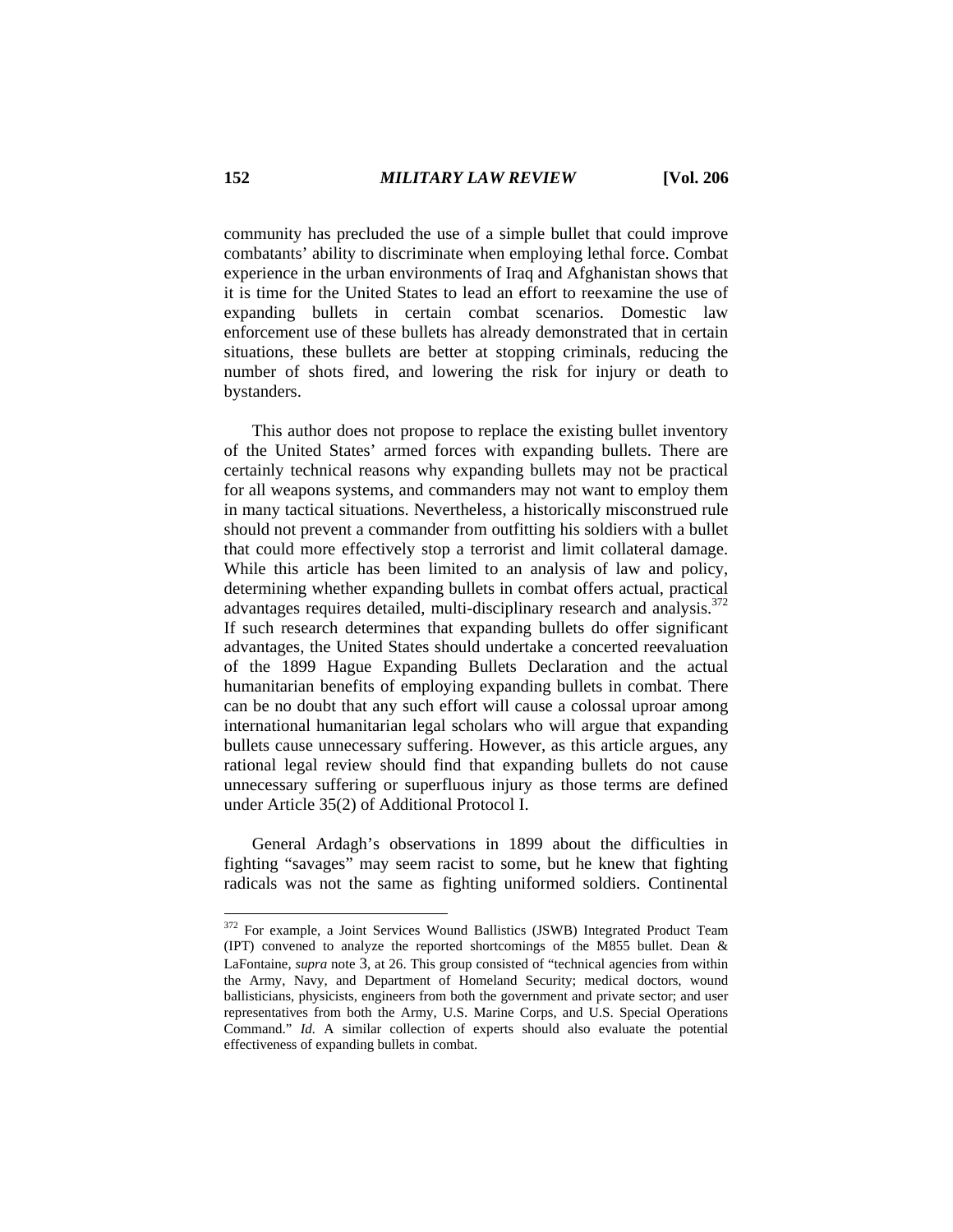community has precluded the use of a simple bullet that could improve combatants' ability to discriminate when employing lethal force. Combat experience in the urban environments of Iraq and Afghanistan shows that it is time for the United States to lead an effort to reexamine the use of expanding bullets in certain combat scenarios. Domestic law enforcement use of these bullets has already demonstrated that in certain situations, these bullets are better at stopping criminals, reducing the number of shots fired, and lowering the risk for injury or death to bystanders.

This author does not propose to replace the existing bullet inventory of the United States' armed forces with expanding bullets. There are certainly technical reasons why expanding bullets may not be practical for all weapons systems, and commanders may not want to employ them in many tactical situations. Nevertheless, a historically misconstrued rule should not prevent a commander from outfitting his soldiers with a bullet that could more effectively stop a terrorist and limit collateral damage. While this article has been limited to an analysis of law and policy, determining whether expanding bullets in combat offers actual, practical advantages requires detailed, multi-disciplinary research and analysis.[372] If such research determines that expanding bullets do offer significant advantages, the United States should undertake a concerted reevaluation of the 1899 Hague Expanding Bullets Declaration and the actual humanitarian benefits of employing expanding bullets in combat. There can be no doubt that any such effort will cause a colossal uproar among international humanitarian legal scholars who will argue that expanding bullets cause unnecessary suffering. However, as this article argues, any rational legal review should find that expanding bullets do not cause unnecessary suffering or superfluous injury as those terms are defined under Article 35(2) of Additional Protocol I.

General Ardagh's observations in 1899 about the difficulties in fighting "savages" may seem racist to some, but he knew that fighting radicals was not the same as fighting uniformed soldiers. Continental

---

[372] For example, a Joint Services Wound Ballistics (JSWB) Integrated Product Team (IPT) convened to analyze the reported shortcomings of the M855 bullet. Dean & LaFontaine, *supra* note 3, at 26. This group consisted of "technical agencies from within the Army, Navy, and Department of Homeland Security; medical doctors, wound ballisticians, physicists, engineers from both the government and private sector; and user representatives from both the Army, U.S. Marine Corps, and U.S. Special Operations Command." *Id.* A similar collection of experts should also evaluate the potential effectiveness of expanding bullets in combat.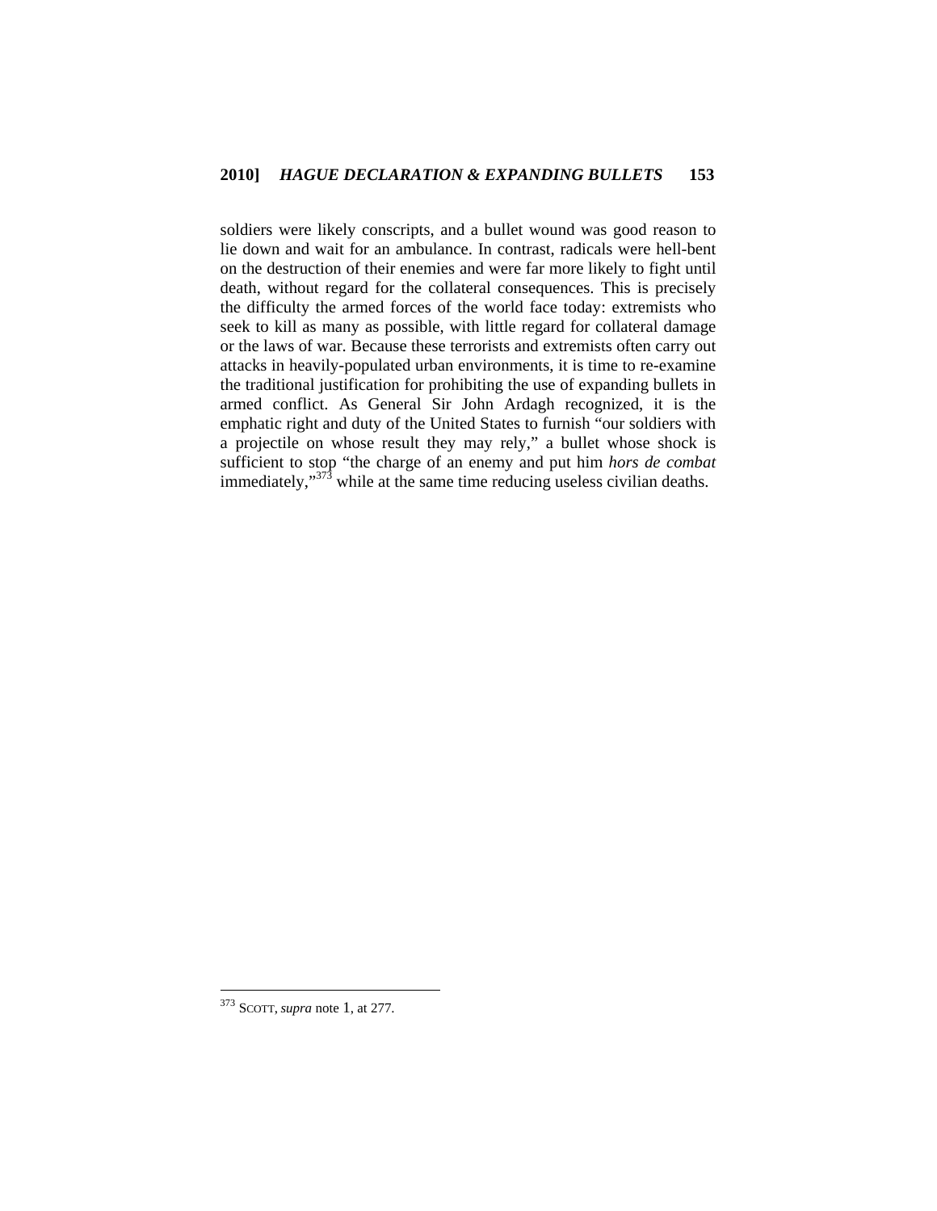soldiers were likely conscripts, and a bullet wound was good reason to lie down and wait for an ambulance. In contrast, radicals were hell-bent on the destruction of their enemies and were far more likely to fight until death, without regard for the collateral consequences. This is precisely the difficulty the armed forces of the world face today: extremists who seek to kill as many as possible, with little regard for collateral damage or the laws of war. Because these terrorists and extremists often carry out attacks in heavily-populated urban environments, it is time to re-examine the traditional justification for prohibiting the use of expanding bullets in armed conflict. As General Sir John Ardagh recognized, it is the emphatic right and duty of the United States to furnish "our soldiers with a projectile on whose result they may rely," a bullet whose shock is sufficient to stop "the charge of an enemy and put him *hors de combat* immediately,"[373] while at the same time reducing useless civilian deaths.

---

[373] SCOTT, *supra* note 1, at 277.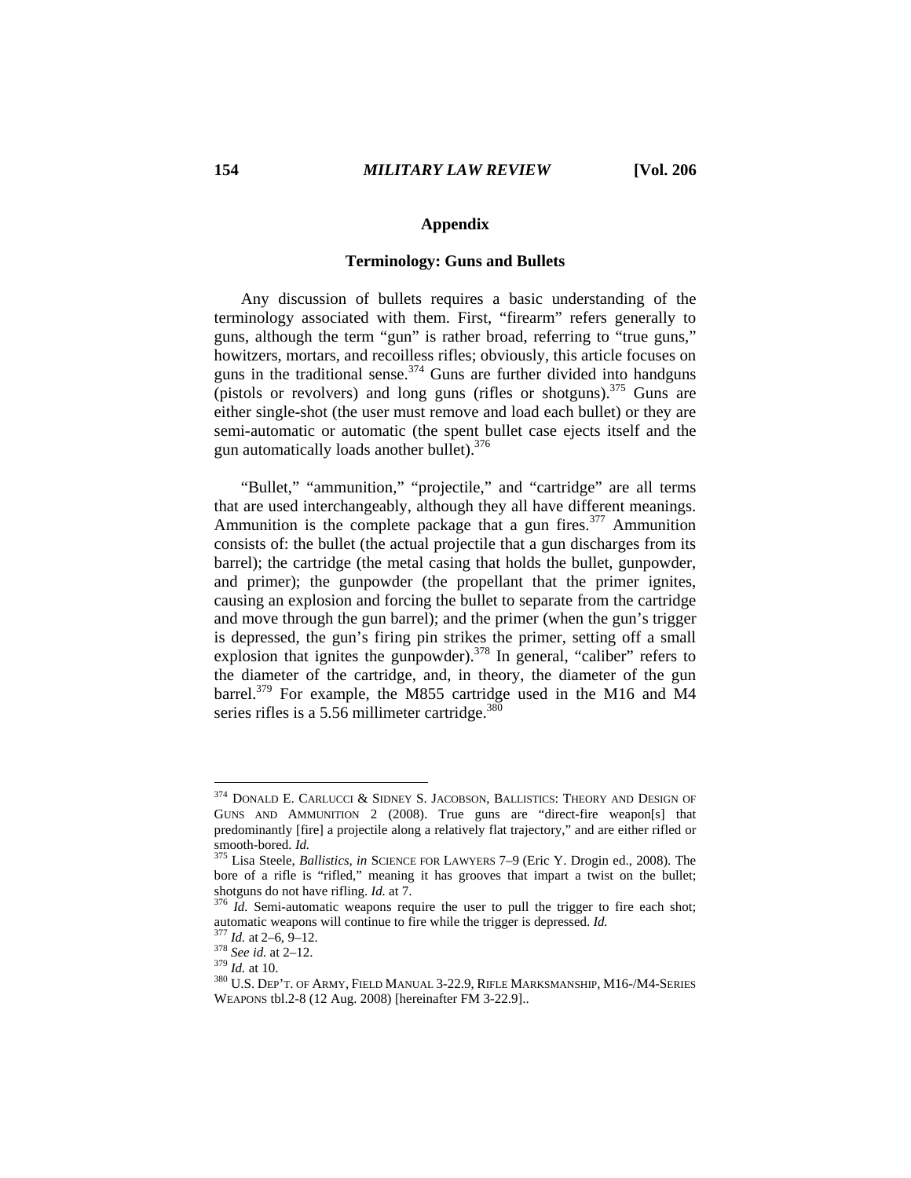## Appendix

### Terminology: Guns and Bullets

Any discussion of bullets requires a basic understanding of the terminology associated with them. First, "firearm" refers generally to guns, although the term "gun" is rather broad, referring to "true guns," howitzers, mortars, and recoilless rifles; obviously, this article focuses on guns in the traditional sense.[374] Guns are further divided into handguns (pistols or revolvers) and long guns (rifles or shotguns).[375] Guns are either single-shot (the user must remove and load each bullet) or they are semi-automatic or automatic (the spent bullet case ejects itself and the gun automatically loads another bullet).[376]

"Bullet," "ammunition," "projectile," and "cartridge" are all terms that are used interchangeably, although they all have different meanings. Ammunition is the complete package that a gun fires.[377] Ammunition consists of: the bullet (the actual projectile that a gun discharges from its barrel); the cartridge (the metal casing that holds the bullet, gunpowder, and primer); the gunpowder (the propellant that the primer ignites, causing an explosion and forcing the bullet to separate from the cartridge and move through the gun barrel); and the primer (when the gun's trigger is depressed, the gun's firing pin strikes the primer, setting off a small explosion that ignites the gunpowder).[378] In general, "caliber" refers to the diameter of the cartridge, and, in theory, the diameter of the gun barrel.[379] For example, the M855 cartridge used in the M16 and M4 series rifles is a 5.56 millimeter cartridge.[380]

---

[374] DONALD E. CARLUCCI & SIDNEY S. JACOBSON, BALLISTICS: THEORY AND DESIGN OF GUNS AND AMMUNITION 2 (2008). True guns are "direct-fire weapon[s] that predominantly [fire] a projectile along a relatively flat trajectory," and are either rifled or smooth-bored. *Id.*

[375] Lisa Steele, *Ballistics*, *in* SCIENCE FOR LAWYERS 7–9 (Eric Y. Drogin ed., 2008). The bore of a rifle is "rifled," meaning it has grooves that impart a twist on the bullet; shotguns do not have rifling. *Id.* at 7.

[376] *Id.* Semi-automatic weapons require the user to pull the trigger to fire each shot; automatic weapons will continue to fire while the trigger is depressed. *Id.*

[377] *Id.* at 2–6, 9–12.

[378] *See id.* at 2–12.

[379] *Id.* at 10.

[380] U.S. DEP'T. OF ARMY, FIELD MANUAL 3-22.9, RIFLE MARKSMANSHIP, M16-/M4-SERIES WEAPONS tbl.2-8 (12 Aug. 2008) [hereinafter FM 3-22.9]..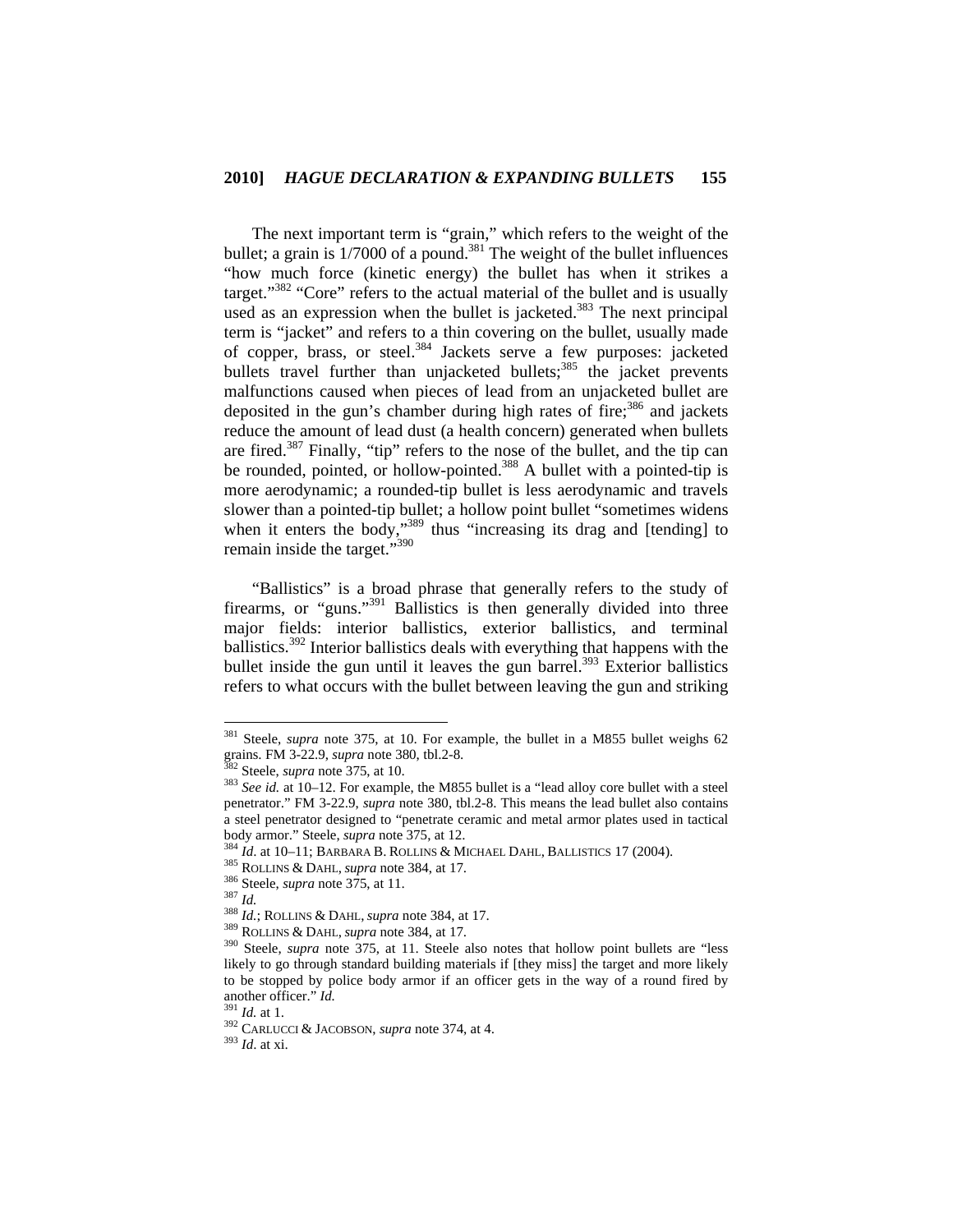The next important term is "grain," which refers to the weight of the bullet; a grain is 1/7000 of a pound.[381] The weight of the bullet influences "how much force (kinetic energy) the bullet has when it strikes a target."[382] "Core" refers to the actual material of the bullet and is usually used as an expression when the bullet is jacketed.[383] The next principal term is "jacket" and refers to a thin covering on the bullet, usually made of copper, brass, or steel.[384] Jackets serve a few purposes: jacketed bullets travel further than unjacketed bullets;[385] the jacket prevents malfunctions caused when pieces of lead from an unjacketed bullet are deposited in the gun's chamber during high rates of fire;[386] and jackets reduce the amount of lead dust (a health concern) generated when bullets are fired.[387] Finally, "tip" refers to the nose of the bullet, and the tip can be rounded, pointed, or hollow-pointed.[388] A bullet with a pointed-tip is more aerodynamic; a rounded-tip bullet is less aerodynamic and travels slower than a pointed-tip bullet; a hollow point bullet "sometimes widens when it enters the body,"[389] thus "increasing its drag and [tending] to remain inside the target."[390]

"Ballistics" is a broad phrase that generally refers to the study of firearms, or "guns."[391] Ballistics is then generally divided into three major fields: interior ballistics, exterior ballistics, and terminal ballistics.[392] Interior ballistics deals with everything that happens with the bullet inside the gun until it leaves the gun barrel.[393] Exterior ballistics refers to what occurs with the bullet between leaving the gun and striking

---

[381] Steele, *supra* note 375, at 10. For example, the bullet in a M855 bullet weighs 62 grains. FM 3-22.9, *supra* note 380, tbl.2-8.

[382] Steele, *supra* note 375, at 10.

[383] *See id.* at 10–12. For example, the M855 bullet is a "lead alloy core bullet with a steel penetrator." FM 3-22.9, *supra* note 380, tbl.2-8. This means the lead bullet also contains a steel penetrator designed to "penetrate ceramic and metal armor plates used in tactical body armor." Steele, *supra* note 375, at 12.

[384] *Id.* at 10–11; BARBARA B. ROLLINS & MICHAEL DAHL, BALLISTICS 17 (2004).

[385] ROLLINS & DAHL, *supra* note 384, at 17.

[386] Steele, *supra* note 375, at 11.

[387] *Id.*

[388] *Id.*; ROLLINS & DAHL, *supra* note 384, at 17.

[389] ROLLINS & DAHL, *supra* note 384, at 17.

[390] Steele, *supra* note 375, at 11. Steele also notes that hollow point bullets are "less likely to go through standard building materials if [they miss] the target and more likely to be stopped by police body armor if an officer gets in the way of a round fired by another officer." *Id.*

[391] *Id.* at 1.

[392] CARLUCCI & JACOBSON, *supra* note 374, at 4.

[393] *Id.* at xi.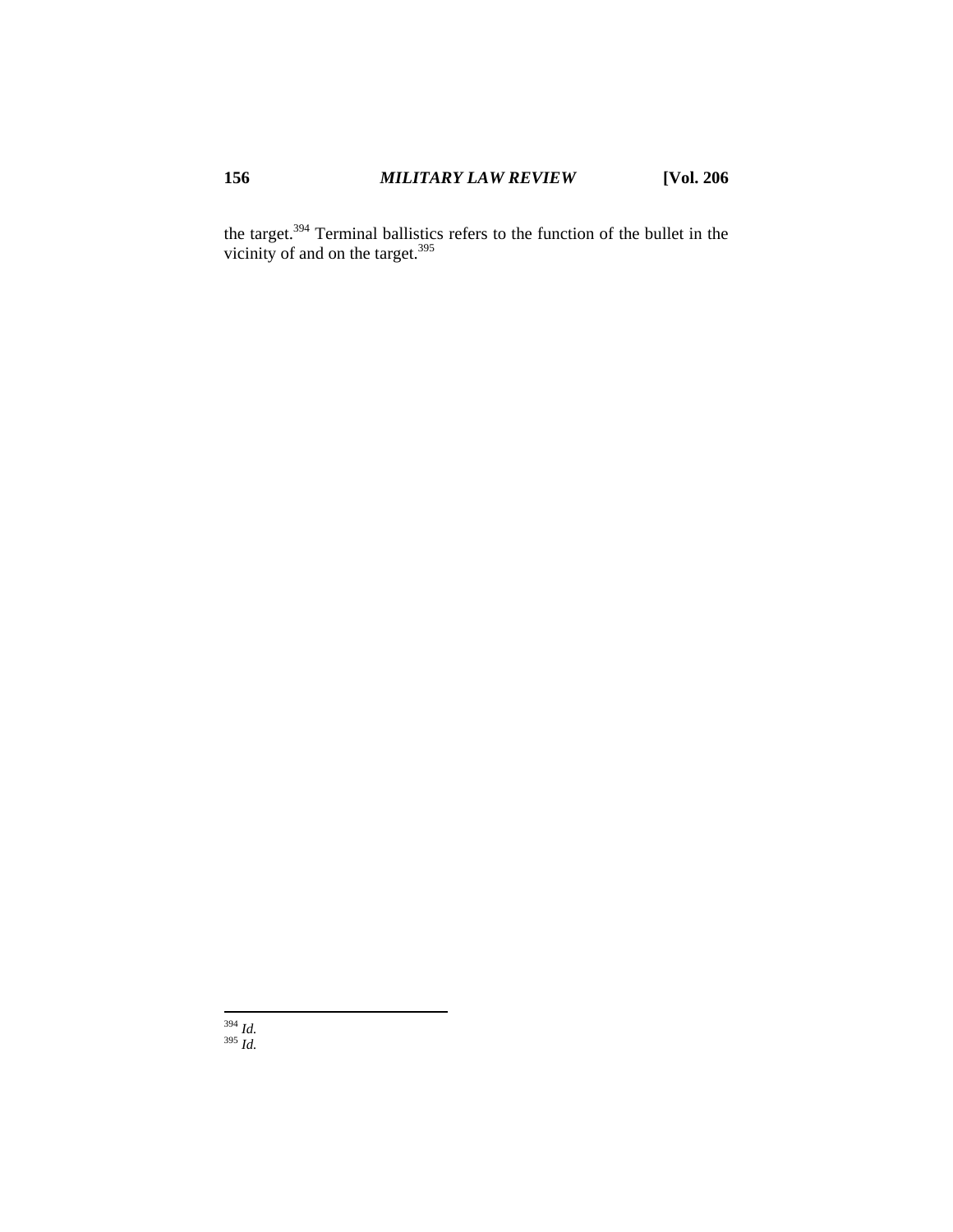the target.[394] Terminal ballistics refers to the function of the bullet in the vicinity of and on the target.[395]

---

[394] *Id.*
[395] *Id.*